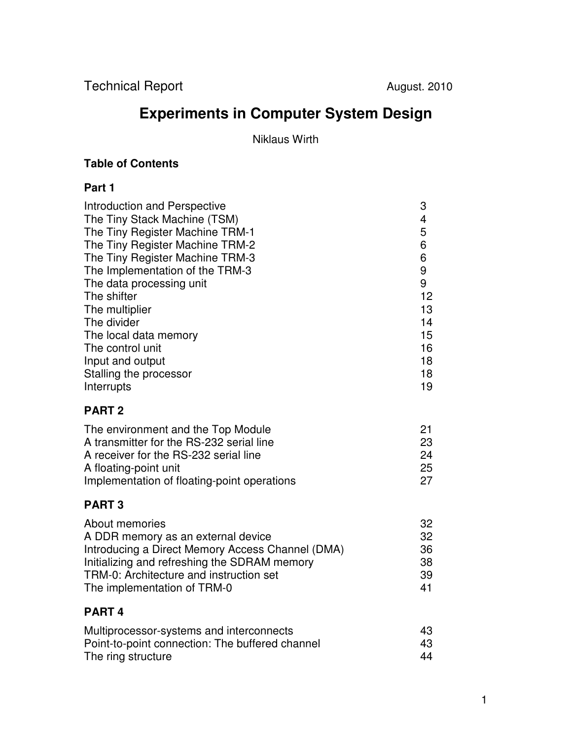Technical Report August. 2010

# Experiments in Computer System Design

Niklaus Wirth

## Table of Contents

### Part 1

| | |
|---|---|
| Introduction and Perspective | 3 |
| The Tiny Stack Machine (TSM) | 4 |
| The Tiny Register Machine TRM-1 | 5 |
| The Tiny Register Machine TRM-2 | 6 |
| The Tiny Register Machine TRM-3 | 6 |
| The Implementation of the TRM-3 | 9 |
| The data processing unit | 9 |
| The shifter | 12 |
| The multiplier | 13 |
| The divider | 14 |
| The local data memory | 15 |
| The control unit | 16 |
| Input and output | 18 |
| Stalling the processor | 18 |
| Interrupts | 19 |

### PART 2

| | |
|---|---|
| The environment and the Top Module | 21 |
| A transmitter for the RS-232 serial line | 23 |
| A receiver for the RS-232 serial line | 24 |
| A floating-point unit | 25 |
| Implementation of floating-point operations | 27 |

### PART 3

| | |
|---|---|
| About memories | 32 |
| A DDR memory as an external device | 32 |
| Introducing a Direct Memory Access Channel (DMA) | 36 |
| Initializing and refreshing the SDRAM memory | 38 |
| TRM-0: Architecture and instruction set | 39 |
| The implementation of TRM-0 | 41 |

### PART 4

| | |
|---|---|
| Multiprocessor-systems and interconnects | 43 |
| Point-to-point connection: The buffered channel | 43 |
| The ring structure | 44 |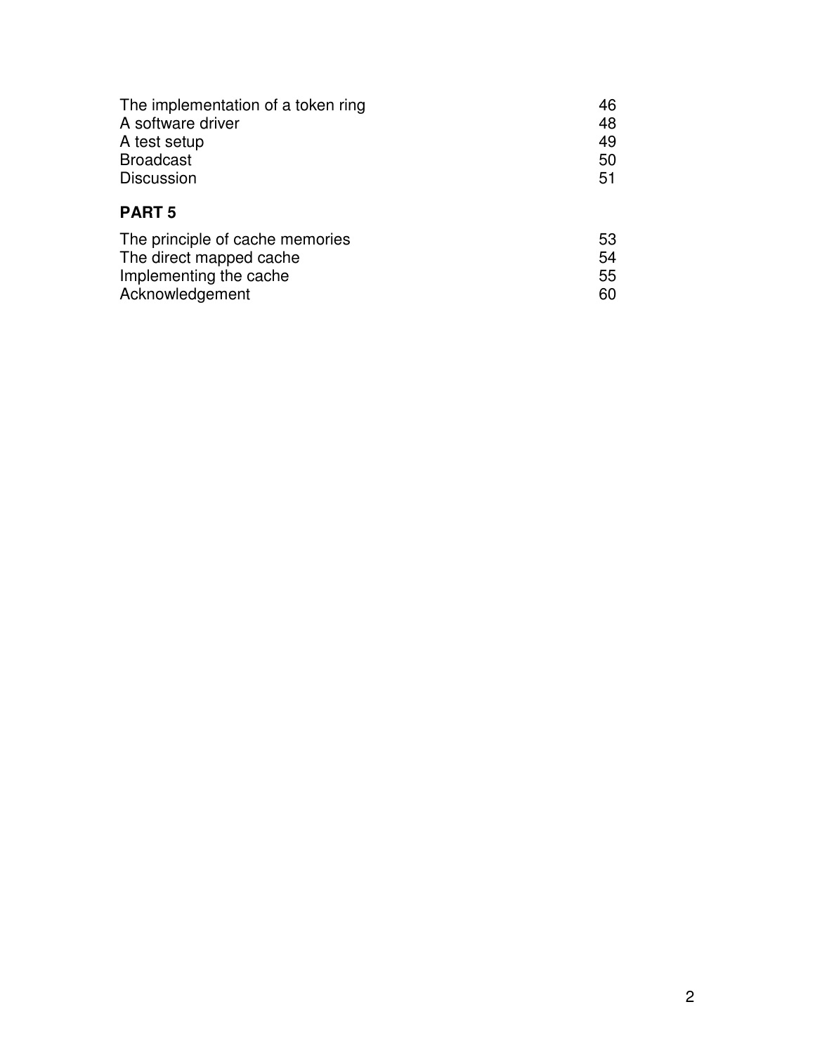| | |
|---|---|
| The implementation of a token ring | 46 |
| A software driver | 48 |
| A test setup | 49 |
| Broadcast | 50 |
| Discussion | 51 |

**PART 5**

| | |
|---|---|
| The principle of cache memories | 53 |
| The direct mapped cache | 54 |
| Implementing the cache | 55 |
| Acknowledgement | 60 |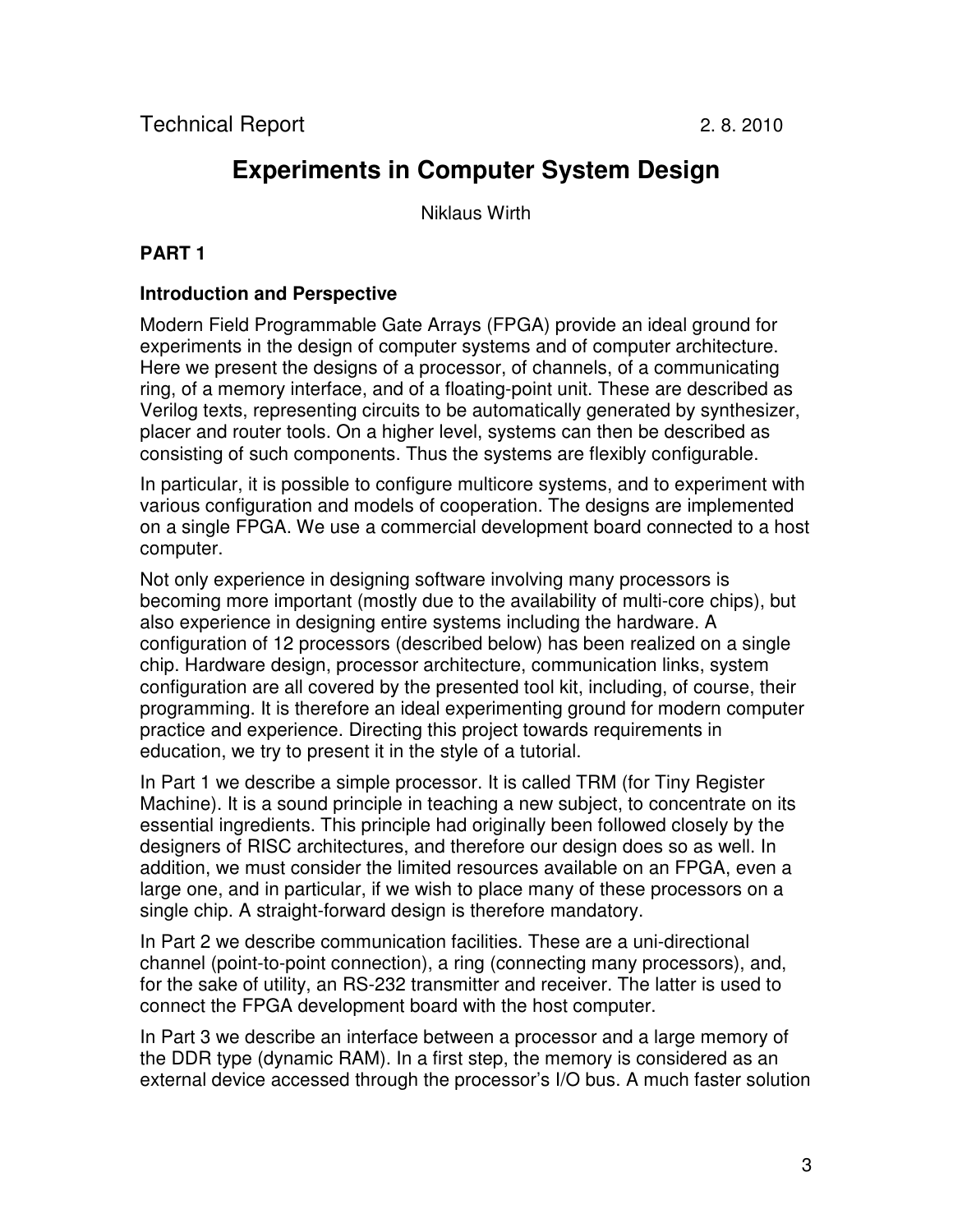Technical Report 2. 8. 2010

# Experiments in Computer System Design

Niklaus Wirth

## PART 1

### Introduction and Perspective

Modern Field Programmable Gate Arrays (FPGA) provide an ideal ground for experiments in the design of computer systems and of computer architecture. Here we present the designs of a processor, of channels, of a communicating ring, of a memory interface, and of a floating-point unit. These are described as Verilog texts, representing circuits to be automatically generated by synthesizer, placer and router tools. On a higher level, systems can then be described as consisting of such components. Thus the systems are flexibly configurable.

In particular, it is possible to configure multicore systems, and to experiment with various configuration and models of cooperation. The designs are implemented on a single FPGA. We use a commercial development board connected to a host computer.

Not only experience in designing software involving many processors is becoming more important (mostly due to the availability of multi-core chips), but also experience in designing entire systems including the hardware. A configuration of 12 processors (described below) has been realized on a single chip. Hardware design, processor architecture, communication links, system configuration are all covered by the presented tool kit, including, of course, their programming. It is therefore an ideal experimenting ground for modern computer practice and experience. Directing this project towards requirements in education, we try to present it in the style of a tutorial.

In Part 1 we describe a simple processor. It is called TRM (for Tiny Register Machine). It is a sound principle in teaching a new subject, to concentrate on its essential ingredients. This principle had originally been followed closely by the designers of RISC architectures, and therefore our design does so as well. In addition, we must consider the limited resources available on an FPGA, even a large one, and in particular, if we wish to place many of these processors on a single chip. A straight-forward design is therefore mandatory.

In Part 2 we describe communication facilities. These are a uni-directional channel (point-to-point connection), a ring (connecting many processors), and, for the sake of utility, an RS-232 transmitter and receiver. The latter is used to connect the FPGA development board with the host computer.

In Part 3 we describe an interface between a processor and a large memory of the DDR type (dynamic RAM). In a first step, the memory is considered as an external device accessed through the processor's I/O bus. A much faster solution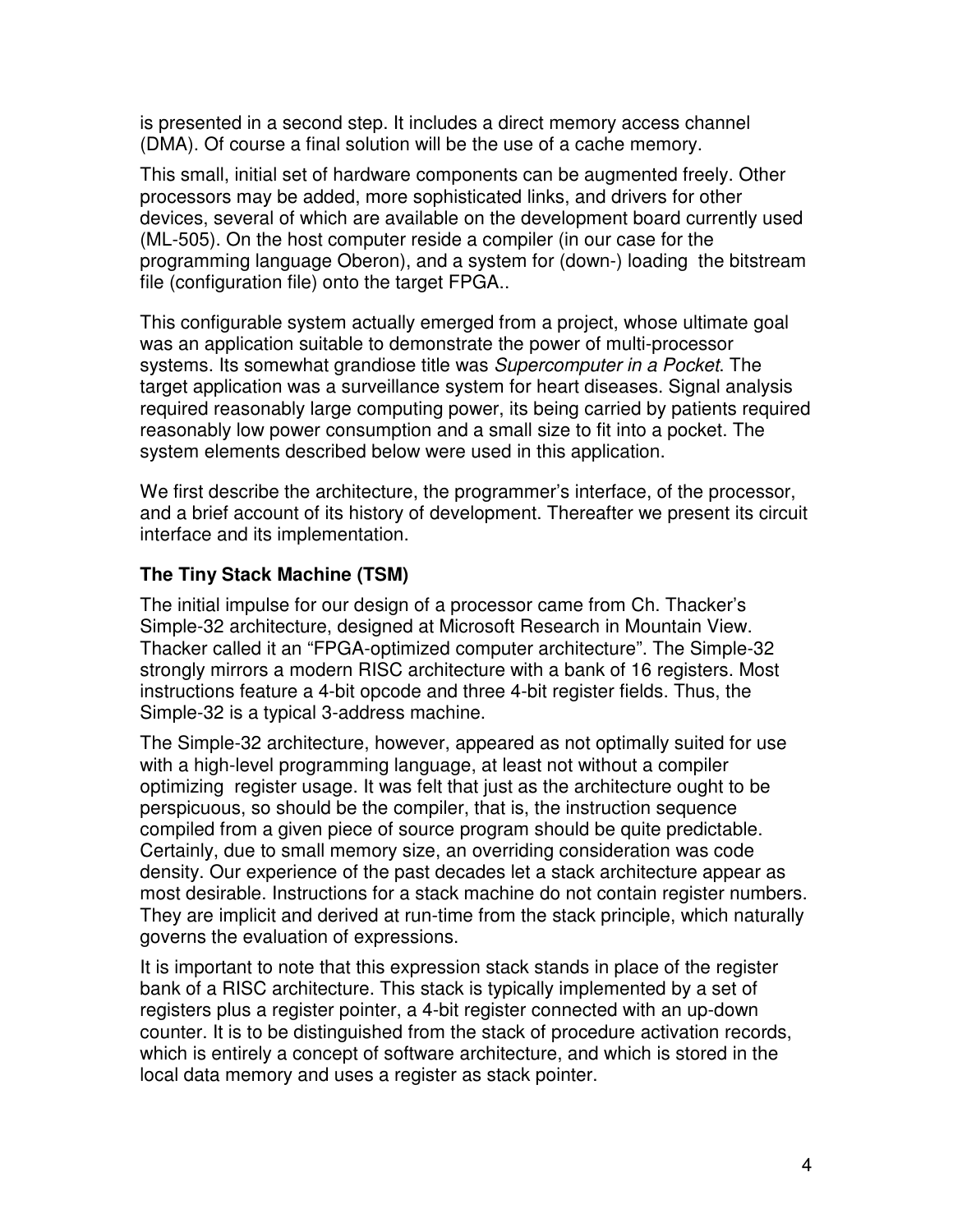is presented in a second step. It includes a direct memory access channel (DMA). Of course a final solution will be the use of a cache memory.

This small, initial set of hardware components can be augmented freely. Other processors may be added, more sophisticated links, and drivers for other devices, several of which are available on the development board currently used (ML-505). On the host computer reside a compiler (in our case for the programming language Oberon), and a system for (down-) loading the bitstream file (configuration file) onto the target FPGA..

This configurable system actually emerged from a project, whose ultimate goal was an application suitable to demonstrate the power of multi-processor systems. Its somewhat grandiose title was *Supercomputer in a Pocket*. The target application was a surveillance system for heart diseases. Signal analysis required reasonably large computing power, its being carried by patients required reasonably low power consumption and a small size to fit into a pocket. The system elements described below were used in this application.

We first describe the architecture, the programmer's interface, of the processor, and a brief account of its history of development. Thereafter we present its circuit interface and its implementation.

### The Tiny Stack Machine (TSM)

The initial impulse for our design of a processor came from Ch. Thacker's Simple-32 architecture, designed at Microsoft Research in Mountain View. Thacker called it an "FPGA-optimized computer architecture". The Simple-32 strongly mirrors a modern RISC architecture with a bank of 16 registers. Most instructions feature a 4-bit opcode and three 4-bit register fields. Thus, the Simple-32 is a typical 3-address machine.

The Simple-32 architecture, however, appeared as not optimally suited for use with a high-level programming language, at least not without a compiler optimizing register usage. It was felt that just as the architecture ought to be perspicuous, so should be the compiler, that is, the instruction sequence compiled from a given piece of source program should be quite predictable. Certainly, due to small memory size, an overriding consideration was code density. Our experience of the past decades let a stack architecture appear as most desirable. Instructions for a stack machine do not contain register numbers. They are implicit and derived at run-time from the stack principle, which naturally governs the evaluation of expressions.

It is important to note that this expression stack stands in place of the register bank of a RISC architecture. This stack is typically implemented by a set of registers plus a register pointer, a 4-bit register connected with an up-down counter. It is to be distinguished from the stack of procedure activation records, which is entirely a concept of software architecture, and which is stored in the local data memory and uses a register as stack pointer.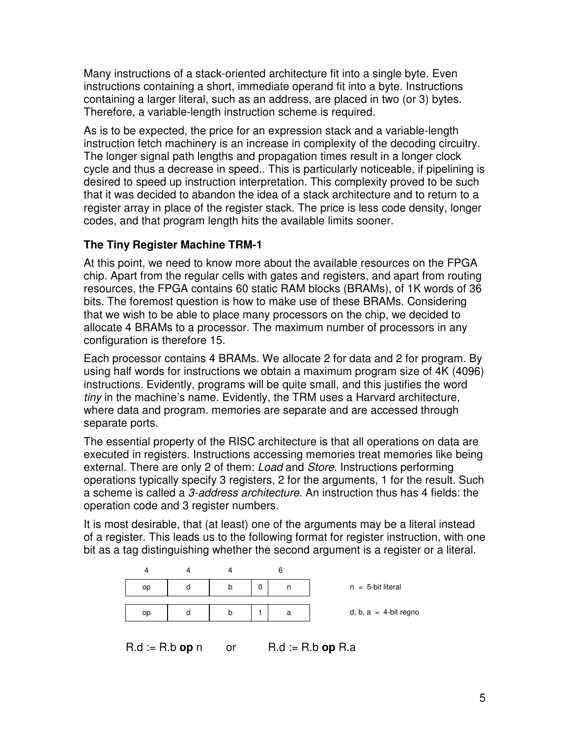Many instructions of a stack-oriented architecture fit into a single byte. Even instructions containing a short, immediate operand fit into a byte. Instructions containing a larger literal, such as an address, are placed in two (or 3) bytes. Therefore, a variable-length instruction scheme is required.

As is to be expected, the price for an expression stack and a variable-length instruction fetch machinery is an increase in complexity of the decoding circuitry. The longer signal path lengths and propagation times result in a longer clock cycle and thus a decrease in speed.. This is particularly noticeable, if pipelining is desired to speed up instruction interpretation. This complexity proved to be such that it was decided to abandon the idea of a stack architecture and to return to a register array in place of the register stack. The price is less code density, longer codes, and that program length hits the available limits sooner.

### The Tiny Register Machine TRM-1

At this point, we need to know more about the available resources on the FPGA chip. Apart from the regular cells with gates and registers, and apart from routing resources, the FPGA contains 60 static RAM blocks (BRAMs), of 1K words of 36 bits. The foremost question is how to make use of these BRAMs. Considering that we wish to be able to place many processors on the chip, we decided to allocate 4 BRAMs to a processor. The maximum number of processors in any configuration is therefore 15.

Each processor contains 4 BRAMs. We allocate 2 for data and 2 for program. By using half words for instructions we obtain a maximum program size of 4K (4096) instructions. Evidently, programs will be quite small, and this justifies the word *tiny* in the machine's name. Evidently, the TRM uses a Harvard architecture, where data and program. memories are separate and are accessed through separate ports.

The essential property of the RISC architecture is that all operations on data are executed in registers. Instructions accessing memories treat memories like being external. There are only 2 of them: *Load* and *Store*. Instructions performing operations typically specify 3 registers, 2 for the arguments, 1 for the result. Such a scheme is called a *3-address architecture*. An instruction thus has 4 fields: the operation code and 3 register numbers.

It is most desirable, that (at least) one of the arguments may be a literal instead of a register. This leads us to the following format for register instruction, with one bit as a tag distinguishing whether the second argument is a register or a literal.

| 4 | 4 | 4 | 6 | | |
|---|---|---|---|---|---|
| op | d | b | 0 | n | n = 5-bit literal |
| op | d | b | 1 | a | d, b, a = 4-bit regno |

R.d := R.b **op** n  or  R.d := R.b **op** R.a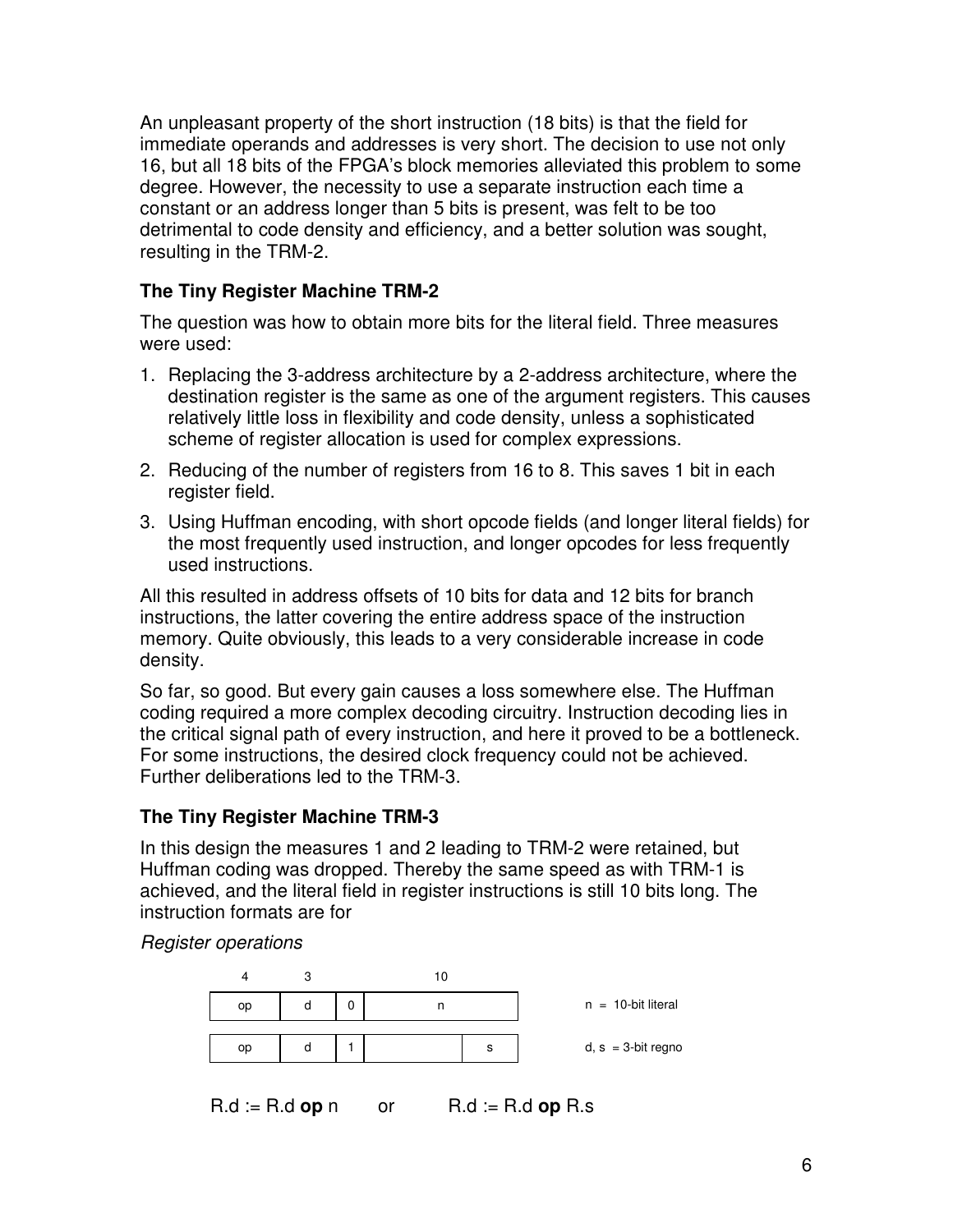An unpleasant property of the short instruction (18 bits) is that the field for immediate operands and addresses is very short. The decision to use not only 16, but all 18 bits of the FPGA's block memories alleviated this problem to some degree. However, the necessity to use a separate instruction each time a constant or an address longer than 5 bits is present, was felt to be too detrimental to code density and efficiency, and a better solution was sought, resulting in the TRM-2.

### The Tiny Register Machine TRM-2

The question was how to obtain more bits for the literal field. Three measures were used:

1. Replacing the 3-address architecture by a 2-address architecture, where the destination register is the same as one of the argument registers. This causes relatively little loss in flexibility and code density, unless a sophisticated scheme of register allocation is used for complex expressions.
2. Reducing of the number of registers from 16 to 8. This saves 1 bit in each register field.
3. Using Huffman encoding, with short opcode fields (and longer literal fields) for the most frequently used instruction, and longer opcodes for less frequently used instructions.

All this resulted in address offsets of 10 bits for data and 12 bits for branch instructions, the latter covering the entire address space of the instruction memory. Quite obviously, this leads to a very considerable increase in code density.

So far, so good. But every gain causes a loss somewhere else. The Huffman coding required a more complex decoding circuitry. Instruction decoding lies in the critical signal path of every instruction, and here it proved to be a bottleneck. For some instructions, the desired clock frequency could not be achieved. Further deliberations led to the TRM-3.

### The Tiny Register Machine TRM-3

In this design the measures 1 and 2 leading to TRM-2 were retained, but Huffman coding was dropped. Thereby the same speed as with TRM-1 is achieved, and the literal field in register instructions is still 10 bits long. The instruction formats are for

*Register operations*

| 4 | 3 | | 10 | | |
|---|---|---|---|---|---|
| op | d | 0 | n | | n = 10-bit literal |
| op | d | 1 | | s | d, s = 3-bit regno |

R.d := R.d **op** n    or    R.d := R.d **op** R.s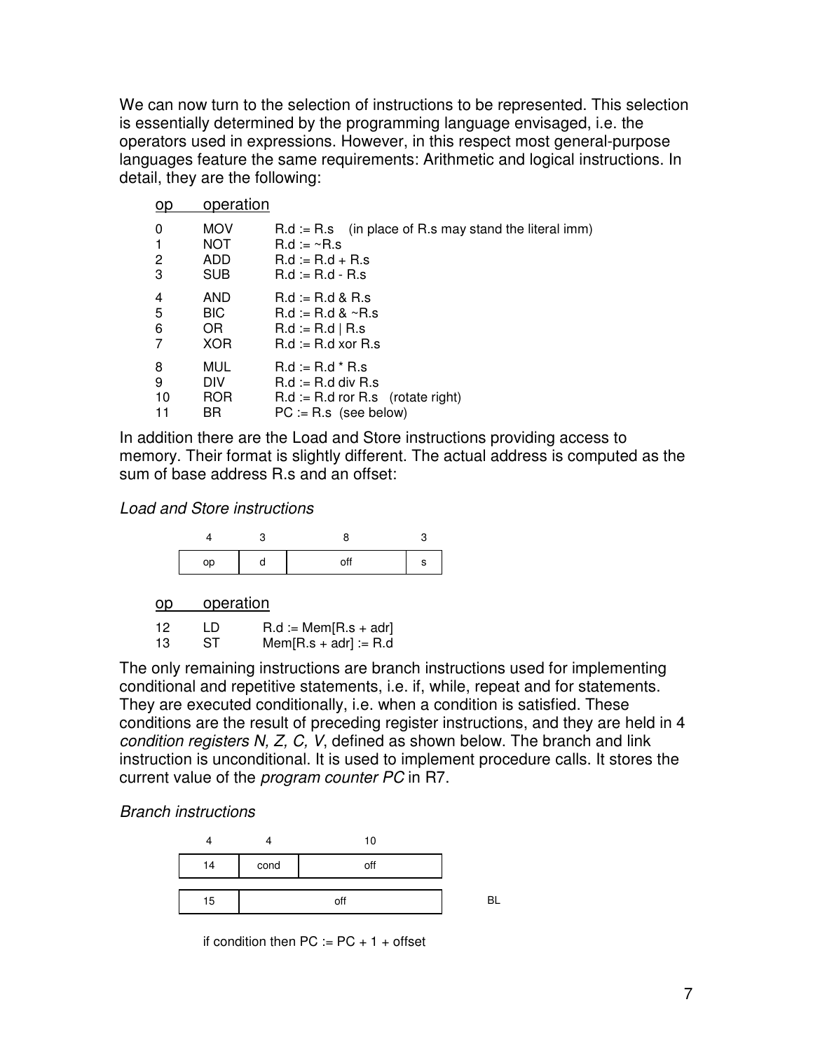We can now turn to the selection of instructions to be represented. This selection is essentially determined by the programming language envisaged, i.e. the operators used in expressions. However, in this respect most general-purpose languages feature the same requirements: Arithmetic and logical instructions. In detail, they are the following:

| op | operation | |
|---|---|---|
| 0 | MOV | R.d := R.s (in place of R.s may stand the literal imm) |
| 1 | NOT | R.d := ~R.s |
| 2 | ADD | R.d := R.d + R.s |
| 3 | SUB | R.d := R.d - R.s |
| 4 | AND | R.d := R.d & R.s |
| 5 | BIC | R.d := R.d & ~R.s |
| 6 | OR | R.d := R.d \| R.s |
| 7 | XOR | R.d := R.d xor R.s |
| 8 | MUL | R.d := R.d * R.s |
| 9 | DIV | R.d := R.d div R.s |
| 10 | ROR | R.d := R.d ror R.s (rotate right) |
| 11 | BR | PC := R.s (see below) |

In addition there are the Load and Store instructions providing access to memory. Their format is slightly different. The actual address is computed as the sum of base address R.s and an offset:

*Load and Store instructions*

| 4 | 3 | 8 | 3 |
|---|---|---|---|
| op | d | off | s |

| op | operation | |
|---|---|---|
| 12 | LD | R.d := Mem[R.s + adr] |
| 13 | ST | Mem[R.s + adr] := R.d |

The only remaining instructions are branch instructions used for implementing conditional and repetitive statements, i.e. if, while, repeat and for statements. They are executed conditionally, i.e. when a condition is satisfied. These conditions are the result of preceding register instructions, and they are held in 4 *condition registers N, Z, C, V*, defined as shown below. The branch and link instruction is unconditional. It is used to implement procedure calls. It stores the current value of the *program counter PC* in R7.

*Branch instructions*

| 4 | 4 | 10 | |
|---|---|---|---|
| 14 | cond | off | |
| 15 | off | | BL |

if condition then PC := PC + 1 + offset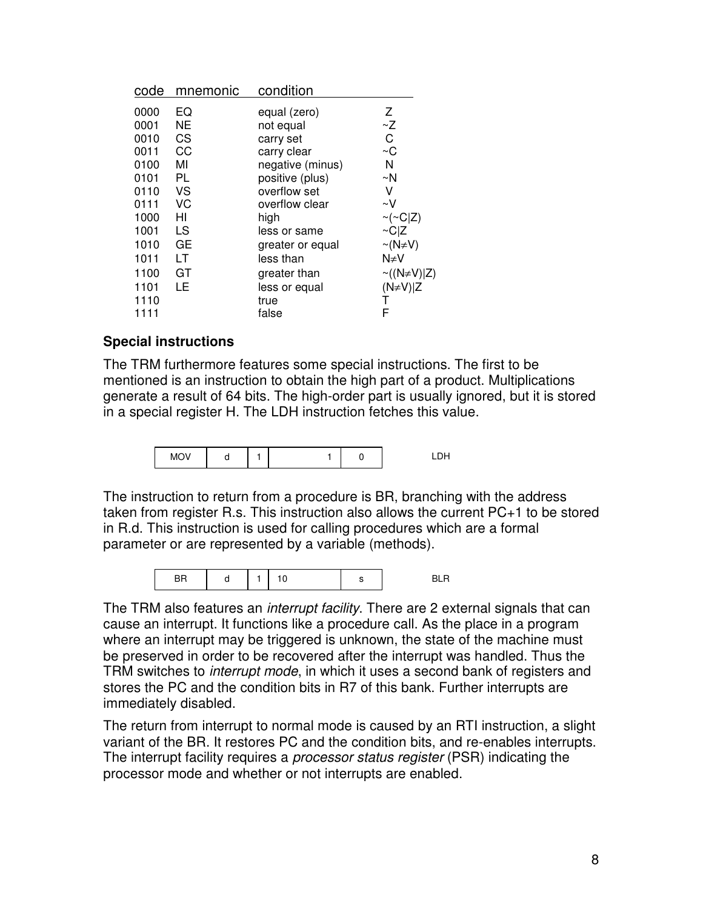| code | mnemonic | condition | |
|---|---|---|---|
| 0000 | EQ | equal (zero) | Z |
| 0001 | NE | not equal | ~Z |
| 0010 | CS | carry set | C |
| 0011 | CC | carry clear | ~C |
| 0100 | MI | negative (minus) | N |
| 0101 | PL | positive (plus) | ~N |
| 0110 | VS | overflow set | V |
| 0111 | VC | overflow clear | ~V |
| 1000 | HI | high | ~(~C\|Z) |
| 1001 | LS | less or same | ~C\|Z |
| 1010 | GE | greater or equal | ~(N≠V) |
| 1011 | LT | less than | N≠V |
| 1100 | GT | greater than | ~((N≠V)\|Z) |
| 1101 | LE | less or equal | (N≠V)\|Z |
| 1110 | | true | T |
| 1111 | | false | F |

### Special instructions

The TRM furthermore features some special instructions. The first to be mentioned is an instruction to obtain the high part of a product. Multiplications generate a result of 64 bits. The high-order part is usually ignored, but it is stored in a special register H. The LDH instruction fetches this value.

| MOV | d | 1 | 1 | 0 | LDH |
|---|---|---|---|---|---|

The instruction to return from a procedure is BR, branching with the address taken from register R.s. This instruction also allows the current PC+1 to be stored in R.d. This instruction is used for calling procedures which are a formal parameter or are represented by a variable (methods).

| BR | d | 1 | 10 | s | BLR |
|---|---|---|---|---|---|

The TRM also features an *interrupt facility*. There are 2 external signals that can cause an interrupt. It functions like a procedure call. As the place in a program where an interrupt may be triggered is unknown, the state of the machine must be preserved in order to be recovered after the interrupt was handled. Thus the TRM switches to *interrupt mode*, in which it uses a second bank of registers and stores the PC and the condition bits in R7 of this bank. Further interrupts are immediately disabled.

The return from interrupt to normal mode is caused by an RTI instruction, a slight variant of the BR. It restores PC and the condition bits, and re-enables interrupts. The interrupt facility requires a *processor status register* (PSR) indicating the processor mode and whether or not interrupts are enabled.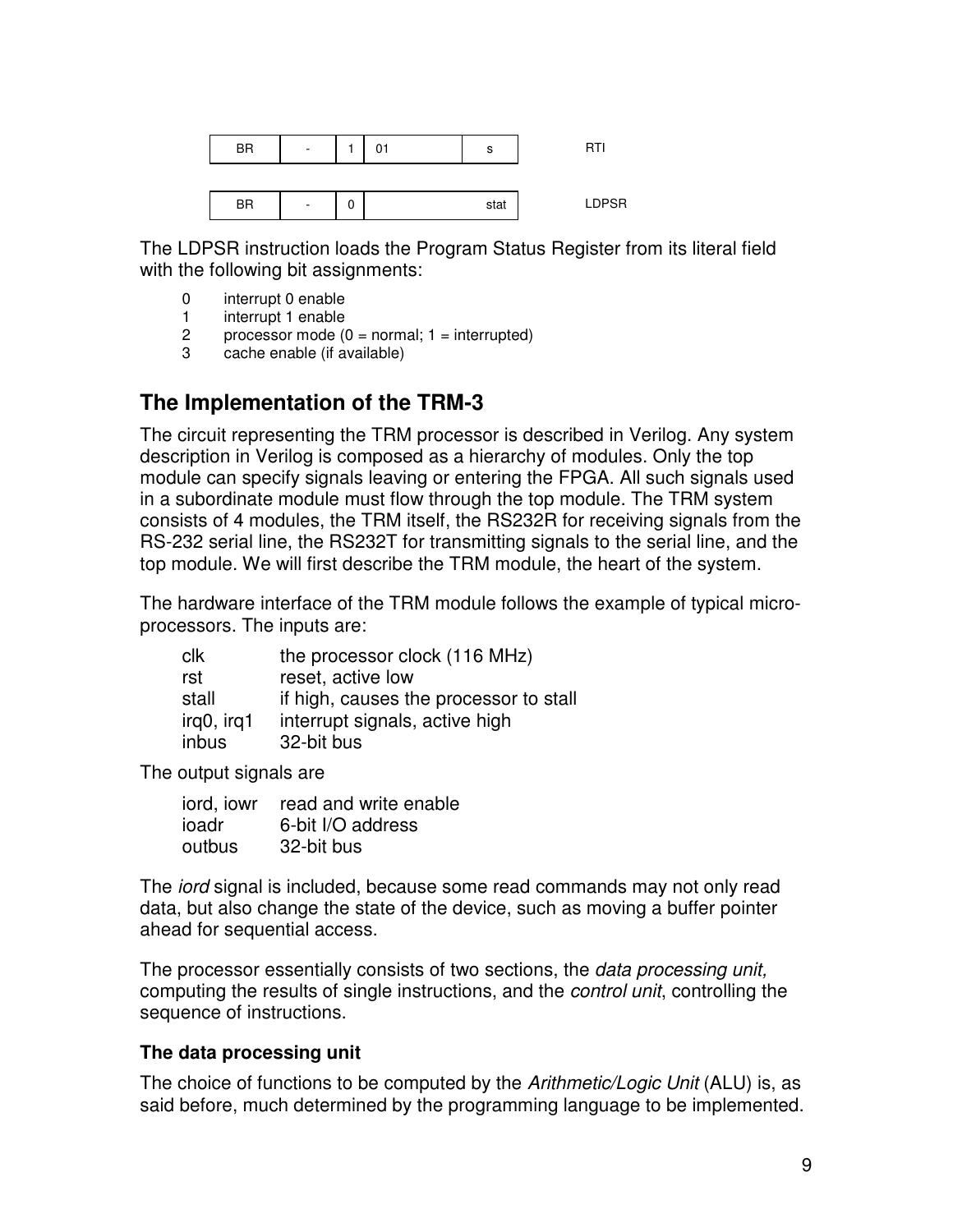| BR | - | 1 | 01 | s | RTI |
|---|---|---|---|---|---|
| BR | - | 0 | | stat | LDPSR |

The LDPSR instruction loads the Program Status Register from its literal field with the following bit assignments:

0 interrupt 0 enable
1 interrupt 1 enable
2 processor mode (0 = normal; 1 = interrupted)
3 cache enable (if available)

## The Implementation of the TRM-3

The circuit representing the TRM processor is described in Verilog. Any system description in Verilog is composed as a hierarchy of modules. Only the top module can specify signals leaving or entering the FPGA. All such signals used in a subordinate module must flow through the top module. The TRM system consists of 4 modules, the TRM itself, the RS232R for receiving signals from the RS-232 serial line, the RS232T for transmitting signals to the serial line, and the top module. We will first describe the TRM module, the heart of the system.

The hardware interface of the TRM module follows the example of typical micro-processors. The inputs are:

| | |
|---|---|
| clk | the processor clock (116 MHz) |
| rst | reset, active low |
| stall | if high, causes the processor to stall |
| irq0, irq1 | interrupt signals, active high |
| inbus | 32-bit bus |

The output signals are

| | |
|---|---|
| iord, iowr | read and write enable |
| ioadr | 6-bit I/O address |
| outbus | 32-bit bus |

The *iord* signal is included, because some read commands may not only read data, but also change the state of the device, such as moving a buffer pointer ahead for sequential access.

The processor essentially consists of two sections, the *data processing unit,* computing the results of single instructions, and the *control unit*, controlling the sequence of instructions.

### The data processing unit

The choice of functions to be computed by the *Arithmetic/Logic Unit* (ALU) is, as said before, much determined by the programming language to be implemented.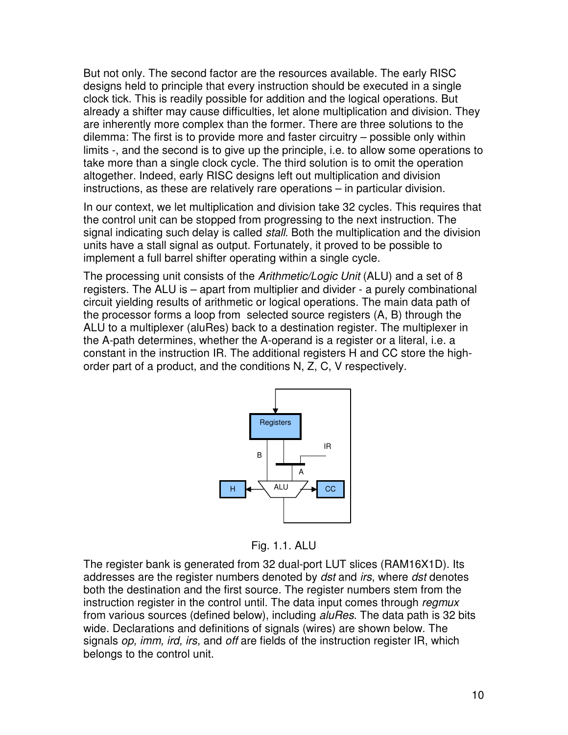But not only. The second factor are the resources available. The early RISC designs held to principle that every instruction should be executed in a single clock tick. This is readily possible for addition and the logical operations. But already a shifter may cause difficulties, let alone multiplication and division. They are inherently more complex than the former. There are three solutions to the dilemma: The first is to provide more and faster circuitry – possible only within limits -, and the second is to give up the principle, i.e. to allow some operations to take more than a single clock cycle. The third solution is to omit the operation altogether. Indeed, early RISC designs left out multiplication and division instructions, as these are relatively rare operations – in particular division.

In our context, we let multiplication and division take 32 cycles. This requires that the control unit can be stopped from progressing to the next instruction. The signal indicating such delay is called *stall*. Both the multiplication and the division units have a stall signal as output. Fortunately, it proved to be possible to implement a full barrel shifter operating within a single cycle.

The processing unit consists of the *Arithmetic/Logic Unit* (ALU) and a set of 8 registers. The ALU is – apart from multiplier and divider - a purely combinational circuit yielding results of arithmetic or logical operations. The main data path of the processor forms a loop from selected source registers (A, B) through the ALU to a multiplexer (aluRes) back to a destination register. The multiplexer in the A-path determines, whether the A-operand is a register or a literal, i.e. a constant in the instruction IR. The additional registers H and CC store the high-order part of a product, and the conditions N, Z, C, V respectively.

Fig. 1.1. ALU

The register bank is generated from 32 dual-port LUT slices (RAM16X1D). Its addresses are the register numbers denoted by *dst* and *irs*, where *dst* denotes both the destination and the first source. The register numbers stem from the instruction register in the control until. The data input comes through *regmux* from various sources (defined below), including *aluRes*. The data path is 32 bits wide. Declarations and definitions of signals (wires) are shown below. The signals *op, imm, ird, irs,* and *off* are fields of the instruction register IR, which belongs to the control unit.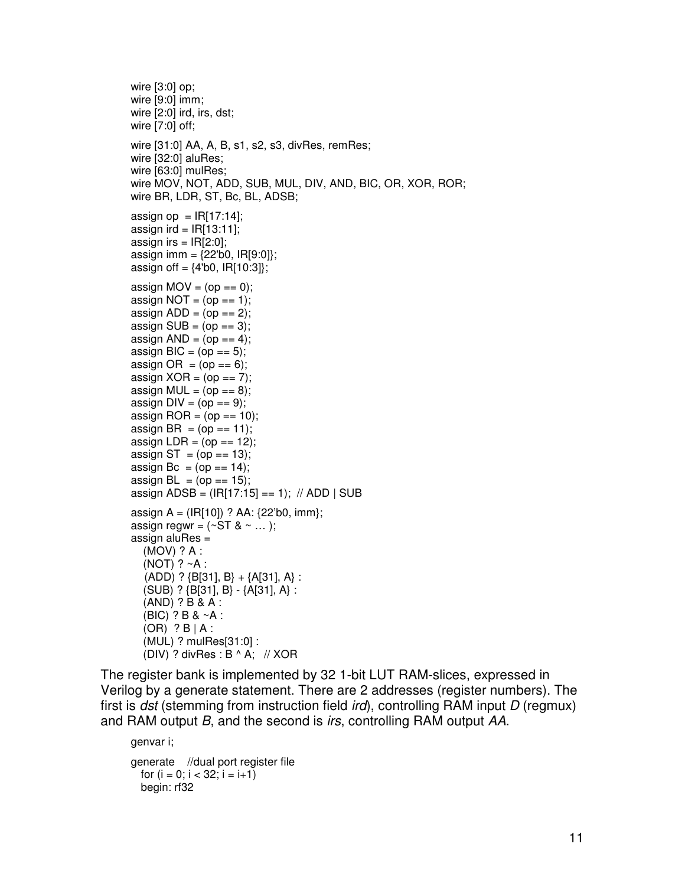```
wire [3:0] op;
wire [9:0] imm;
wire [2:0] ird, irs, dst;
wire [7:0] off;

wire [31:0] AA, A, B, s1, s2, s3, divRes, remRes;
wire [32:0] aluRes;
wire [63:0] mulRes;
wire MOV, NOT, ADD, SUB, MUL, DIV, AND, BIC, OR, XOR, ROR;
wire BR, LDR, ST, Bc, BL, ADSB;

assign op  = IR[17:14];
assign ird = IR[13:11];
assign irs = IR[2:0];
assign imm = {22'b0, IR[9:0]};
assign off = {4'b0, IR[10:3]};

assign MOV = (op == 0);
assign NOT = (op == 1);
assign ADD = (op == 2);
assign SUB = (op == 3);
assign AND = (op == 4);
assign BIC = (op == 5);
assign OR  = (op == 6);
assign XOR = (op == 7);
assign MUL = (op == 8);
assign DIV = (op == 9);
assign ROR = (op == 10);
assign BR  = (op == 11);
assign LDR = (op == 12);
assign ST  = (op == 13);
assign Bc  = (op == 14);
assign BL  = (op == 15);
assign ADSB = (IR[17:15] == 1);  // ADD | SUB

assign A = (IR[10]) ? AA: {22'b0, imm};
assign regwr = (~ST & ~ … );
assign aluRes =
   (MOV) ? A :
   (NOT) ? ~A :
   (ADD) ? {B[31], B} + {A[31], A} :
   (SUB) ? {B[31], B} - {A[31], A} :
   (AND) ? B & A :
   (BIC) ? B & ~A :
   (OR)  ? B | A :
   (MUL) ? mulRes[31:0] :
   (DIV) ? divRes : B ^ A;   // XOR
```

The register bank is implemented by 32 1-bit LUT RAM-slices, expressed in Verilog by a generate statement. There are 2 addresses (register numbers). The first is *dst* (stemming from instruction field *ird*), controlling RAM input *D* (regmux) and RAM output *B*, and the second is *irs*, controlling RAM output *AA*.

```
genvar i;

generate    //dual port register file
   for (i = 0; i < 32; i = i+1)
   begin: rf32
```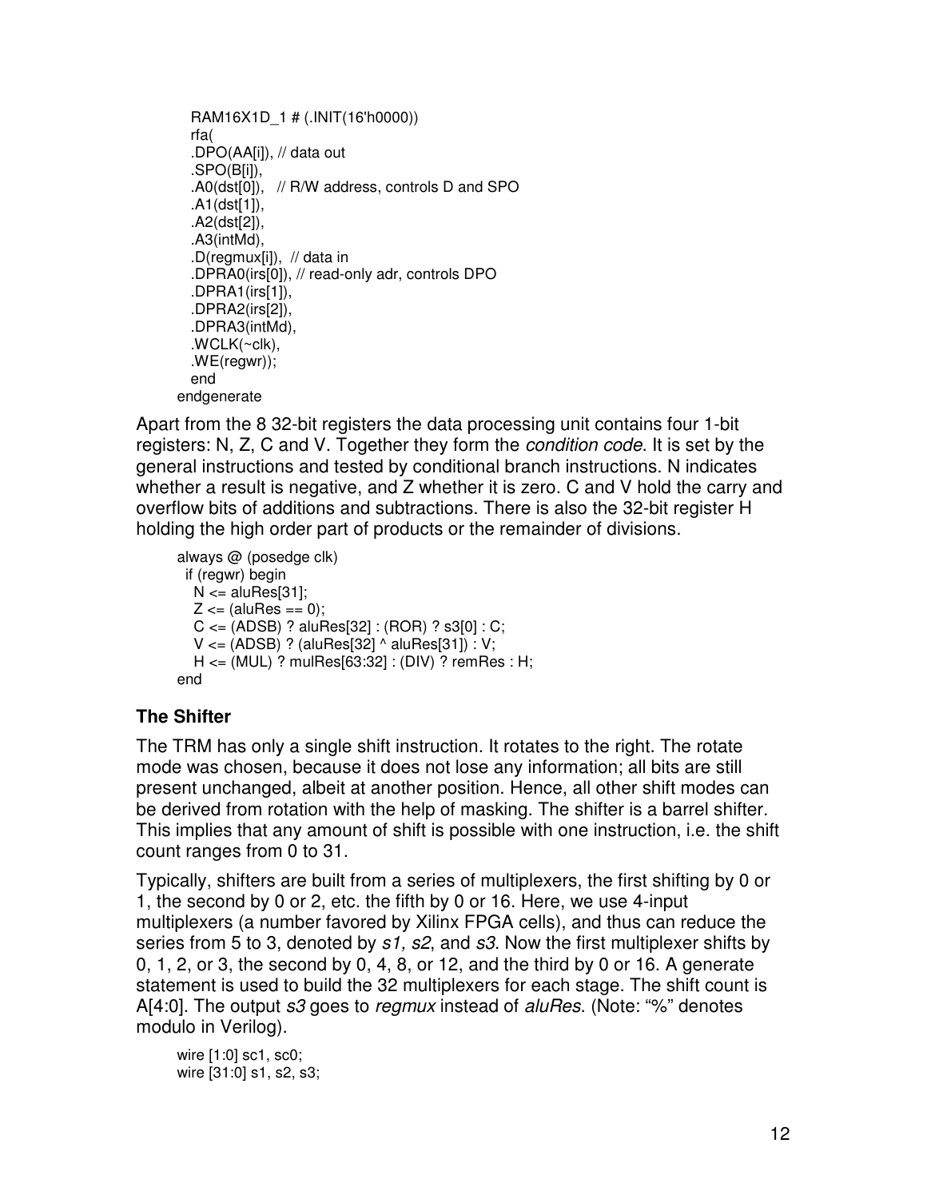```
    RAM16X1D_1 # (.INIT(16'h0000))
    rfa(
    .DPO(AA[i]), // data out
    .SPO(B[i]),
    .A0(dst[0]),   // R/W address, controls D and SPO
    .A1(dst[1]),
    .A2(dst[2]),
    .A3(intMd),
    .D(regmux[i]),  // data in
    .DPRA0(irs[0]), // read-only adr, controls DPO
    .DPRA1(irs[1]),
    .DPRA2(irs[2]),
    .DPRA3(intMd),
    .WCLK(~clk),
    .WE(regwr));
    end
endgenerate
```

Apart from the 8 32-bit registers the data processing unit contains four 1-bit registers: N, Z, C and V. Together they form the *condition code*. It is set by the general instructions and tested by conditional branch instructions. N indicates whether a result is negative, and Z whether it is zero. C and V hold the carry and overflow bits of additions and subtractions. There is also the 32-bit register H holding the high order part of products or the remainder of divisions.

```
always @ (posedge clk)
  if (regwr) begin
    N <= aluRes[31];
    Z <= (aluRes == 0);
    C <= (ADSB) ? aluRes[32] : (ROR) ? s3[0] : C;
    V <= (ADSB) ? (aluRes[32] ^ aluRes[31]) : V;
    H <= (MUL) ? mulRes[63:32] : (DIV) ? remRes : H;
end
```

### The Shifter

The TRM has only a single shift instruction. It rotates to the right. The rotate mode was chosen, because it does not lose any information; all bits are still present unchanged, albeit at another position. Hence, all other shift modes can be derived from rotation with the help of masking. The shifter is a barrel shifter. This implies that any amount of shift is possible with one instruction, i.e. the shift count ranges from 0 to 31.

Typically, shifters are built from a series of multiplexers, the first shifting by 0 or 1, the second by 0 or 2, etc. the fifth by 0 or 16. Here, we use 4-input multiplexers (a number favored by Xilinx FPGA cells), and thus can reduce the series from 5 to 3, denoted by *s1, s2*, and *s3*. Now the first multiplexer shifts by 0, 1, 2, or 3, the second by 0, 4, 8, or 12, and the third by 0 or 16. A generate statement is used to build the 32 multiplexers for each stage. The shift count is A[4:0]. The output *s3* goes to *regmux* instead of *aluRes*. (Note: "%" denotes modulo in Verilog).

```
wire [1:0] sc1, sc0;
wire [31:0] s1, s2, s3;
```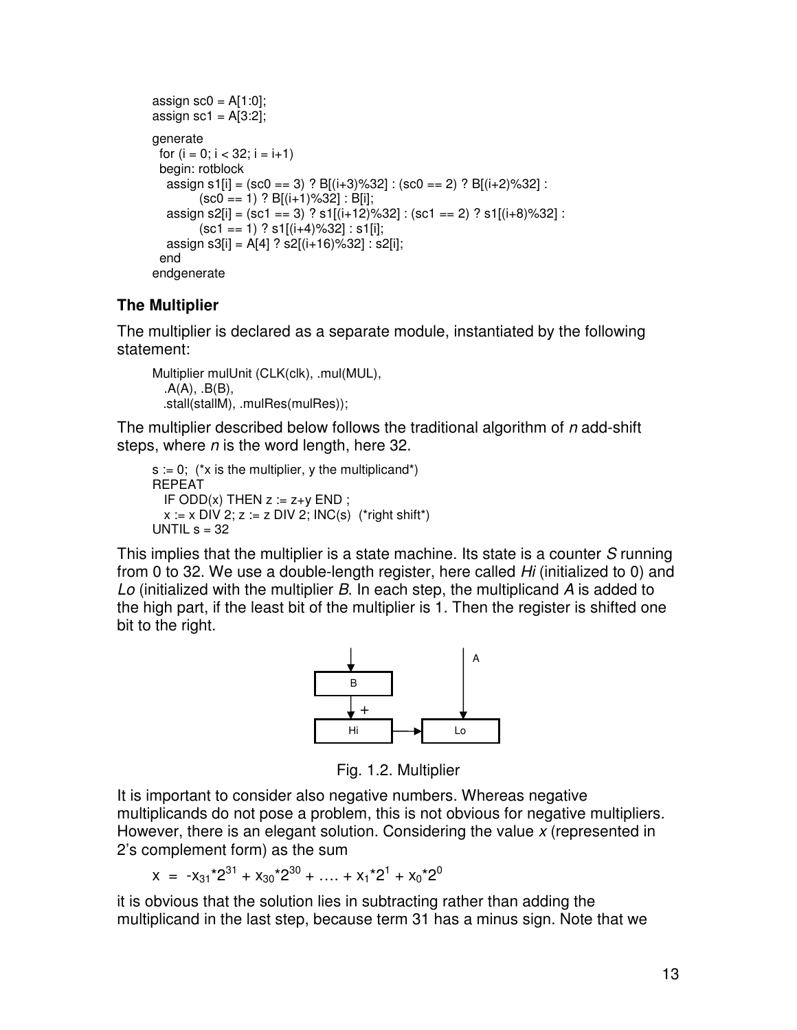```
assign sc0 = A[1:0];
assign sc1 = A[3:2];

generate
  for (i = 0; i < 32; i = i+1)
  begin: rotblock
    assign s1[i] = (sc0 == 3) ? B[(i+3)%32] : (sc0 == 2) ? B[(i+2)%32] :
            (sc0 == 1) ? B[(i+1)%32] : B[i];
    assign s2[i] = (sc1 == 3) ? s1[(i+12)%32] : (sc1 == 2) ? s1[(i+8)%32] :
            (sc1 == 1) ? s1[(i+4)%32] : s1[i];
    assign s3[i] = A[4] ? s2[(i+16)%32] : s2[i];
  end
endgenerate
```

### The Multiplier

The multiplier is declared as a separate module, instantiated by the following statement:

```
Multiplier mulUnit (CLK(clk), .mul(MUL),
   .A(A), .B(B),
   .stall(stallM), .mulRes(mulRes));
```

The multiplier described below follows the traditional algorithm of *n* add-shift steps, where *n* is the word length, here 32.

```
s := 0;  (*x is the multiplier, y the multiplicand*)
REPEAT
   IF ODD(x) THEN z := z+y END ;
   x := x DIV 2; z := z DIV 2; INC(s)  (*right shift*)
UNTIL s = 32
```

This implies that the multiplier is a state machine. Its state is a counter *S* running from 0 to 32. We use a double-length register, here called *Hi* (initialized to 0) and *Lo* (initialized with the multiplier *B*. In each step, the multiplicand *A* is added to the high part, if the least bit of the multiplier is 1. Then the register is shifted one bit to the right.

Fig. 1.2. Multiplier

It is important to consider also negative numbers. Whereas negative multiplicands do not pose a problem, this is not obvious for negative multipliers. However, there is an elegant solution. Considering the value *x* (represented in 2's complement form) as the sum

$$x = -x_{31}*2^{31} + x_{30}*2^{30} + \ldots + x_1*2^1 + x_0*2^0$$

it is obvious that the solution lies in subtracting rather than adding the multiplicand in the last step, because term 31 has a minus sign. Note that we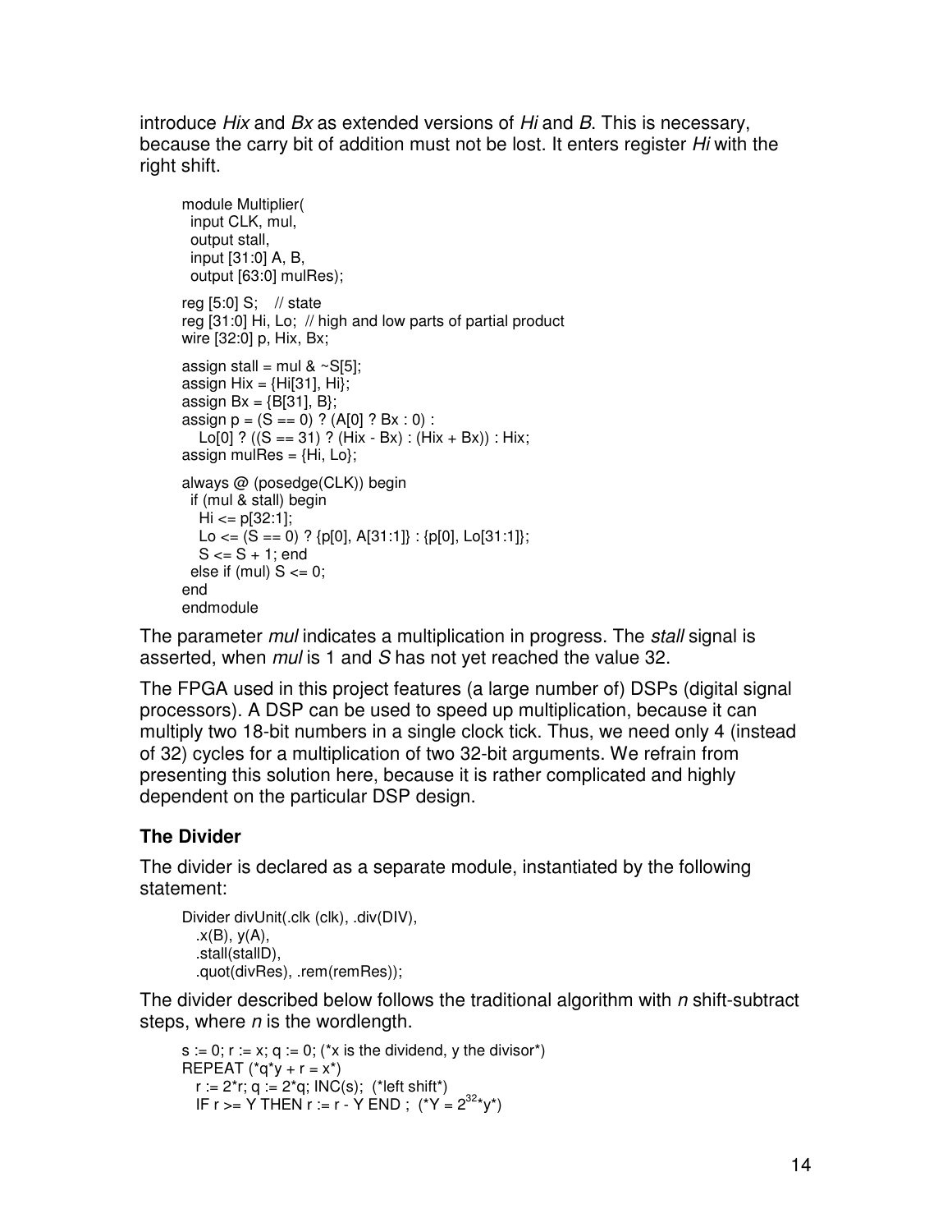introduce *Hix* and *Bx* as extended versions of *Hi* and *B*. This is necessary, because the carry bit of addition must not be lost. It enters register *Hi* with the right shift.

```
module Multiplier(
  input CLK, mul,
  output stall,
  input [31:0] A, B,
  output [63:0] mulRes);

reg [5:0] S;   // state
reg [31:0] Hi, Lo;  // high and low parts of partial product
wire [32:0] p, Hix, Bx;

assign stall = mul & ~S[5];
assign Hix = {Hi[31], Hi};
assign Bx = {B[31], B};
assign p = (S == 0) ? (A[0] ? Bx : 0) :
   Lo[0] ? ((S == 31) ? (Hix - Bx) : (Hix + Bx)) : Hix;
assign mulRes = {Hi, Lo};

always @ (posedge(CLK)) begin
  if (mul & stall) begin
    Hi <= p[32:1];
    Lo <= (S == 0) ? {p[0], A[31:1]} : {p[0], Lo[31:1]};
    S <= S + 1; end
  else if (mul) S <= 0;
end
endmodule
```

The parameter *mul* indicates a multiplication in progress. The *stall* signal is asserted, when *mul* is 1 and *S* has not yet reached the value 32.

The FPGA used in this project features (a large number of) DSPs (digital signal processors). A DSP can be used to speed up multiplication, because it can multiply two 18-bit numbers in a single clock tick. Thus, we need only 4 (instead of 32) cycles for a multiplication of two 32-bit arguments. We refrain from presenting this solution here, because it is rather complicated and highly dependent on the particular DSP design.

### The Divider

The divider is declared as a separate module, instantiated by the following statement:

```
Divider divUnit(.clk (clk), .div(DIV),
   .x(B), y(A),
   .stall(stallD),
   .quot(divRes), .rem(remRes));
```

The divider described below follows the traditional algorithm with *n* shift-subtract steps, where *n* is the wordlength.

```
s := 0; r := x; q := 0; (*x is the dividend, y the divisor*)
REPEAT (*q*y + r = x*)
   r := 2*r; q := 2*q; INC(s);  (*left shift*)
   IF r >= Y THEN r := r - Y END ;  (*Y = 2^32*y*)
```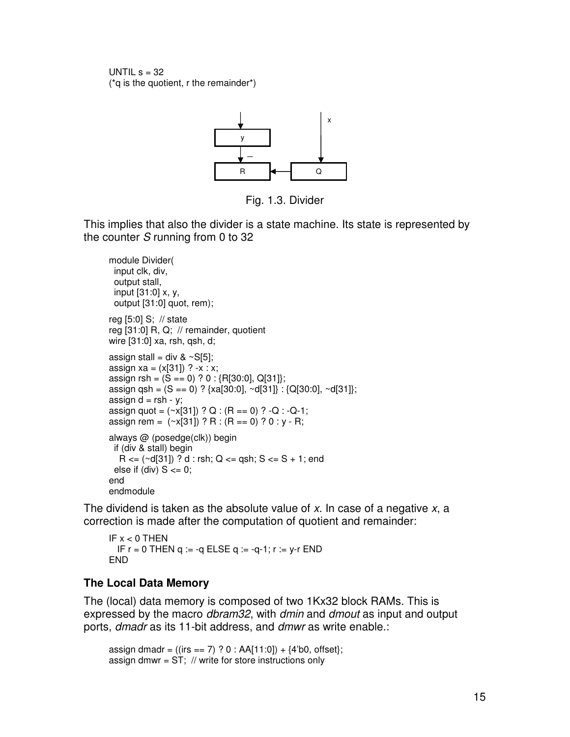```
UNTIL s = 32
(*q is the quotient, r the remainder*)
```

Fig. 1.3. Divider

This implies that also the divider is a state machine. Its state is represented by the counter *S* running from 0 to 32

```
module Divider(
  input clk, div,
  output stall,
  input [31:0] x, y,
  output [31:0] quot, rem);

reg [5:0] S;  // state
reg [31:0] R, Q;  // remainder, quotient
wire [31:0] xa, rsh, qsh, d;

assign stall = div & ~S[5];
assign xa = (x[31]) ? -x : x;
assign rsh = (S == 0) ? 0 : {R[30:0], Q[31]};
assign qsh = (S == 0) ? {xa[30:0], ~d[31]} : {Q[30:0], ~d[31]};
assign d = rsh - y;
assign quot = (~x[31]) ? Q : (R == 0) ? -Q : -Q-1;
assign rem =  (~x[31]) ? R : (R == 0) ? 0 : y - R;

always @ (posedge(clk)) begin
  if (div & stall) begin
    R <= (~d[31]) ? d : rsh; Q <= qsh; S <= S + 1; end
  else if (div) S <= 0;
end
endmodule
```

The dividend is taken as the absolute value of *x*. In case of a negative *x*, a correction is made after the computation of quotient and remainder:

```
IF x < 0 THEN
   IF r = 0 THEN q := -q ELSE q := -q-1; r := y-r END
END
```

### The Local Data Memory

The (local) data memory is composed of two 1Kx32 block RAMs. This is expressed by the macro *dbram32*, with *dmin* and *dmout* as input and output ports, *dmadr* as its 11-bit address, and *dmwr* as write enable.:

```
assign dmadr = ((irs == 7) ? 0 : AA[11:0]) + {4'b0, offset};
assign dmwr = ST;  // write for store instructions only
```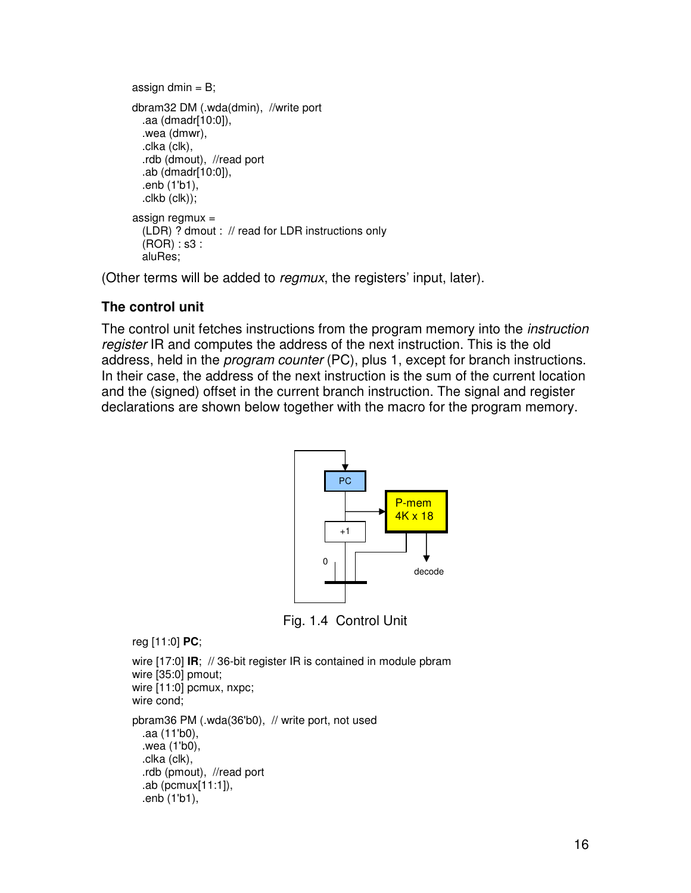```
assign dmin = B;

dbram32 DM (.wda(dmin),  //write port
   .aa (dmadr[10:0]),
   .wea (dmwr),
   .clka (clk),
   .rdb (dmout),  //read port
   .ab (dmadr[10:0]),
   .enb (1'b1),
   .clkb (clk));

assign regmux =
   (LDR) ? dmout :  // read for LDR instructions only
   (ROR) : s3 :
   aluRes;
```

(Other terms will be added to *regmux*, the registers' input, later).

### The control unit

The control unit fetches instructions from the program memory into the *instruction register* IR and computes the address of the next instruction. This is the old address, held in the *program counter* (PC), plus 1, except for branch instructions. In their case, the address of the next instruction is the sum of the current location and the (signed) offset in the current branch instruction. The signal and register declarations are shown below together with the macro for the program memory.

Fig. 1.4  Control Unit

```
reg [11:0] PC;

wire [17:0] IR;  // 36-bit register IR is contained in module pbram
wire [35:0] pmout;
wire [11:0] pcmux, nxpc;
wire cond;

pbram36 PM (.wda(36'b0),  // write port, not used
   .aa (11'b0),
   .wea (1'b0),
   .clka (clk),
   .rdb (pmout),  //read port
   .ab (pcmux[11:1]),
   .enb (1'b1),
```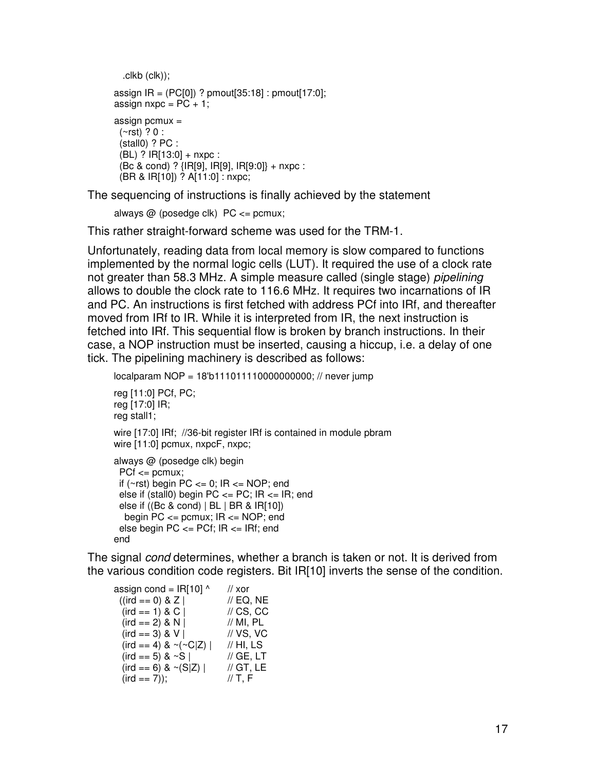```
  .clkb (clk));
assign IR = (PC[0]) ? pmout[35:18] : pmout[17:0];
assign nxpc = PC + 1;

assign pcmux =
  (~rst) ? 0 :
  (stall0) ? PC :
  (BL) ? IR[13:0] + nxpc :
  (Bc & cond) ? {IR[9], IR[9], IR[9:0]} + nxpc :
  (BR & IR[10]) ? A[11:0] : nxpc;
```

The sequencing of instructions is finally achieved by the statement

```
always @ (posedge clk)  PC <= pcmux;
```

This rather straight-forward scheme was used for the TRM-1.

Unfortunately, reading data from local memory is slow compared to functions implemented by the normal logic cells (LUT). It required the use of a clock rate not greater than 58.3 MHz. A simple measure called (single stage) *pipelining* allows to double the clock rate to 116.6 MHz. It requires two incarnations of IR and PC. An instructions is first fetched with address PCf into IRf, and thereafter moved from IRf to IR. While it is interpreted from IR, the next instruction is fetched into IRf. This sequential flow is broken by branch instructions. In their case, a NOP instruction must be inserted, causing a hiccup, i.e. a delay of one tick. The pipelining machinery is described as follows:

```
localparam NOP = 18'b111011110000000000; // never jump

reg [11:0] PCf, PC;
reg [17:0] IR;
reg stall1;

wire [17:0] IRf;  //36-bit register IRf is contained in module pbram
wire [11:0] pcmux, nxpcF, nxpc;

always @ (posedge clk) begin
  PCf <= pcmux;
  if (~rst) begin PC <= 0; IR <= NOP; end
  else if (stall0) begin PC <= PC; IR <= IR; end
  else if ((Bc & cond) | BL | BR & IR[10])
    begin PC <= pcmux; IR <= NOP; end
  else begin PC <= PCf; IR <= IRf; end
end
```

The signal *cond* determines, whether a branch is taken or not. It is derived from the various condition code registers. Bit IR[10] inverts the sense of the condition.

```
assign cond = IR[10] ^       // xor
  ((ird == 0) & Z |          // EQ, NE
   (ird == 1) & C |          // CS, CC
   (ird == 2) & N |          // MI, PL
   (ird == 3) & V |          // VS, VC
   (ird == 4) & ~(~C|Z) |    // HI, LS
   (ird == 5) & ~S |         // GE, LT
   (ird == 6) & ~(S|Z) |     // GT, LE
   (ird == 7));              // T, F
```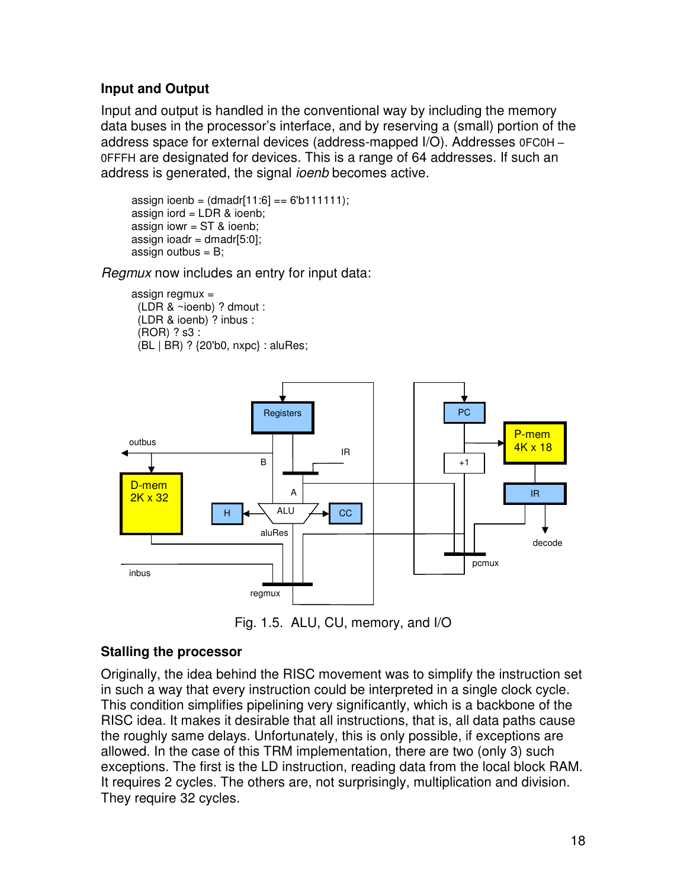### Input and Output

Input and output is handled in the conventional way by including the memory data buses in the processor's interface, and by reserving a (small) portion of the address space for external devices (address-mapped I/O). Addresses `0FC0H` – `0FFFH` are designated for devices. This is a range of 64 addresses. If such an address is generated, the signal *ioenb* becomes active.

```
assign ioenb = (dmadr[11:6] == 6'b111111);
assign iord = LDR & ioenb;
assign iowr = ST & ioenb;
assign ioadr = dmadr[5:0];
assign outbus = B;
```

*Regmux* now includes an entry for input data:

```
assign regmux =
  (LDR & ~ioenb) ? dmout :
  (LDR & ioenb) ? inbus :
  (ROR) ? s3 :
  (BL | BR) ? {20'b0, nxpc} : aluRes;
```

Fig. 1.5. ALU, CU, memory, and I/O

### Stalling the processor

Originally, the idea behind the RISC movement was to simplify the instruction set in such a way that every instruction could be interpreted in a single clock cycle. This condition simplifies pipelining very significantly, which is a backbone of the RISC idea. It makes it desirable that all instructions, that is, all data paths cause the roughly same delays. Unfortunately, this is only possible, if exceptions are allowed. In the case of this TRM implementation, there are two (only 3) such exceptions. The first is the LD instruction, reading data from the local block RAM. It requires 2 cycles. The others are, not surprisingly, multiplication and division. They require 32 cycles.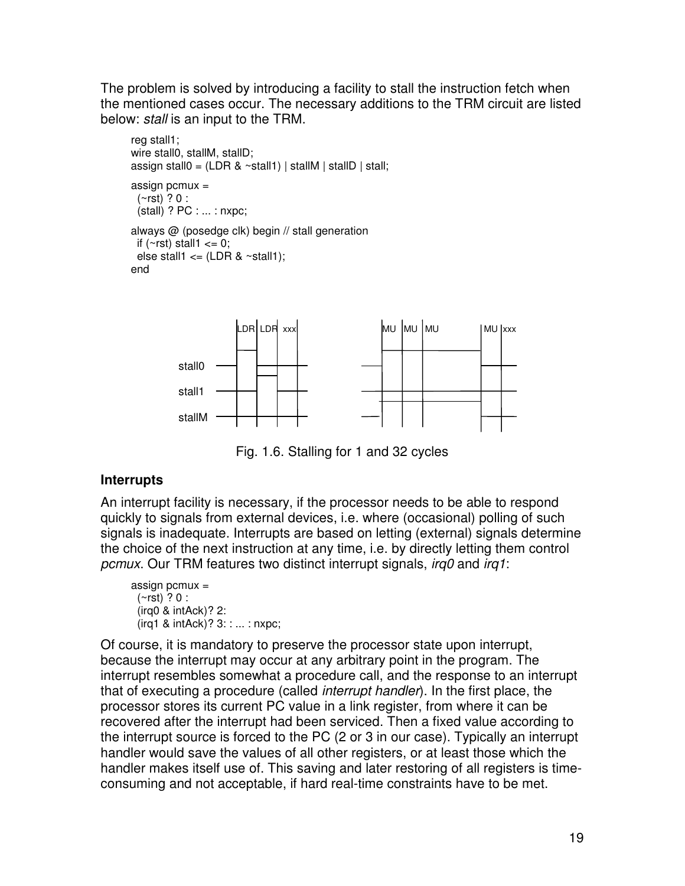The problem is solved by introducing a facility to stall the instruction fetch when the mentioned cases occur. The necessary additions to the TRM circuit are listed below: *stall* is an input to the TRM.

```
reg stall1;
wire stall0, stallM, stallD;
assign stall0 = (LDR & ~stall1) | stallM | stallD | stall;

assign pcmux =
  (~rst) ? 0 :
  (stall) ? PC : ... : nxpc;

always @ (posedge clk) begin // stall generation
  if (~rst) stall1 <= 0;
  else stall1 <= (LDR & ~stall1);
end
```

Fig. 1.6. Stalling for 1 and 32 cycles

## Interrupts

An interrupt facility is necessary, if the processor needs to be able to respond quickly to signals from external devices, i.e. where (occasional) polling of such signals is inadequate. Interrupts are based on letting (external) signals determine the choice of the next instruction at any time, i.e. by directly letting them control *pcmux*. Our TRM features two distinct interrupt signals, *irq0* and *irq1*:

```
assign pcmux =
  (~rst) ? 0 :
  (irq0 & intAck)? 2:
  (irq1 & intAck)? 3: : ... : nxpc;
```

Of course, it is mandatory to preserve the processor state upon interrupt, because the interrupt may occur at any arbitrary point in the program. The interrupt resembles somewhat a procedure call, and the response to an interrupt that of executing a procedure (called *interrupt handler*). In the first place, the processor stores its current PC value in a link register, from where it can be recovered after the interrupt had been serviced. Then a fixed value according to the interrupt source is forced to the PC (2 or 3 in our case). Typically an interrupt handler would save the values of all other registers, or at least those which the handler makes itself use of. This saving and later restoring of all registers is time-consuming and not acceptable, if hard real-time constraints have to be met.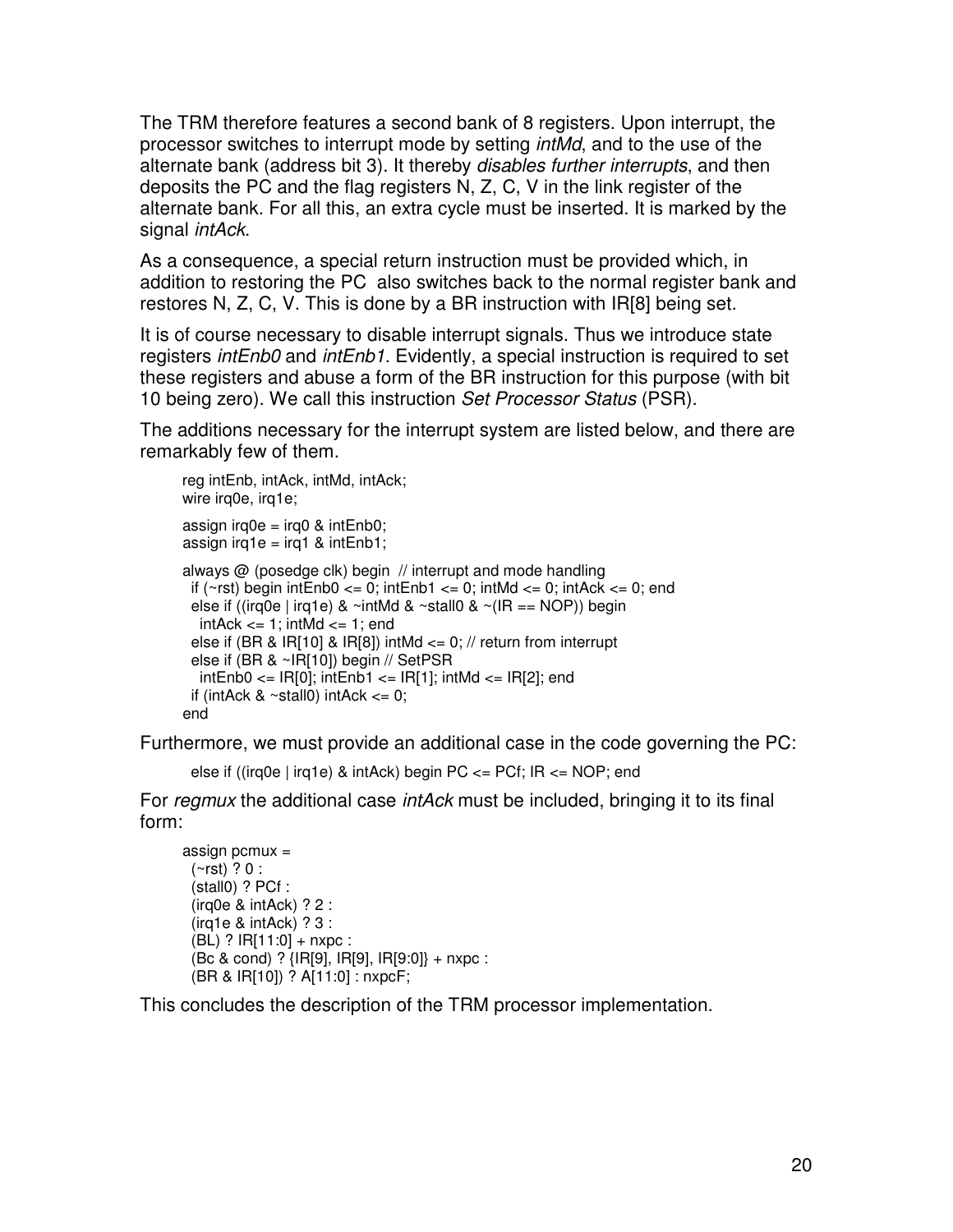The TRM therefore features a second bank of 8 registers. Upon interrupt, the processor switches to interrupt mode by setting *intMd*, and to the use of the alternate bank (address bit 3). It thereby *disables further interrupts*, and then deposits the PC and the flag registers N, Z, C, V in the link register of the alternate bank. For all this, an extra cycle must be inserted. It is marked by the signal *intAck*.

As a consequence, a special return instruction must be provided which, in addition to restoring the PC also switches back to the normal register bank and restores N, Z, C, V. This is done by a BR instruction with IR[8] being set.

It is of course necessary to disable interrupt signals. Thus we introduce state registers *intEnb0* and *intEnb1*. Evidently, a special instruction is required to set these registers and abuse a form of the BR instruction for this purpose (with bit 10 being zero). We call this instruction *Set Processor Status* (PSR).

The additions necessary for the interrupt system are listed below, and there are remarkably few of them.

```
reg intEnb, intAck, intMd, intAck;
wire irq0e, irq1e;

assign irq0e = irq0 & intEnb0;
assign irq1e = irq1 & intEnb1;

always @ (posedge clk) begin  // interrupt and mode handling
  if (~rst) begin intEnb0 <= 0; intEnb1 <= 0; intMd <= 0; intAck <= 0; end
  else if ((irq0e | irq1e) & ~intMd & ~stall0 & ~(IR == NOP)) begin
    intAck <= 1; intMd <= 1; end
  else if (BR & IR[10] & IR[8]) intMd <= 0; // return from interrupt
  else if (BR & ~IR[10]) begin // SetPSR
    intEnb0 <= IR[0]; intEnb1 <= IR[1]; intMd <= IR[2]; end
  if (intAck & ~stall0) intAck <= 0;
end
```

Furthermore, we must provide an additional case in the code governing the PC:

```
else if ((irq0e | irq1e) & intAck) begin PC <= PCf; IR <= NOP; end
```

For *regmux* the additional case *intAck* must be included, bringing it to its final form:

```
assign pcmux =
  (~rst) ? 0 :
  (stall0) ? PCf :
  (irq0e & intAck) ? 2 :
  (irq1e & intAck) ? 3 :
  (BL) ? IR[11:0] + nxpc :
  (Bc & cond) ? {IR[9], IR[9], IR[9:0]} + nxpc :
  (BR & IR[10]) ? A[11:0] : nxpcF;
```

This concludes the description of the TRM processor implementation.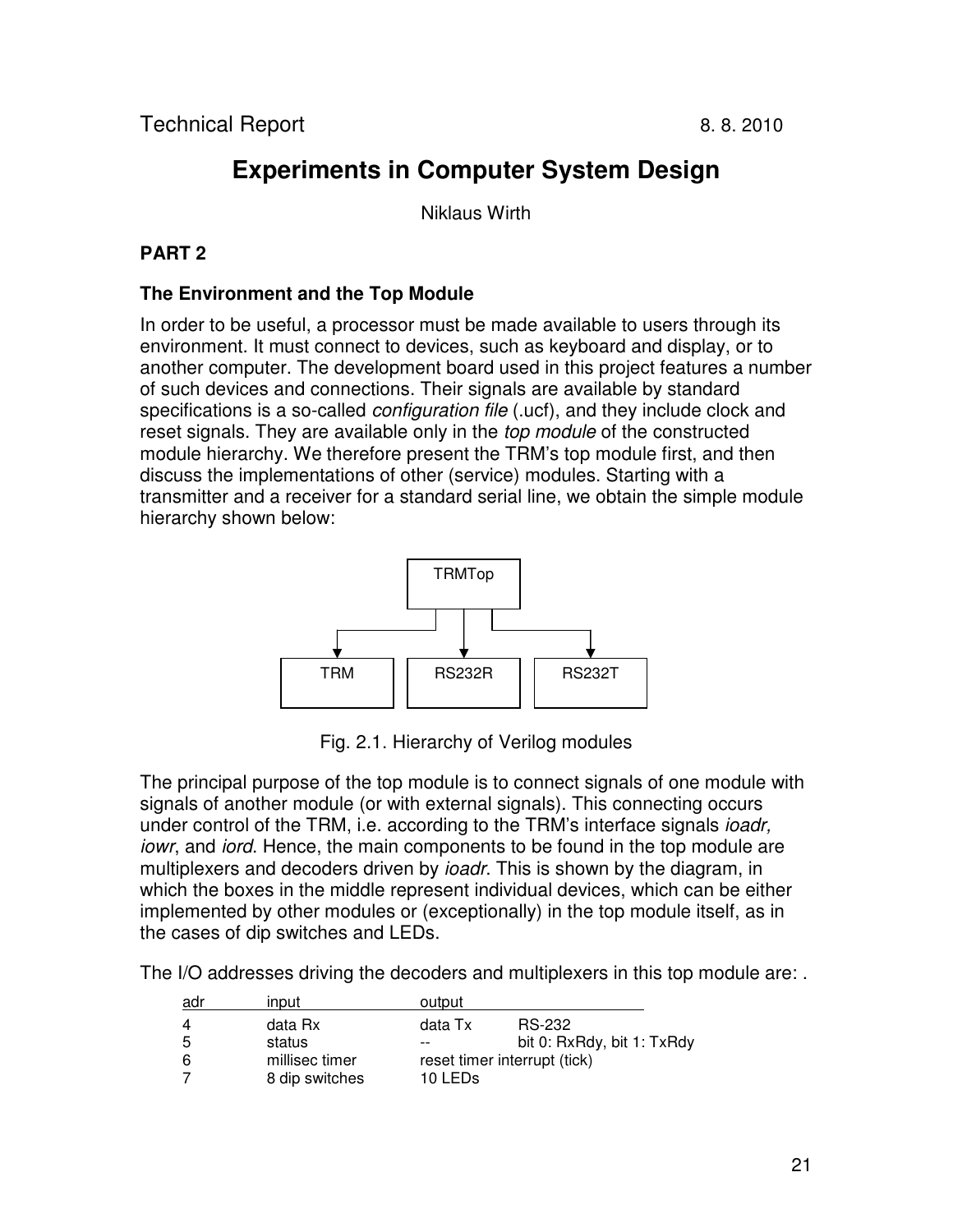Technical Report 8. 8. 2010

# Experiments in Computer System Design

Niklaus Wirth

## PART 2

### The Environment and the Top Module

In order to be useful, a processor must be made available to users through its environment. It must connect to devices, such as keyboard and display, or to another computer. The development board used in this project features a number of such devices and connections. Their signals are available by standard specifications is a so-called *configuration file* (.ucf), and they include clock and reset signals. They are available only in the *top module* of the constructed module hierarchy. We therefore present the TRM's top module first, and then discuss the implementations of other (service) modules. Starting with a transmitter and a receiver for a standard serial line, we obtain the simple module hierarchy shown below:

```
            TRMTop
     ┌────────┼────────┐
     ▼        ▼        ▼
    TRM    RS232R    RS232T
```

Fig. 2.1. Hierarchy of Verilog modules

The principal purpose of the top module is to connect signals of one module with signals of another module (or with external signals). This connecting occurs under control of the TRM, i.e. according to the TRM's interface signals *ioadr, iowr*, and *iord*. Hence, the main components to be found in the top module are multiplexers and decoders driven by *ioadr*. This is shown by the diagram, in which the boxes in the middle represent individual devices, which can be either implemented by other modules or (exceptionally) in the top module itself, as in the cases of dip switches and LEDs.

The I/O addresses driving the decoders and multiplexers in this top module are: .

| adr | input | output | |
|---|---|---|---|
| 4 | data Rx | data Tx | RS-232 |
| 5 | status | -- | bit 0: RxRdy, bit 1: TxRdy |
| 6 | millisec timer | reset timer interrupt (tick) | |
| 7 | 8 dip switches | 10 LEDs | |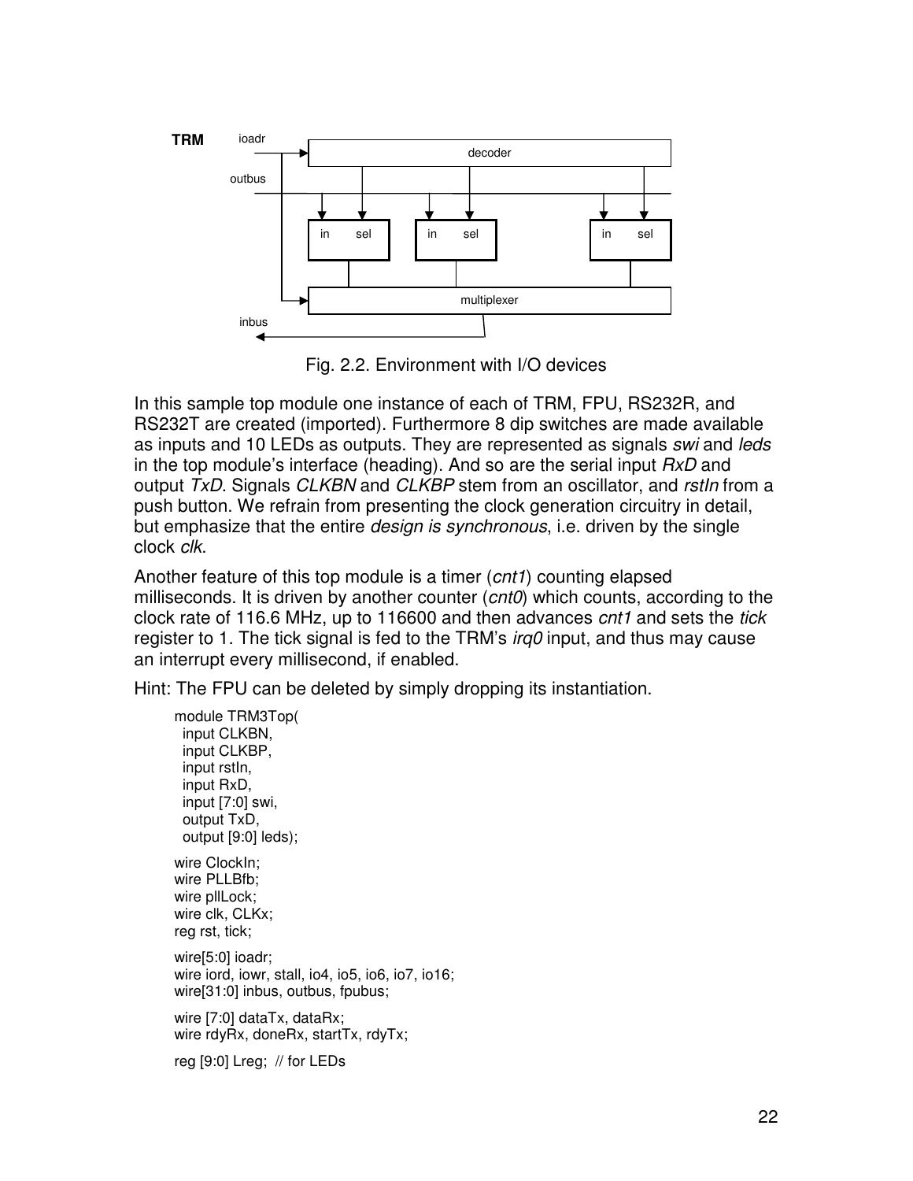Fig. 2.2. Environment with I/O devices

In this sample top module one instance of each of TRM, FPU, RS232R, and RS232T are created (imported). Furthermore 8 dip switches are made available as inputs and 10 LEDs as outputs. They are represented as signals *swi* and *leds* in the top module's interface (heading). And so are the serial input *RxD* and output *TxD*. Signals *CLKBN* and *CLKBP* stem from an oscillator, and *rstIn* from a push button. We refrain from presenting the clock generation circuitry in detail, but emphasize that the entire *design is synchronous*, i.e. driven by the single clock *clk*.

Another feature of this top module is a timer (*cnt1*) counting elapsed milliseconds. It is driven by another counter (*cnt0*) which counts, according to the clock rate of 116.6 MHz, up to 116600 and then advances *cnt1* and sets the *tick* register to 1. The tick signal is fed to the TRM's *irq0* input, and thus may cause an interrupt every millisecond, if enabled.

Hint: The FPU can be deleted by simply dropping its instantiation.

```
module TRM3Top(
  input CLKBN,
  input CLKBP,
  input rstIn,
  input RxD,
  input [7:0] swi,
  output TxD,
  output [9:0] leds);

wire ClockIn;
wire PLLBfb;
wire pllLock;
wire clk, CLKx;
reg rst, tick;

wire[5:0] ioadr;
wire iord, iowr, stall, io4, io5, io6, io7, io16;
wire[31:0] inbus, outbus, fpubus;

wire [7:0] dataTx, dataRx;
wire rdyRx, doneRx, startTx, rdyTx;

reg [9:0] Lreg;  // for LEDs
```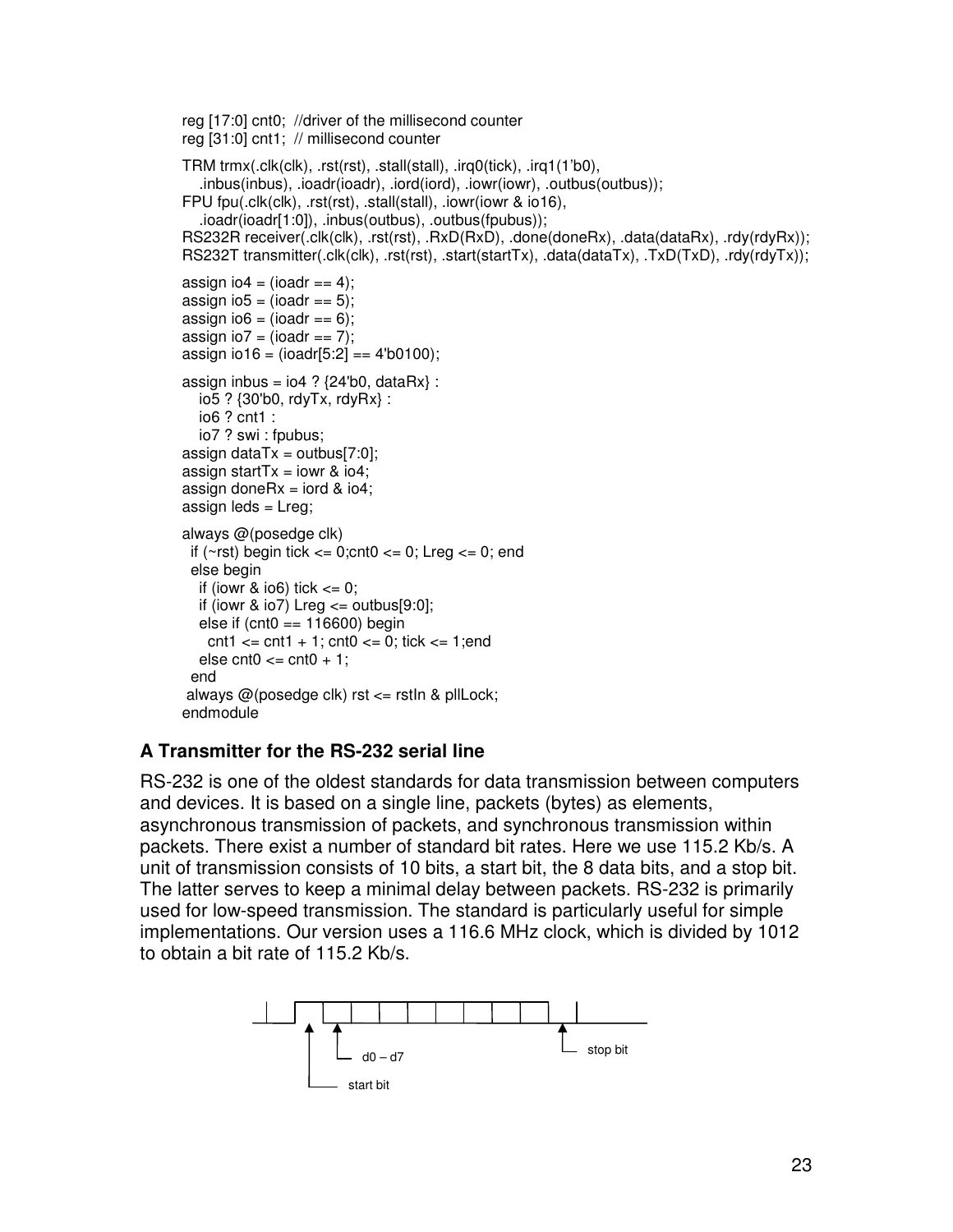```
reg [17:0] cnt0;  //driver of the millisecond counter
reg [31:0] cnt1;  // millisecond counter

TRM trmx(.clk(clk), .rst(rst), .stall(stall), .irq0(tick), .irq1(1'b0),
    .inbus(inbus), .ioadr(ioadr), .iord(iord), .iowr(iowr), .outbus(outbus));
FPU fpu(.clk(clk), .rst(rst), .stall(stall), .iowr(iowr & io16),
    .ioadr(ioadr[1:0]), .inbus(outbus), .outbus(fpubus));
RS232R receiver(.clk(clk), .rst(rst), .RxD(RxD), .done(doneRx), .data(dataRx), .rdy(rdyRx));
RS232T transmitter(.clk(clk), .rst(rst), .start(startTx), .data(dataTx), .TxD(TxD), .rdy(rdyTx));

assign io4 = (ioadr == 4);
assign io5 = (ioadr == 5);
assign io6 = (ioadr == 6);
assign io7 = (ioadr == 7);
assign io16 = (ioadr[5:2] == 4'b0100);

assign inbus = io4 ? {24'b0, dataRx} :
    io5 ? {30'b0, rdyTx, rdyRx} :
    io6 ? cnt1 :
    io7 ? swi : fpubus;
assign dataTx = outbus[7:0];
assign startTx = iowr & io4;
assign doneRx = iord & io4;
assign leds = Lreg;

always @(posedge clk)
  if (~rst) begin tick <= 0;cnt0 <= 0; Lreg <= 0; end
  else begin
    if (iowr & io6) tick <= 0;
    if (iowr & io7) Lreg <= outbus[9:0];
    else if (cnt0 == 116600) begin
      cnt1 <= cnt1 + 1; cnt0 <= 0; tick <= 1;end
    else cnt0 <= cnt0 + 1;
  end
 always @(posedge clk) rst <= rstIn & pllLock;
endmodule
```

## A Transmitter for the RS-232 serial line

RS-232 is one of the oldest standards for data transmission between computers and devices. It is based on a single line, packets (bytes) as elements, asynchronous transmission of packets, and synchronous transmission within packets. There exist a number of standard bit rates. Here we use 115.2 Kb/s. A unit of transmission consists of 10 bits, a start bit, the 8 data bits, and a stop bit. The latter serves to keep a minimal delay between packets. RS-232 is primarily used for low-speed transmission. The standard is particularly useful for simple implementations. Our version uses a 116.6 MHz clock, which is divided by 1012 to obtain a bit rate of 115.2 Kb/s.

d0 – d7

stop bit

start bit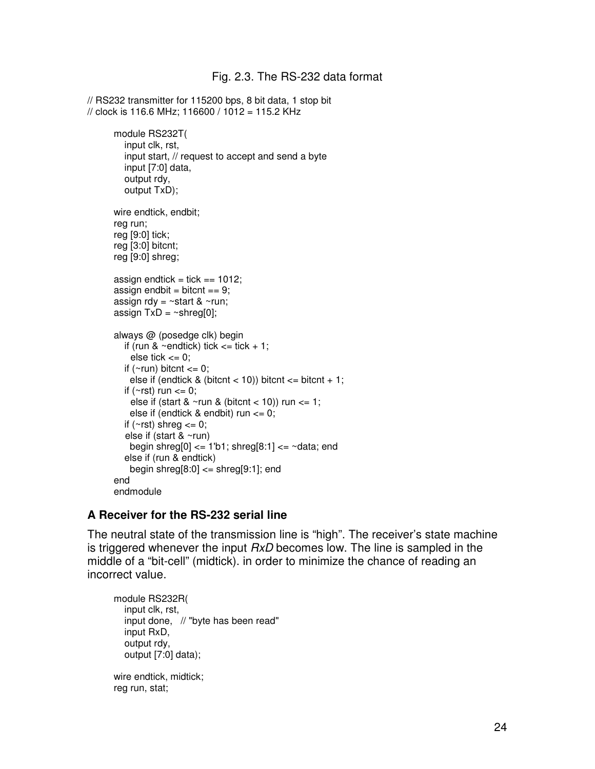Fig. 2.3. The RS-232 data format

```
// RS232 transmitter for 115200 bps, 8 bit data, 1 stop bit
// clock is 116.6 MHz; 116600 / 1012 = 115.2 KHz

    module RS232T(
       input clk, rst,
       input start, // request to accept and send a byte
       input [7:0] data,
       output rdy,
       output TxD);

    wire endtick, endbit;
    reg run;
    reg [9:0] tick;
    reg [3:0] bitcnt;
    reg [9:0] shreg;

    assign endtick = tick == 1012;
    assign endbit = bitcnt == 9;
    assign rdy = ~start & ~run;
    assign TxD = ~shreg[0];

    always @ (posedge clk) begin
       if (run & ~endtick) tick <= tick + 1;
         else tick <= 0;
       if (~run) bitcnt <= 0;
         else if (endtick & (bitcnt < 10)) bitcnt <= bitcnt + 1;
       if (~rst) run <= 0;
         else if (start & ~run & (bitcnt < 10)) run <= 1;
         else if (endtick & endbit) run <= 0;
       if (~rst) shreg <= 0;
        else if (start & ~run)
         begin shreg[0] <= 1'b1; shreg[8:1] <= ~data; end
       else if (run & endtick)
         begin shreg[8:0] <= shreg[9:1]; end
    end
    endmodule
```

### A Receiver for the RS-232 serial line

The neutral state of the transmission line is "high". The receiver's state machine is triggered whenever the input *RxD* becomes low. The line is sampled in the middle of a "bit-cell" (midtick). in order to minimize the chance of reading an incorrect value.

```
    module RS232R(
       input clk, rst,
       input done,   // "byte has been read"
       input RxD,
       output rdy,
       output [7:0] data);

    wire endtick, midtick;
    reg run, stat;
```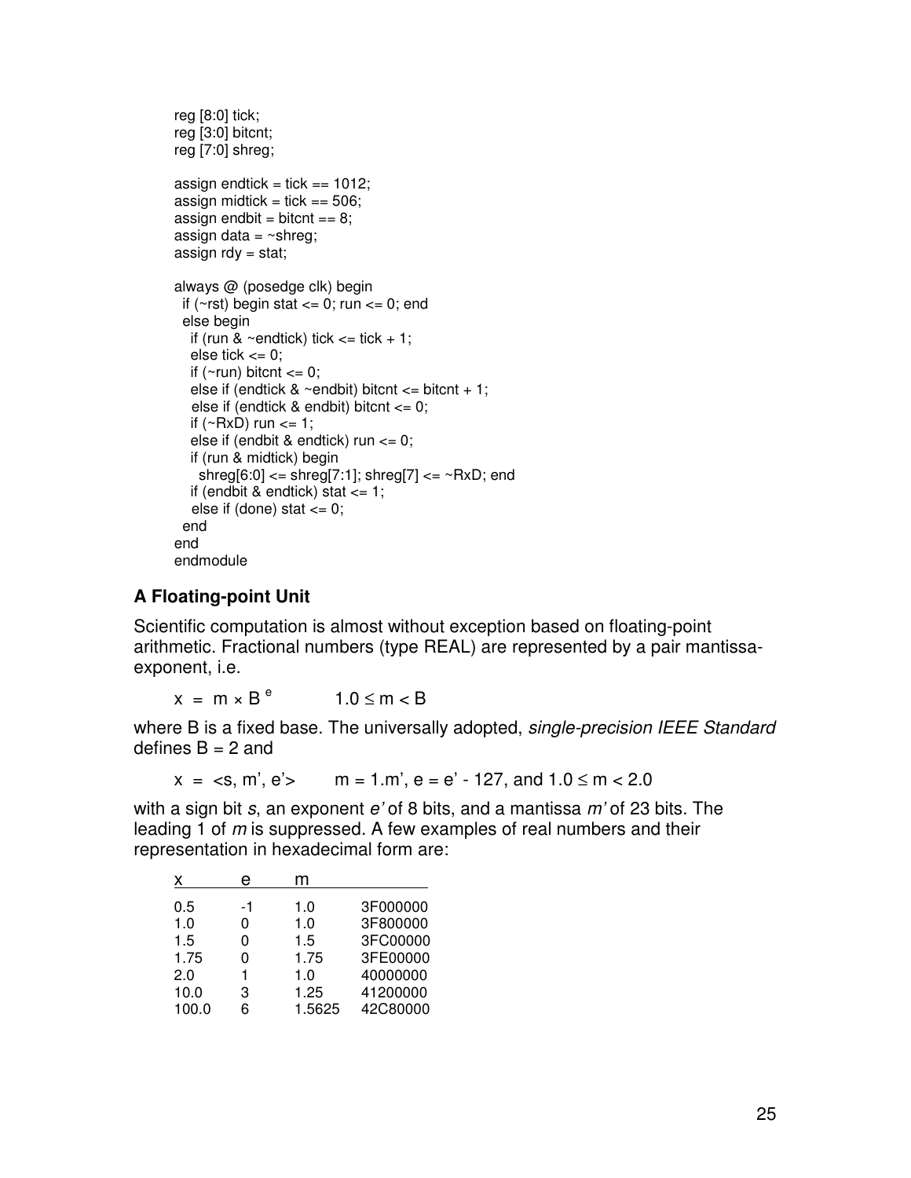```
reg [8:0] tick;
reg [3:0] bitcnt;
reg [7:0] shreg;

assign endtick = tick == 1012;
assign midtick = tick == 506;
assign endbit = bitcnt == 8;
assign data = ~shreg;
assign rdy = stat;

always @ (posedge clk) begin
  if (~rst) begin stat <= 0; run <= 0; end
  else begin
    if (run & ~endtick) tick <= tick + 1;
    else tick <= 0;
    if (~run) bitcnt <= 0;
    else if (endtick & ~endbit) bitcnt <= bitcnt + 1;
     else if (endtick & endbit) bitcnt <= 0;
    if (~RxD) run <= 1;
    else if (endbit & endtick) run <= 0;
    if (run & midtick) begin
      shreg[6:0] <= shreg[7:1]; shreg[7] <= ~RxD; end
    if (endbit & endtick) stat <= 1;
     else if (done) stat <= 0;
  end
end
endmodule
```

### A Floating-point Unit

Scientific computation is almost without exception based on floating-point arithmetic. Fractional numbers (type REAL) are represented by a pair mantissa-exponent, i.e.

$$x = m \times B^{e} \qquad 1.0 \leq m < B$$

where B is a fixed base. The universally adopted, *single-precision IEEE Standard* defines B = 2 and

$$x = \langle s, m', e' \rangle \qquad m = 1.m', \; e = e' - 127, \text{ and } 1.0 \leq m < 2.0$$

with a sign bit *s*, an exponent *e'* of 8 bits, and a mantissa *m'* of 23 bits. The leading 1 of *m* is suppressed. A few examples of real numbers and their representation in hexadecimal form are:

| x | e | m | |
|---|---|---|---|
| 0.5 | -1 | 1.0 | 3F000000 |
| 1.0 | 0 | 1.0 | 3F800000 |
| 1.5 | 0 | 1.5 | 3FC00000 |
| 1.75 | 0 | 1.75 | 3FE00000 |
| 2.0 | 1 | 1.0 | 40000000 |
| 10.0 | 3 | 1.25 | 41200000 |
| 100.0 | 6 | 1.5625 | 42C80000 |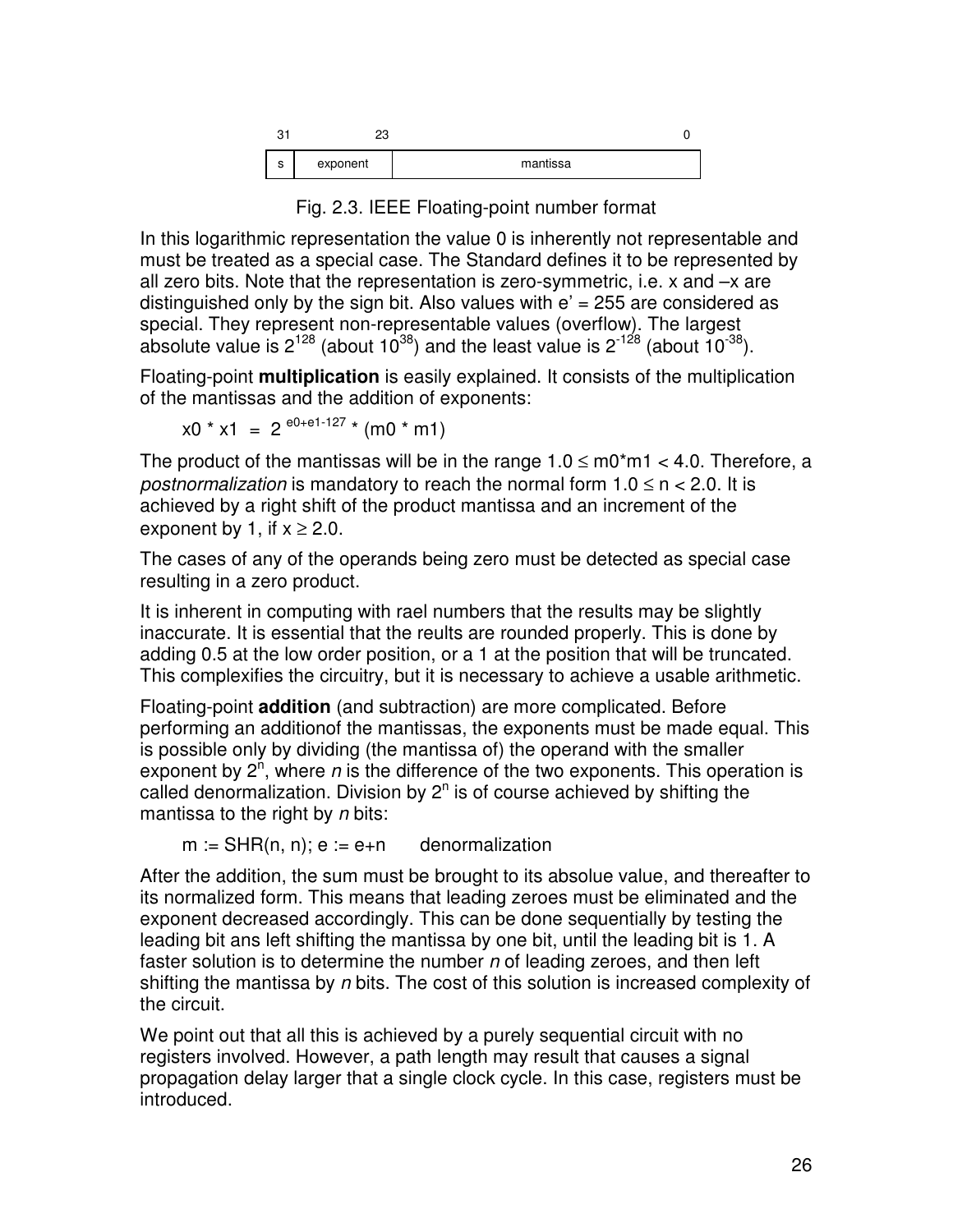| 31 | 23 | | 0 |
|---|---|---|---|
| s | exponent | mantissa | |

Fig. 2.3. IEEE Floating-point number format

In this logarithmic representation the value 0 is inherently not representable and must be treated as a special case. The Standard defines it to be represented by all zero bits. Note that the representation is zero-symmetric, i.e. x and –x are distinguished only by the sign bit. Also values with e' = 255 are considered as special. They represent non-representable values (overflow). The largest absolute value is $2^{128}$ (about $10^{38}$) and the least value is $2^{-128}$ (about $10^{-38}$).

Floating-point **multiplication** is easily explained. It consists of the multiplication of the mantissas and the addition of exponents:

$$x0 * x1 = 2^{e0+e1-127} * (m0 * m1)$$

The product of the mantissas will be in the range $1.0 \leq m0*m1 < 4.0$. Therefore, a *postnormalization* is mandatory to reach the normal form $1.0 \leq n < 2.0$. It is achieved by a right shift of the product mantissa and an increment of the exponent by 1, if $x \geq 2.0$.

The cases of any of the operands being zero must be detected as special case resulting in a zero product.

It is inherent in computing with rael numbers that the results may be slightly inaccurate. It is essential that the reults are rounded properly. This is done by adding 0.5 at the low order position, or a 1 at the position that will be truncated. This complexifies the circuitry, but it is necessary to achieve a usable arithmetic.

Floating-point **addition** (and subtraction) are more complicated. Before performing an additionof the mantissas, the exponents must be made equal. This is possible only by dividing (the mantissa of) the operand with the smaller exponent by $2^n$, where *n* is the difference of the two exponents. This operation is called denormalization. Division by $2^n$ is of course achieved by shifting the mantissa to the right by *n* bits:

m := SHR(n, n); e := e+n      denormalization

After the addition, the sum must be brought to its absolue value, and thereafter to its normalized form. This means that leading zeroes must be eliminated and the exponent decreased accordingly. This can be done sequentially by testing the leading bit ans left shifting the mantissa by one bit, until the leading bit is 1. A faster solution is to determine the number *n* of leading zeroes, and then left shifting the mantissa by *n* bits. The cost of this solution is increased complexity of the circuit.

We point out that all this is achieved by a purely sequential circuit with no registers involved. However, a path length may result that causes a signal propagation delay larger that a single clock cycle. In this case, registers must be introduced.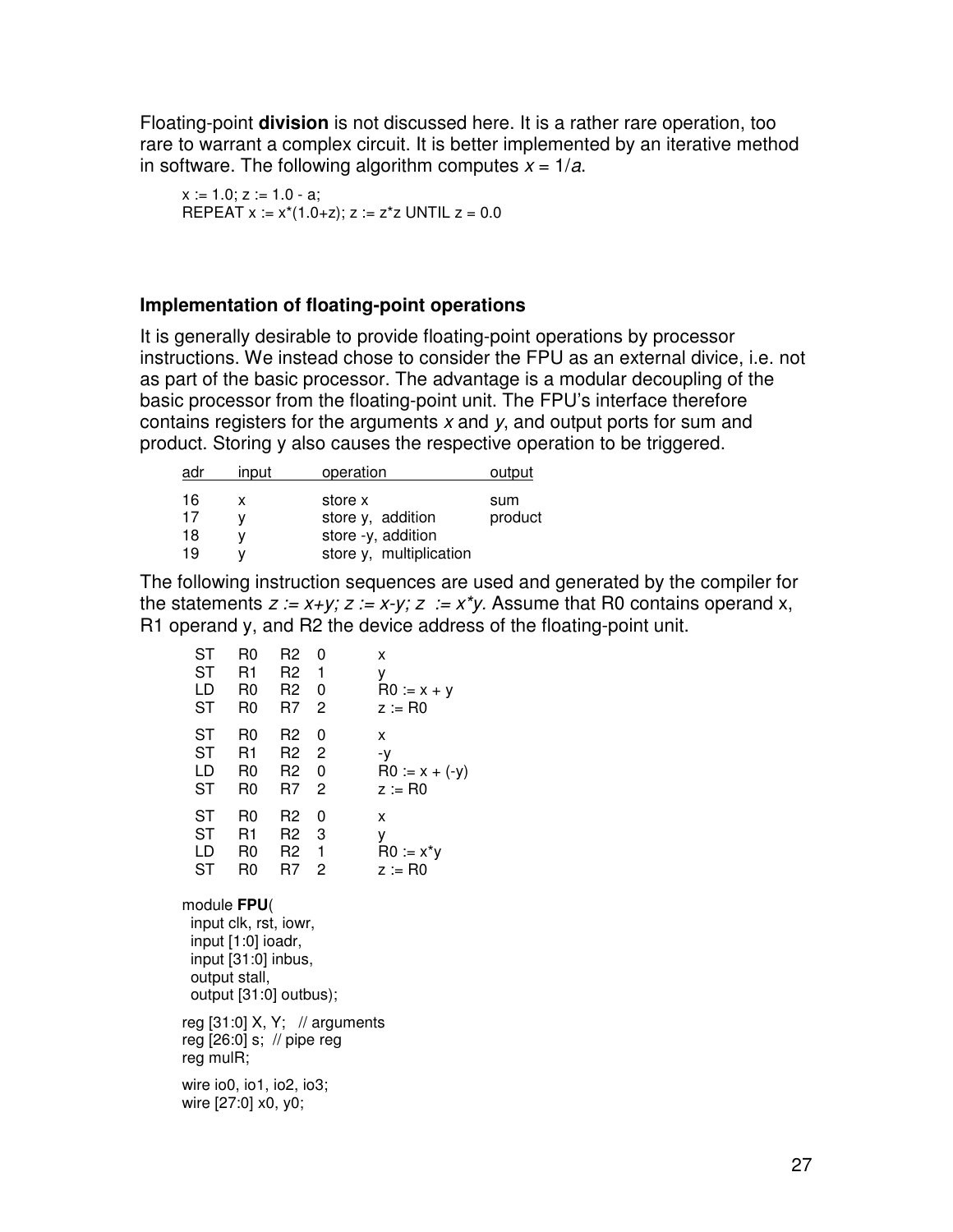Floating-point **division** is not discussed here. It is a rather rare operation, too rare to warrant a complex circuit. It is better implemented by an iterative method in software. The following algorithm computes $x = 1/a$.

```
x := 1.0; z := 1.0 - a;
REPEAT x := x*(1.0+z); z := z*z UNTIL z = 0.0
```

### Implementation of floating-point operations

It is generally desirable to provide floating-point operations by processor instructions. We instead chose to consider the FPU as an external divice, i.e. not as part of the basic processor. The advantage is a modular decoupling of the basic processor from the floating-point unit. The FPU's interface therefore contains registers for the arguments *x* and *y*, and output ports for sum and product. Storing y also causes the respective operation to be triggered.

| adr | input | operation | output |
|---|---|---|---|
| 16 | x | store x | sum |
| 17 | y | store y, addition | product |
| 18 | y | store -y, addition | |
| 19 | y | store y, multiplication | |

The following instruction sequences are used and generated by the compiler for the statements *z := x+y; z := x-y; z := x\*y.* Assume that R0 contains operand x, R1 operand y, and R2 the device address of the floating-point unit.

```
ST   R0   R2   0      x
ST   R1   R2   1      y
LD   R0   R2   0      R0 := x + y
ST   R0   R7   2      z := R0

ST   R0   R2   0      x
ST   R1   R2   2      -y
LD   R0   R2   0      R0 := x + (-y)
ST   R0   R7   2      z := R0

ST   R0   R2   0      x
ST   R1   R2   3      y
LD   R0   R2   1      R0 := x*y
ST   R0   R7   2      z := R0
```

```
module FPU(
  input clk, rst, iowr,
  input [1:0] ioadr,
  input [31:0] inbus,
  output stall,
  output [31:0] outbus);

reg [31:0] X, Y;   // arguments
reg [26:0] s;  // pipe reg
reg mulR;

wire io0, io1, io2, io3;
wire [27:0] x0, y0;
```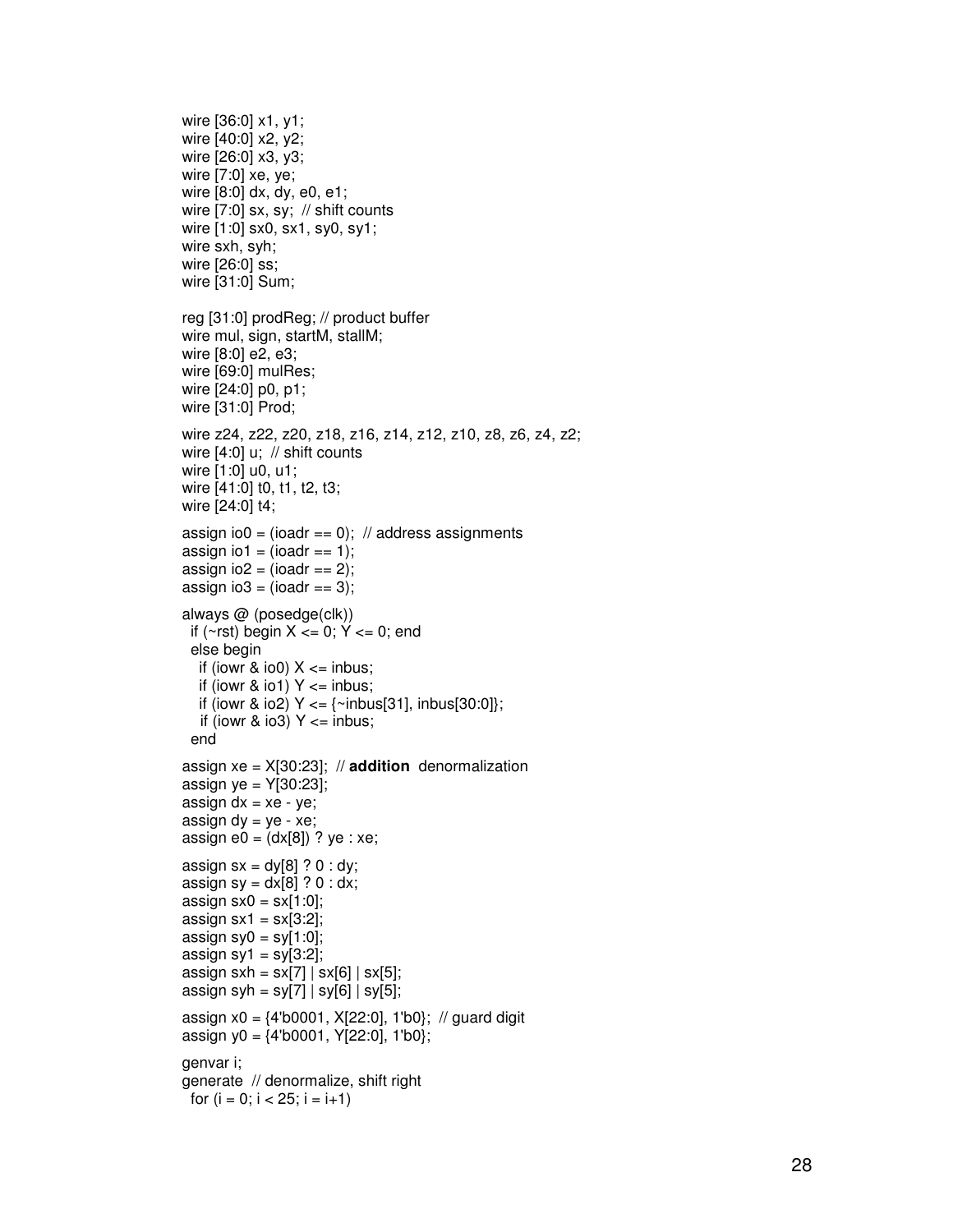```
wire [36:0] x1, y1;
wire [40:0] x2, y2;
wire [26:0] x3, y3;
wire [7:0] xe, ye;
wire [8:0] dx, dy, e0, e1;
wire [7:0] sx, sy;  // shift counts
wire [1:0] sx0, sx1, sy0, sy1;
wire sxh, syh;
wire [26:0] ss;
wire [31:0] Sum;

reg [31:0] prodReg; // product buffer
wire mul, sign, startM, stallM;
wire [8:0] e2, e3;
wire [69:0] mulRes;
wire [24:0] p0, p1;
wire [31:0] Prod;

wire z24, z22, z20, z18, z16, z14, z12, z10, z8, z6, z4, z2;
wire [4:0] u;  // shift counts
wire [1:0] u0, u1;
wire [41:0] t0, t1, t2, t3;
wire [24:0] t4;

assign io0 = (ioadr == 0);  // address assignments
assign io1 = (ioadr == 1);
assign io2 = (ioadr == 2);
assign io3 = (ioadr == 3);

always @ (posedge(clk))
  if (~rst) begin X <= 0; Y <= 0; end
  else begin
    if (iowr & io0) X <= inbus;
    if (iowr & io1) Y <= inbus;
    if (iowr & io2) Y <= {~inbus[31], inbus[30:0]};
    if (iowr & io3) Y <= inbus;
  end

assign xe = X[30:23];  // addition  denormalization
assign ye = Y[30:23];
assign dx = xe - ye;
assign dy = ye - xe;
assign e0 = (dx[8]) ? ye : xe;

assign sx = dy[8] ? 0 : dy;
assign sy = dx[8] ? 0 : dx;
assign sx0 = sx[1:0];
assign sx1 = sx[3:2];
assign sy0 = sy[1:0];
assign sy1 = sy[3:2];
assign sxh = sx[7] | sx[6] | sx[5];
assign syh = sy[7] | sy[6] | sy[5];

assign x0 = {4'b0001, X[22:0], 1'b0};  // guard digit
assign y0 = {4'b0001, Y[22:0], 1'b0};

genvar i;
generate  // denormalize, shift right
  for (i = 0; i < 25; i = i+1)
```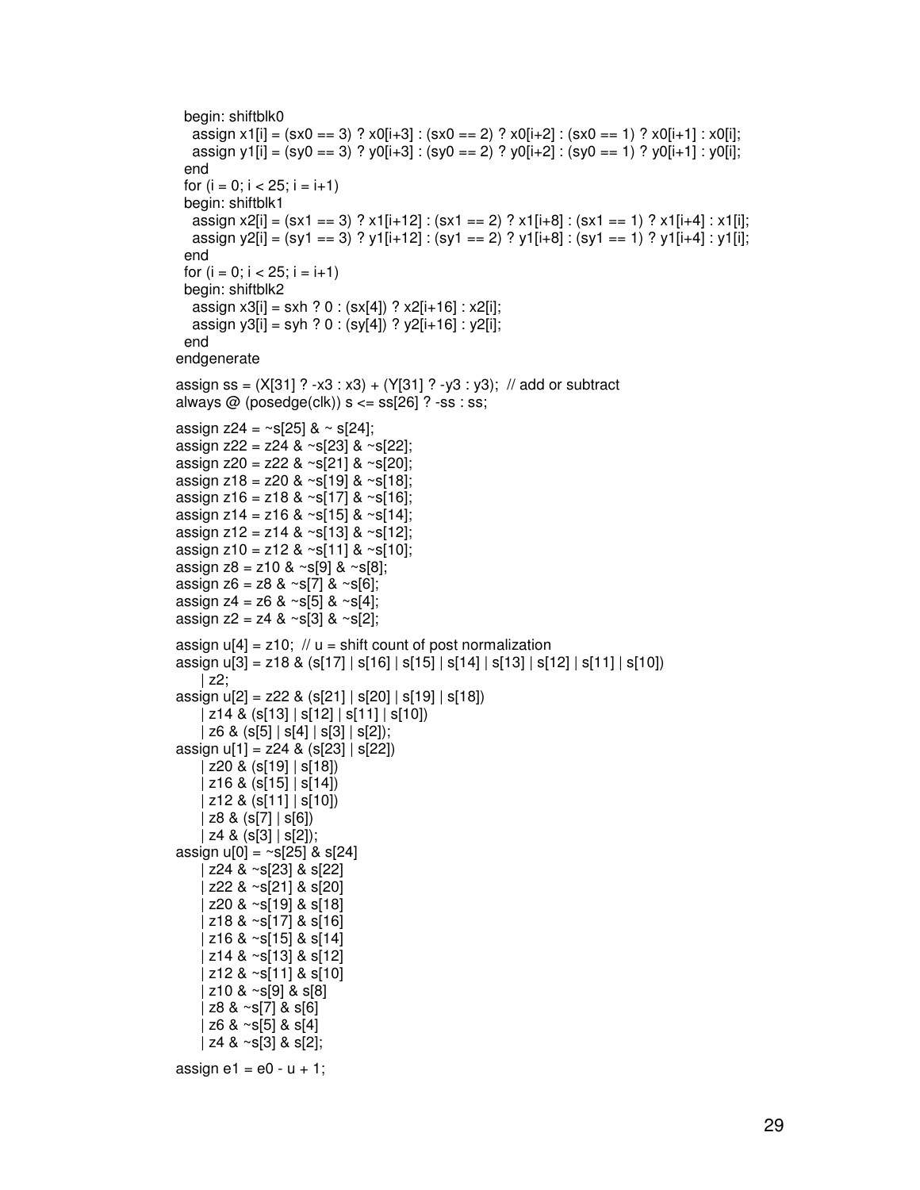```
  begin: shiftblk0
    assign x1[i] = (sx0 == 3) ? x0[i+3] : (sx0 == 2) ? x0[i+2] : (sx0 == 1) ? x0[i+1] : x0[i];
    assign y1[i] = (sy0 == 3) ? y0[i+3] : (sy0 == 2) ? y0[i+2] : (sy0 == 1) ? y0[i+1] : y0[i];
  end
  for (i = 0; i < 25; i = i+1)
  begin: shiftblk1
    assign x2[i] = (sx1 == 3) ? x1[i+12] : (sx1 == 2) ? x1[i+8] : (sx1 == 1) ? x1[i+4] : x1[i];
    assign y2[i] = (sy1 == 3) ? y1[i+12] : (sy1 == 2) ? y1[i+8] : (sy1 == 1) ? y1[i+4] : y1[i];
  end
  for (i = 0; i < 25; i = i+1)
  begin: shiftblk2
    assign x3[i] = sxh ? 0 : (sx[4]) ? x2[i+16] : x2[i];
    assign y3[i] = syh ? 0 : (sy[4]) ? y2[i+16] : y2[i];
  end
endgenerate

assign ss = (X[31] ? -x3 : x3) + (Y[31] ? -y3 : y3);  // add or subtract
always @ (posedge(clk)) s <= ss[26] ? -ss : ss;

assign z24 = ~s[25] & ~ s[24];
assign z22 = z24 & ~s[23] & ~s[22];
assign z20 = z22 & ~s[21] & ~s[20];
assign z18 = z20 & ~s[19] & ~s[18];
assign z16 = z18 & ~s[17] & ~s[16];
assign z14 = z16 & ~s[15] & ~s[14];
assign z12 = z14 & ~s[13] & ~s[12];
assign z10 = z12 & ~s[11] & ~s[10];
assign z8 = z10 & ~s[9] & ~s[8];
assign z6 = z8 & ~s[7] & ~s[6];
assign z4 = z6 & ~s[5] & ~s[4];
assign z2 = z4 & ~s[3] & ~s[2];

assign u[4] = z10;  // u = shift count of post normalization
assign u[3] = z18 & (s[17] | s[16] | s[15] | s[14] | s[13] | s[12] | s[11] | s[10])
     | z2;
assign u[2] = z22 & (s[21] | s[20] | s[19] | s[18])
     | z14 & (s[13] | s[12] | s[11] | s[10])
     | z6 & (s[5] | s[4] | s[3] | s[2]);
assign u[1] = z24 & (s[23] | s[22])
     | z20 & (s[19] | s[18])
     | z16 & (s[15] | s[14])
     | z12 & (s[11] | s[10])
     | z8 & (s[7] | s[6])
     | z4 & (s[3] | s[2]);
assign u[0] = ~s[25] & s[24]
     | z24 & ~s[23] & s[22]
     | z22 & ~s[21] & s[20]
     | z20 & ~s[19] & s[18]
     | z18 & ~s[17] & s[16]
     | z16 & ~s[15] & s[14]
     | z14 & ~s[13] & s[12]
     | z12 & ~s[11] & s[10]
     | z10 & ~s[9] & s[8]
     | z8 & ~s[7] & s[6]
     | z6 & ~s[5] & s[4]
     | z4 & ~s[3] & s[2];

assign e1 = e0 - u + 1;
```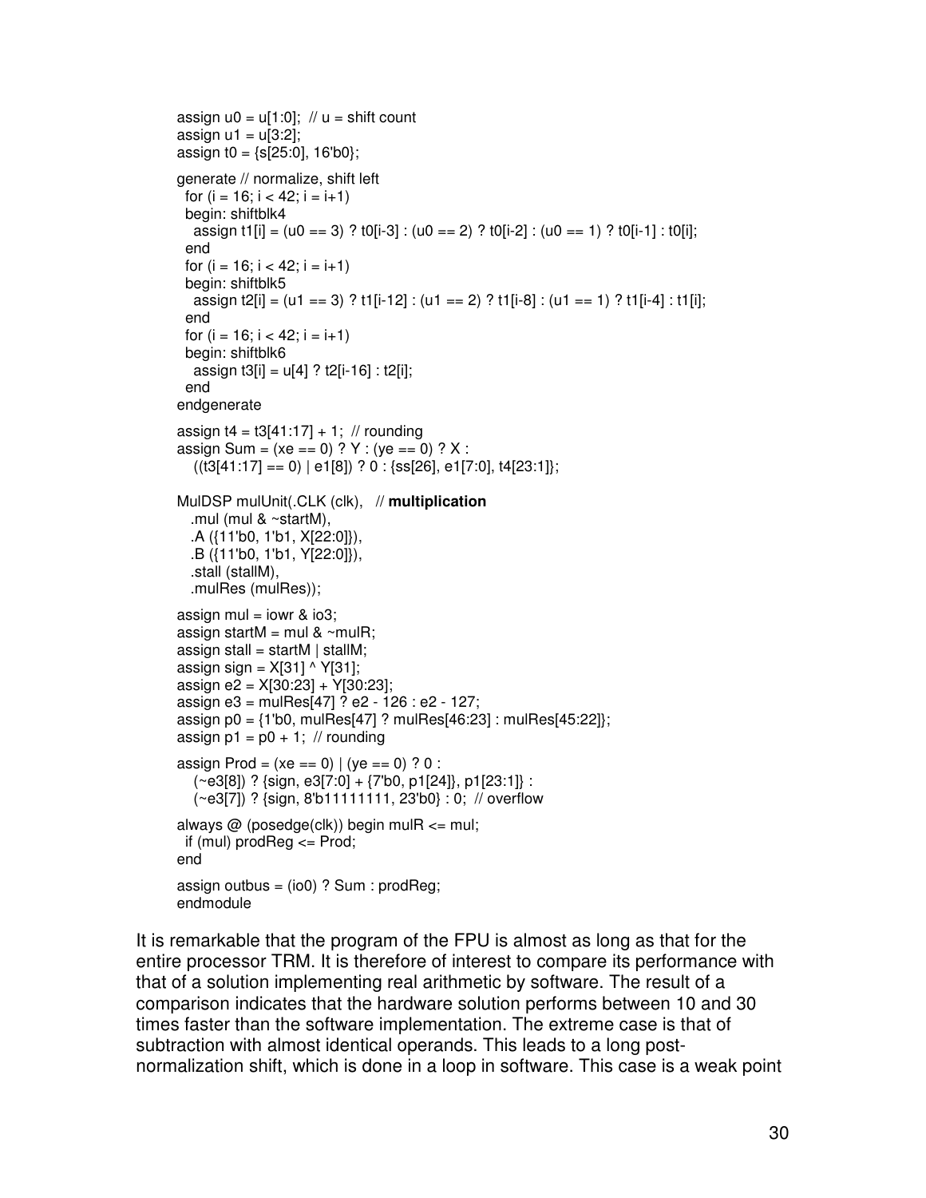```
assign u0 = u[1:0];  // u = shift count
assign u1 = u[3:2];
assign t0 = {s[25:0], 16'b0};

generate // normalize, shift left
  for (i = 16; i < 42; i = i+1)
  begin: shiftblk4
    assign t1[i] = (u0 == 3) ? t0[i-3] : (u0 == 2) ? t0[i-2] : (u0 == 1) ? t0[i-1] : t0[i];
  end
  for (i = 16; i < 42; i = i+1)
  begin: shiftblk5
    assign t2[i] = (u1 == 3) ? t1[i-12] : (u1 == 2) ? t1[i-8] : (u1 == 1) ? t1[i-4] : t1[i];
  end
  for (i = 16; i < 42; i = i+1)
  begin: shiftblk6
    assign t3[i] = u[4] ? t2[i-16] : t2[i];
  end
endgenerate

assign t4 = t3[41:17] + 1;  // rounding
assign Sum = (xe == 0) ? Y : (ye == 0) ? X :
   ((t3[41:17] == 0) | e1[8]) ? 0 : {ss[26], e1[7:0], t4[23:1]};

MulDSP mulUnit(.CLK (clk),   // multiplication
   .mul (mul & ~startM),
   .A ({11'b0, 1'b1, X[22:0]}),
   .B ({11'b0, 1'b1, Y[22:0]}),
   .stall (stallM),
   .mulRes (mulRes));

assign mul = iowr & io3;
assign startM = mul & ~mulR;
assign stall = startM | stallM;
assign sign = X[31] ^ Y[31];
assign e2 = X[30:23] + Y[30:23];
assign e3 = mulRes[47] ? e2 - 126 : e2 - 127;
assign p0 = {1'b0, mulRes[47] ? mulRes[46:23] : mulRes[45:22]};
assign p1 = p0 + 1;  // rounding

assign Prod = (xe == 0) | (ye == 0) ? 0 :
   (~e3[8]) ? {sign, e3[7:0] + {7'b0, p1[24]}, p1[23:1]} :
   (~e3[7]) ? {sign, 8'b11111111, 23'b0} : 0;  // overflow

always @ (posedge(clk)) begin mulR <= mul;
  if (mul) prodReg <= Prod;
end

assign outbus = (io0) ? Sum : prodReg;
endmodule
```

It is remarkable that the program of the FPU is almost as long as that for the entire processor TRM. It is therefore of interest to compare its performance with that of a solution implementing real arithmetic by software. The result of a comparison indicates that the hardware solution performs between 10 and 30 times faster than the software implementation. The extreme case is that of subtraction with almost identical operands. This leads to a long post-normalization shift, which is done in a loop in software. This case is a weak point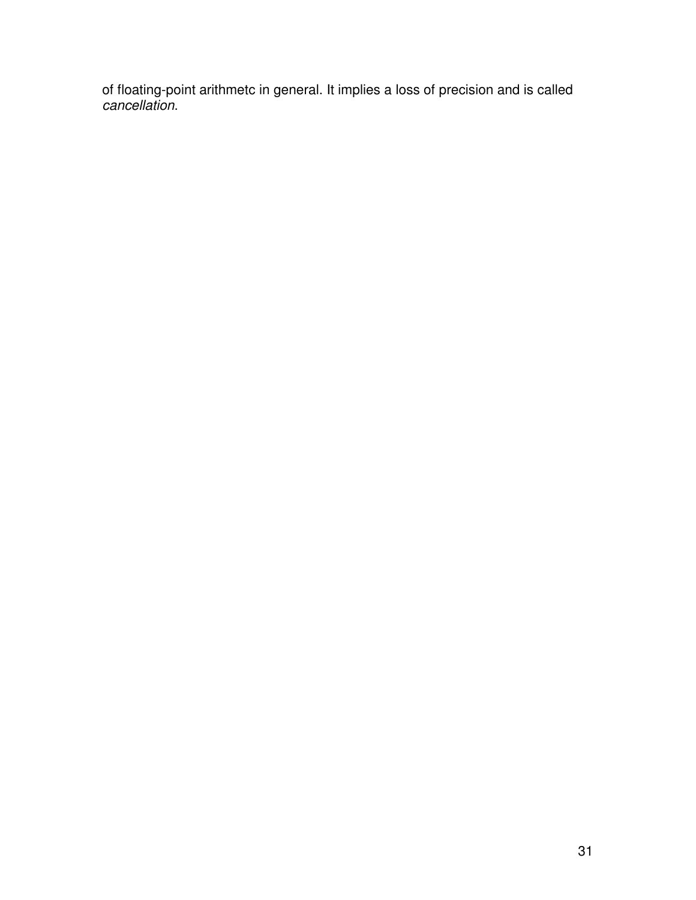of floating-point arithmetc in general. It implies a loss of precision and is called *cancellation*.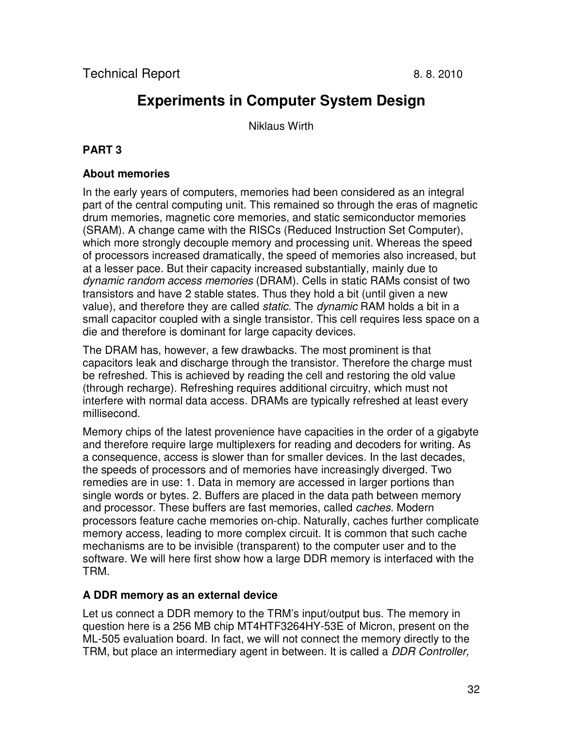Technical Report 8. 8. 2010

# Experiments in Computer System Design

Niklaus Wirth

## PART 3

### About memories

In the early years of computers, memories had been considered as an integral part of the central computing unit. This remained so through the eras of magnetic drum memories, magnetic core memories, and static semiconductor memories (SRAM). A change came with the RISCs (Reduced Instruction Set Computer), which more strongly decouple memory and processing unit. Whereas the speed of processors increased dramatically, the speed of memories also increased, but at a lesser pace. But their capacity increased substantially, mainly due to *dynamic random access memories* (DRAM). Cells in static RAMs consist of two transistors and have 2 stable states. Thus they hold a bit (until given a new value), and therefore they are called *static*. The *dynamic* RAM holds a bit in a small capacitor coupled with a single transistor. This cell requires less space on a die and therefore is dominant for large capacity devices.

The DRAM has, however, a few drawbacks. The most prominent is that capacitors leak and discharge through the transistor. Therefore the charge must be refreshed. This is achieved by reading the cell and restoring the old value (through recharge). Refreshing requires additional circuitry, which must not interfere with normal data access. DRAMs are typically refreshed at least every millisecond.

Memory chips of the latest provenience have capacities in the order of a gigabyte and therefore require large multiplexers for reading and decoders for writing. As a consequence, access is slower than for smaller devices. In the last decades, the speeds of processors and of memories have increasingly diverged. Two remedies are in use: 1. Data in memory are accessed in larger portions than single words or bytes. 2. Buffers are placed in the data path between memory and processor. These buffers are fast memories, called *caches*. Modern processors feature cache memories on-chip. Naturally, caches further complicate memory access, leading to more complex circuit. It is common that such cache mechanisms are to be invisible (transparent) to the computer user and to the software. We will here first show how a large DDR memory is interfaced with the TRM.

### A DDR memory as an external device

Let us connect a DDR memory to the TRM's input/output bus. The memory in question here is a 256 MB chip MT4HTF3264HY-53E of Micron, present on the ML-505 evaluation board. In fact, we will not connect the memory directly to the TRM, but place an intermediary agent in between. It is called a *DDR Controller,*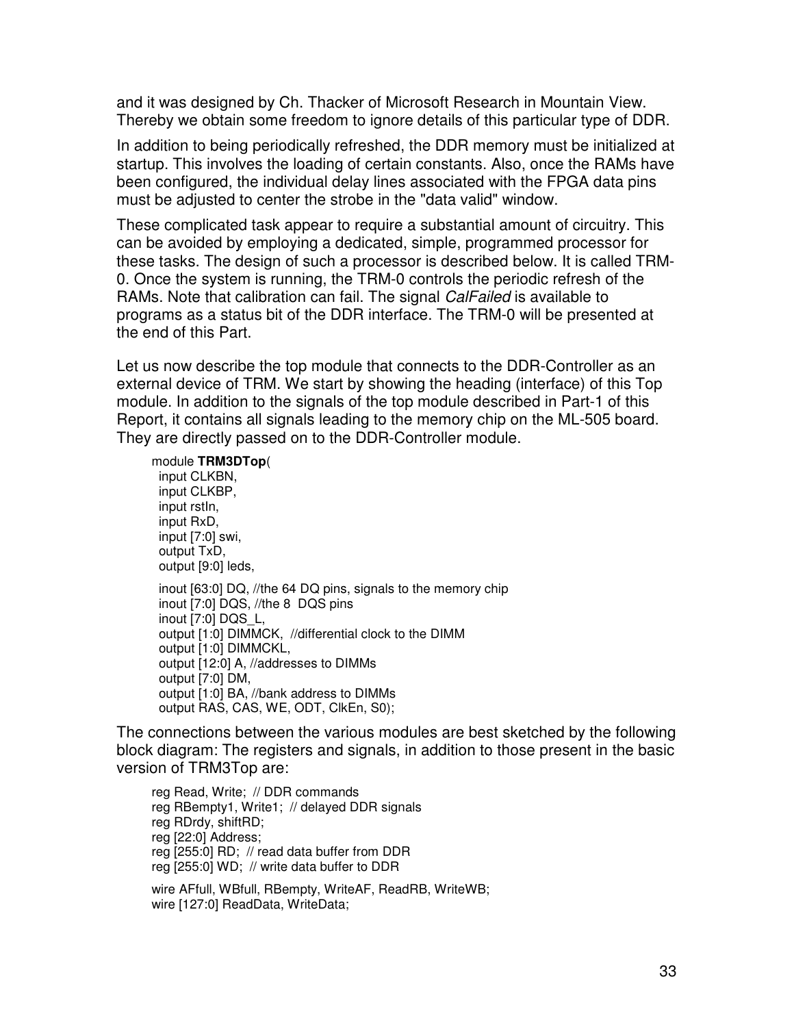and it was designed by Ch. Thacker of Microsoft Research in Mountain View. Thereby we obtain some freedom to ignore details of this particular type of DDR.

In addition to being periodically refreshed, the DDR memory must be initialized at startup. This involves the loading of certain constants. Also, once the RAMs have been configured, the individual delay lines associated with the FPGA data pins must be adjusted to center the strobe in the "data valid" window.

These complicated task appear to require a substantial amount of circuitry. This can be avoided by employing a dedicated, simple, programmed processor for these tasks. The design of such a processor is described below. It is called TRM-0. Once the system is running, the TRM-0 controls the periodic refresh of the RAMs. Note that calibration can fail. The signal *CalFailed* is available to programs as a status bit of the DDR interface. The TRM-0 will be presented at the end of this Part.

Let us now describe the top module that connects to the DDR-Controller as an external device of TRM. We start by showing the heading (interface) of this Top module. In addition to the signals of the top module described in Part-1 of this Report, it contains all signals leading to the memory chip on the ML-505 board. They are directly passed on to the DDR-Controller module.

```
module TRM3DTop(
  input CLKBN,
  input CLKBP,
  input rstIn,
  input RxD,
  input [7:0] swi,
  output TxD,
  output [9:0] leds,

  inout [63:0] DQ, //the 64 DQ pins, signals to the memory chip
  inout [7:0] DQS, //the 8  DQS pins
  inout [7:0] DQS_L,
  output [1:0] DIMMCK,  //differential clock to the DIMM
  output [1:0] DIMMCKL,
  output [12:0] A, //addresses to DIMMs
  output [7:0] DM,
  output [1:0] BA, //bank address to DIMMs
  output RAS, CAS, WE, ODT, ClkEn, S0);
```

The connections between the various modules are best sketched by the following block diagram: The registers and signals, in addition to those present in the basic version of TRM3Top are:

```
reg Read, Write;  // DDR commands
reg RBempty1, Write1;  // delayed DDR signals
reg RDrdy, shiftRD;
reg [22:0] Address;
reg [255:0] RD;  // read data buffer from DDR
reg [255:0] WD;  // write data buffer to DDR

wire AFfull, WBfull, RBempty, WriteAF, ReadRB, WriteWB;
wire [127:0] ReadData, WriteData;
```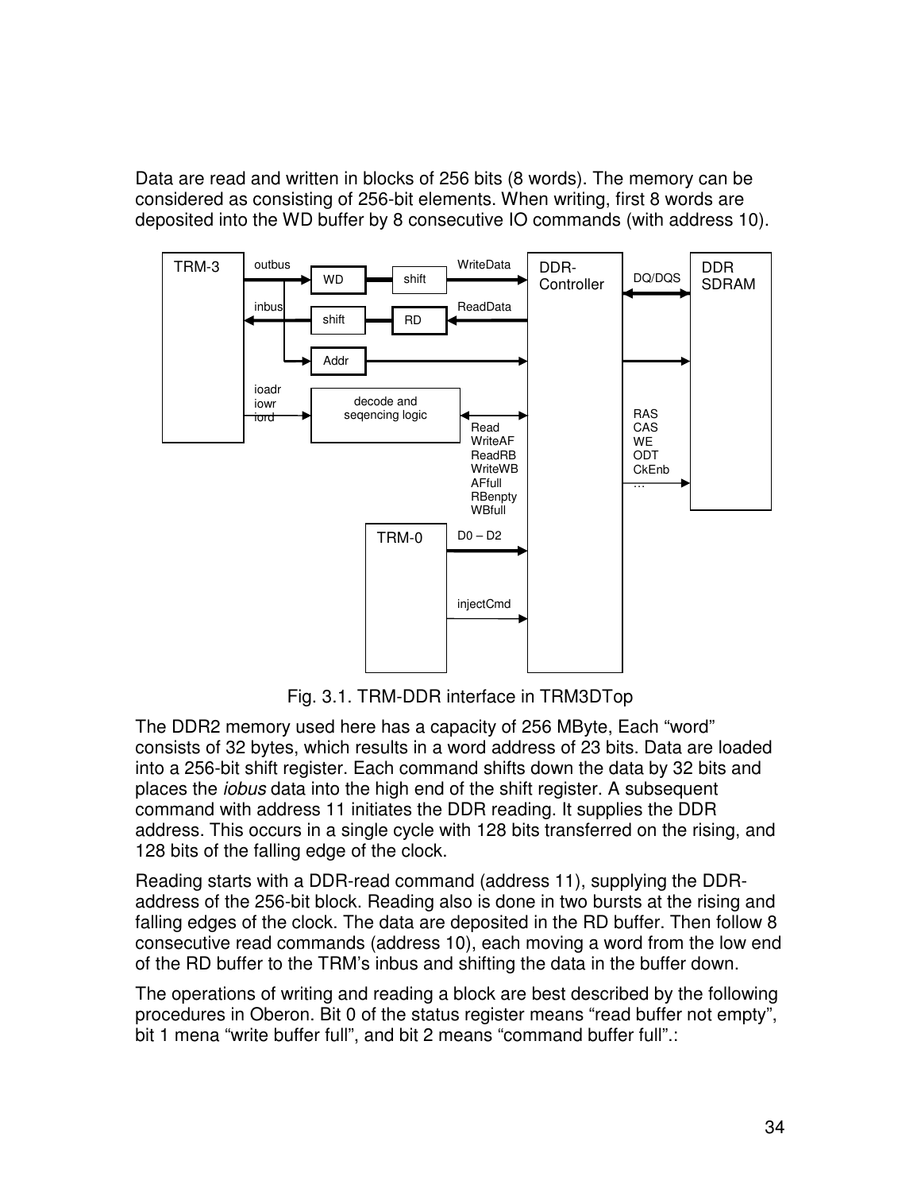Data are read and written in blocks of 256 bits (8 words). The memory can be considered as consisting of 256-bit elements. When writing, first 8 words are deposited into the WD buffer by 8 consecutive IO commands (with address 10).

Fig. 3.1. TRM-DDR interface in TRM3DTop

The DDR2 memory used here has a capacity of 256 MByte, Each “word” consists of 32 bytes, which results in a word address of 23 bits. Data are loaded into a 256-bit shift register. Each command shifts down the data by 32 bits and places the *iobus* data into the high end of the shift register. A subsequent command with address 11 initiates the DDR reading. It supplies the DDR address. This occurs in a single cycle with 128 bits transferred on the rising, and 128 bits of the falling edge of the clock.

Reading starts with a DDR-read command (address 11), supplying the DDR-address of the 256-bit block. Reading also is done in two bursts at the rising and falling edges of the clock. The data are deposited in the RD buffer. Then follow 8 consecutive read commands (address 10), each moving a word from the low end of the RD buffer to the TRM’s inbus and shifting the data in the buffer down.

The operations of writing and reading a block are best described by the following procedures in Oberon. Bit 0 of the status register means “read buffer not empty”, bit 1 mena “write buffer full”, and bit 2 means “command buffer full”.: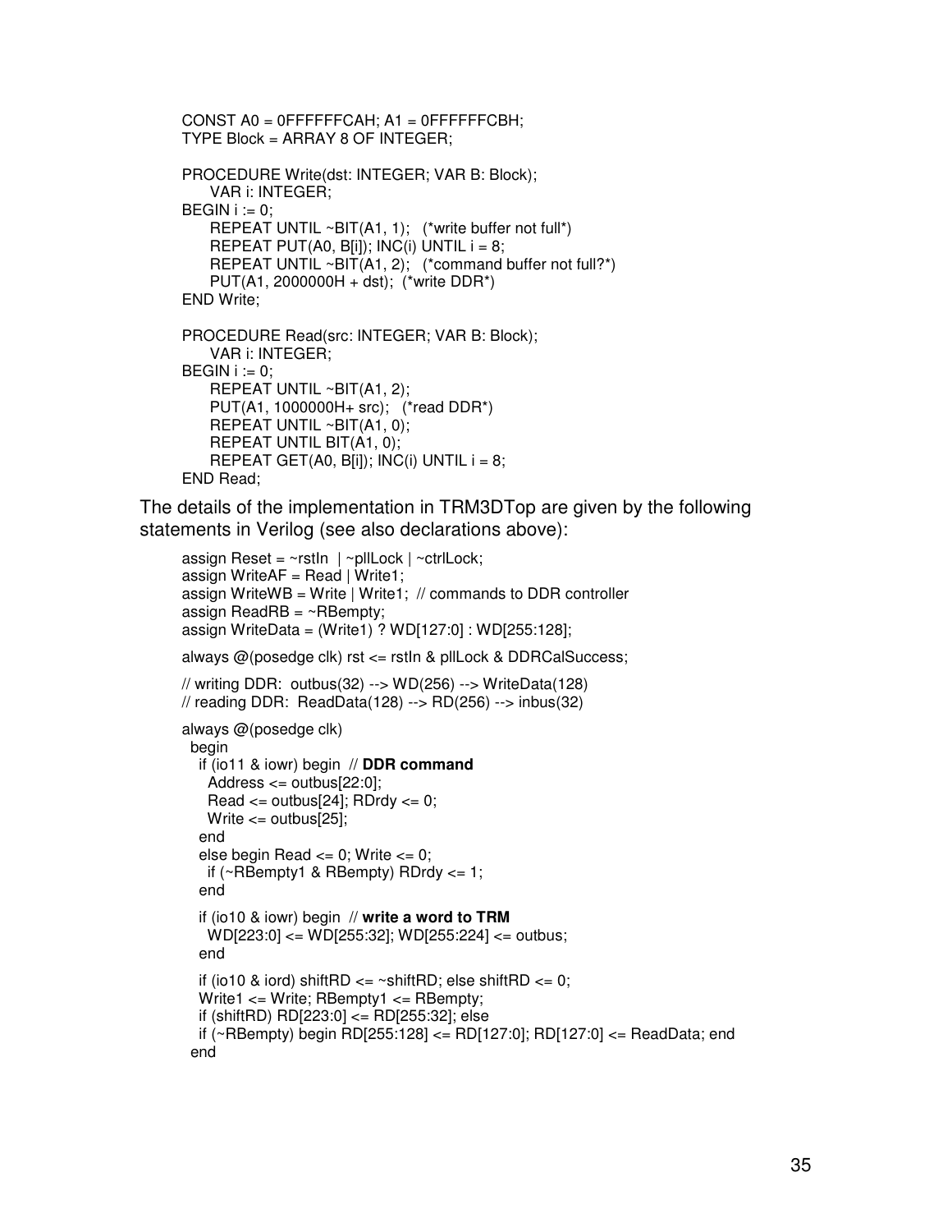```
CONST A0 = 0FFFFFFCAH; A1 = 0FFFFFFCBH;
TYPE Block = ARRAY 8 OF INTEGER;

PROCEDURE Write(dst: INTEGER; VAR B: Block);
    VAR i: INTEGER;
BEGIN i := 0;
    REPEAT UNTIL ~BIT(A1, 1);   (*write buffer not full*)
    REPEAT PUT(A0, B[i]); INC(i) UNTIL i = 8;
    REPEAT UNTIL ~BIT(A1, 2);   (*command buffer not full?*)
    PUT(A1, 2000000H + dst);  (*write DDR*)
END Write;

PROCEDURE Read(src: INTEGER; VAR B: Block);
    VAR i: INTEGER;
BEGIN i := 0;
    REPEAT UNTIL ~BIT(A1, 2);
    PUT(A1, 1000000H+ src);   (*read DDR*)
    REPEAT UNTIL ~BIT(A1, 0);
    REPEAT UNTIL BIT(A1, 0);
    REPEAT GET(A0, B[i]); INC(i) UNTIL i = 8;
END Read;
```

The details of the implementation in TRM3DTop are given by the following statements in Verilog (see also declarations above):

```
assign Reset = ~rstIn  | ~pllLock | ~ctrlLock;
assign WriteAF = Read | Write1;
assign WriteWB = Write | Write1;  // commands to DDR controller
assign ReadRB = ~RBempty;
assign WriteData = (Write1) ? WD[127:0] : WD[255:128];

always @(posedge clk) rst <= rstIn & pllLock & DDRCalSuccess;

// writing DDR:  outbus(32) --> WD(256) --> WriteData(128)
// reading DDR:  ReadData(128) --> RD(256) --> inbus(32)

always @(posedge clk)
  begin
    if (io11 & iowr) begin  // DDR command
      Address <= outbus[22:0];
      Read <= outbus[24]; RDrdy <= 0;
      Write <= outbus[25];
    end
    else begin Read <= 0; Write <= 0;
      if (~RBempty1 & RBempty) RDrdy <= 1;
    end

    if (io10 & iowr) begin  // write a word to TRM
      WD[223:0] <= WD[255:32]; WD[255:224] <= outbus;
    end

    if (io10 & iord) shiftRD <= ~shiftRD; else shiftRD <= 0;
    Write1 <= Write; RBempty1 <= RBempty;
    if (shiftRD) RD[223:0] <= RD[255:32]; else
    if (~RBempty) begin RD[255:128] <= RD[127:0]; RD[127:0] <= ReadData; end
  end
```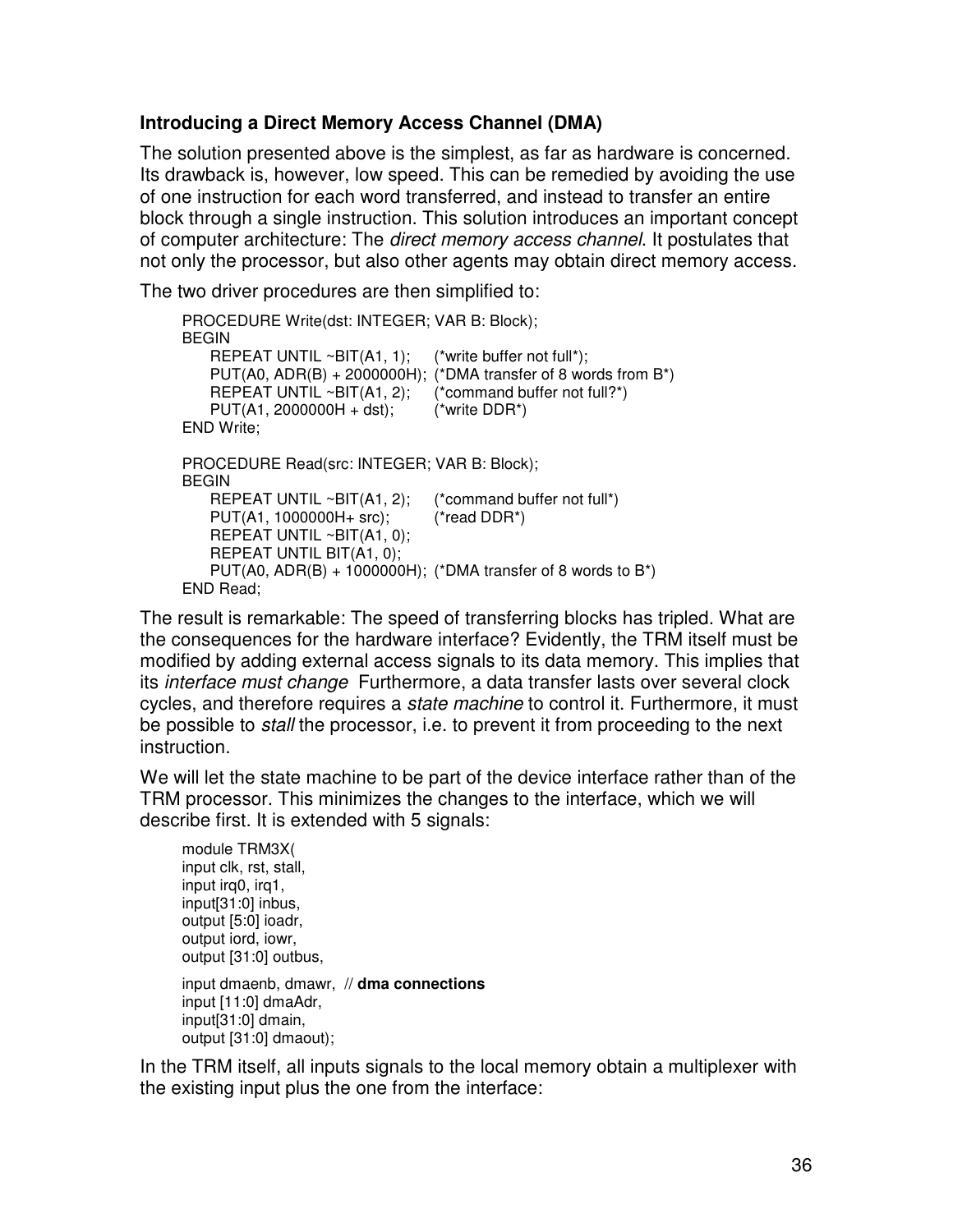### Introducing a Direct Memory Access Channel (DMA)

The solution presented above is the simplest, as far as hardware is concerned. Its drawback is, however, low speed. This can be remedied by avoiding the use of one instruction for each word transferred, and instead to transfer an entire block through a single instruction. This solution introduces an important concept of computer architecture: The *direct memory access channel*. It postulates that not only the processor, but also other agents may obtain direct memory access.

The two driver procedures are then simplified to:

```
PROCEDURE Write(dst: INTEGER; VAR B: Block);
BEGIN
    REPEAT UNTIL ~BIT(A1, 1);     (*write buffer not full*);
    PUT(A0, ADR(B) + 2000000H);  (*DMA transfer of 8 words from B*)
    REPEAT UNTIL ~BIT(A1, 2);     (*command buffer not full?*)
    PUT(A1, 2000000H + dst);      (*write DDR*)
END Write;

PROCEDURE Read(src: INTEGER; VAR B: Block);
BEGIN
    REPEAT UNTIL ~BIT(A1, 2);     (*command buffer not full*)
    PUT(A1, 1000000H+ src);       (*read DDR*)
    REPEAT UNTIL ~BIT(A1, 0);
    REPEAT UNTIL BIT(A1, 0);
    PUT(A0, ADR(B) + 1000000H);  (*DMA transfer of 8 words to B*)
END Read;
```

The result is remarkable: The speed of transferring blocks has tripled. What are the consequences for the hardware interface? Evidently, the TRM itself must be modified by adding external access signals to its data memory. This implies that its *interface must change* Furthermore, a data transfer lasts over several clock cycles, and therefore requires a *state machine* to control it. Furthermore, it must be possible to *stall* the processor, i.e. to prevent it from proceeding to the next instruction.

We will let the state machine to be part of the device interface rather than of the TRM processor. This minimizes the changes to the interface, which we will describe first. It is extended with 5 signals:

```
module TRM3X(
input clk, rst, stall,
input irq0, irq1,
input[31:0] inbus,
output [5:0] ioadr,
output iord, iowr,
output [31:0] outbus,

input dmaenb, dmawr,  // dma connections
input [11:0] dmaAdr,
input[31:0] dmain,
output [31:0] dmaout);
```

In the TRM itself, all inputs signals to the local memory obtain a multiplexer with the existing input plus the one from the interface: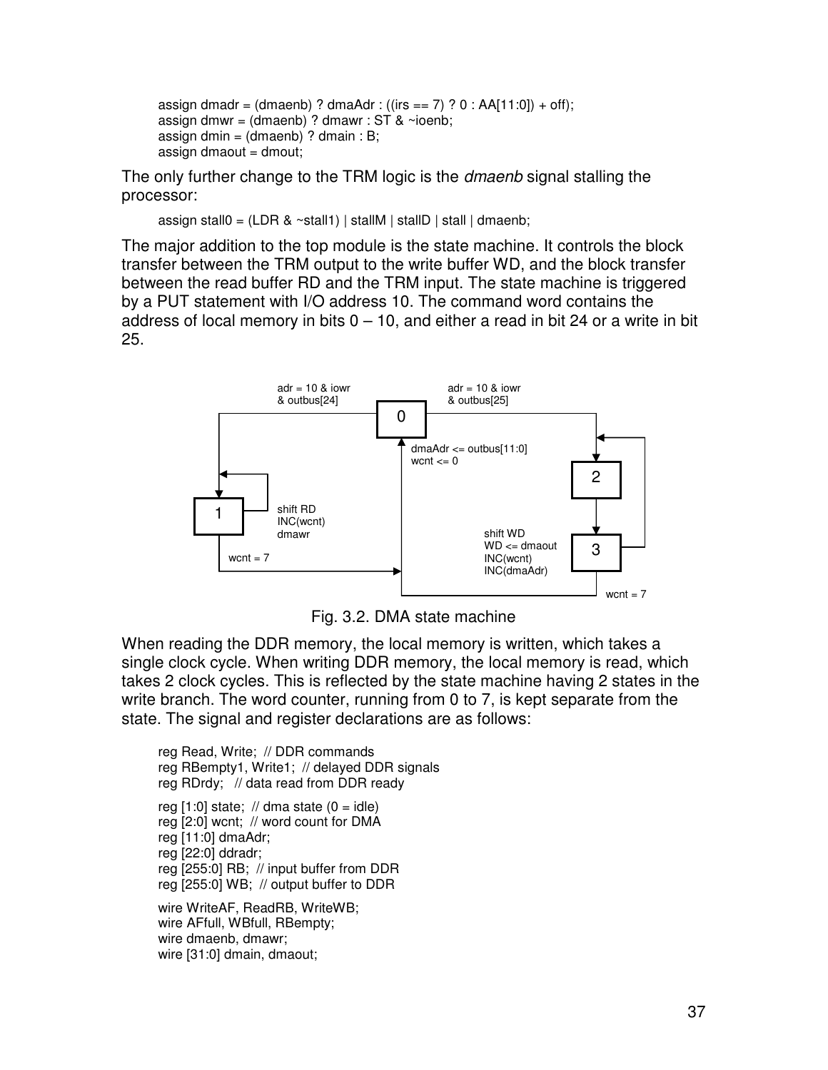```
assign dmadr = (dmaenb) ? dmaAdr : ((irs == 7) ? 0 : AA[11:0]) + off);
assign dmwr = (dmaenb) ? dmawr : ST & ~ioenb;
assign dmin = (dmaenb) ? dmain : B;
assign dmaout = dmout;
```

The only further change to the TRM logic is the *dmaenb* signal stalling the processor:

```
assign stall0 = (LDR & ~stall1) | stallM | stallD | stall | dmaenb;
```

The major addition to the top module is the state machine. It controls the block transfer between the TRM output to the write buffer WD, and the block transfer between the read buffer RD and the TRM input. The state machine is triggered by a PUT statement with I/O address 10. The command word contains the address of local memory in bits 0 – 10, and either a read in bit 24 or a write in bit 25.

Fig. 3.2. DMA state machine

When reading the DDR memory, the local memory is written, which takes a single clock cycle. When writing DDR memory, the local memory is read, which takes 2 clock cycles. This is reflected by the state machine having 2 states in the write branch. The word counter, running from 0 to 7, is kept separate from the state. The signal and register declarations are as follows:

```
reg Read, Write;  // DDR commands
reg RBempty1, Write1;  // delayed DDR signals
reg RDrdy;   // data read from DDR ready

reg [1:0] state;  // dma state (0 = idle)
reg [2:0] wcnt;  // word count for DMA
reg [11:0] dmaAdr;
reg [22:0] ddradr;
reg [255:0] RB;  // input buffer from DDR
reg [255:0] WB;  // output buffer to DDR

wire WriteAF, ReadRB, WriteWB;
wire AFfull, WBfull, RBempty;
wire dmaenb, dmawr;
wire [31:0] dmain, dmaout;
```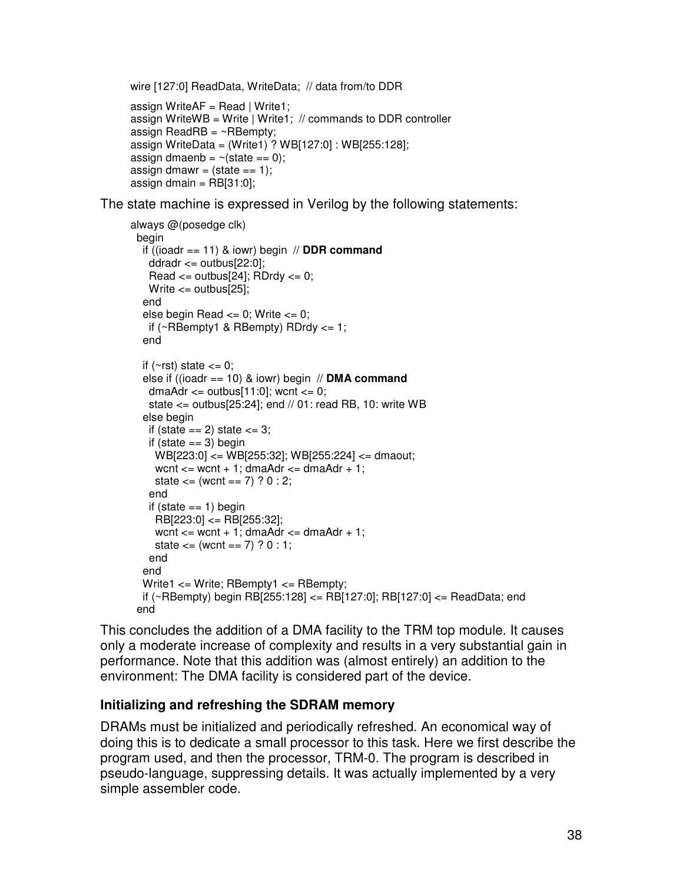```
wire [127:0] ReadData, WriteData;  // data from/to DDR

assign WriteAF = Read | Write1;
assign WriteWB = Write | Write1;  // commands to DDR controller
assign ReadRB = ~RBempty;
assign WriteData = (Write1) ? WB[127:0] : WB[255:128];
assign dmaenb = ~(state == 0);
assign dmawr = (state == 1);
assign dmain = RB[31:0];
```

The state machine is expressed in Verilog by the following statements:

```
always @(posedge clk)
 begin
  if ((ioadr == 11) & iowr) begin  // DDR command
   ddradr <= outbus[22:0];
   Read <= outbus[24]; RDrdy <= 0;
   Write <= outbus[25];
  end
  else begin Read <= 0; Write <= 0;
   if (~RBempty1 & RBempty) RDrdy <= 1;
  end

  if (~rst) state <= 0;
  else if ((ioadr == 10) & iowr) begin  // DMA command
   dmaAdr <= outbus[11:0]; wcnt <= 0;
   state <= outbus[25:24]; end // 01: read RB, 10: write WB
  else begin
   if (state == 2) state <= 3;
   if (state == 3) begin
    WB[223:0] <= WB[255:32]; WB[255:224] <= dmaout;
    wcnt <= wcnt + 1; dmaAdr <= dmaAdr + 1;
    state <= (wcnt == 7) ? 0 : 2;
   end
   if (state == 1) begin
    RB[223:0] <= RB[255:32];
    wcnt <= wcnt + 1; dmaAdr <= dmaAdr + 1;
    state <= (wcnt == 7) ? 0 : 1;
   end
  end
  Write1 <= Write; RBempty1 <= RBempty;
  if (~RBempty) begin RB[255:128] <= RB[127:0]; RB[127:0] <= ReadData; end
 end
```

This concludes the addition of a DMA facility to the TRM top module. It causes only a moderate increase of complexity and results in a very substantial gain in performance. Note that this addition was (almost entirely) an addition to the environment: The DMA facility is considered part of the device.

### Initializing and refreshing the SDRAM memory

DRAMs must be initialized and periodically refreshed. An economical way of doing this is to dedicate a small processor to this task. Here we first describe the program used, and then the processor, TRM-0. The program is described in pseudo-language, suppressing details. It was actually implemented by a very simple assembler code.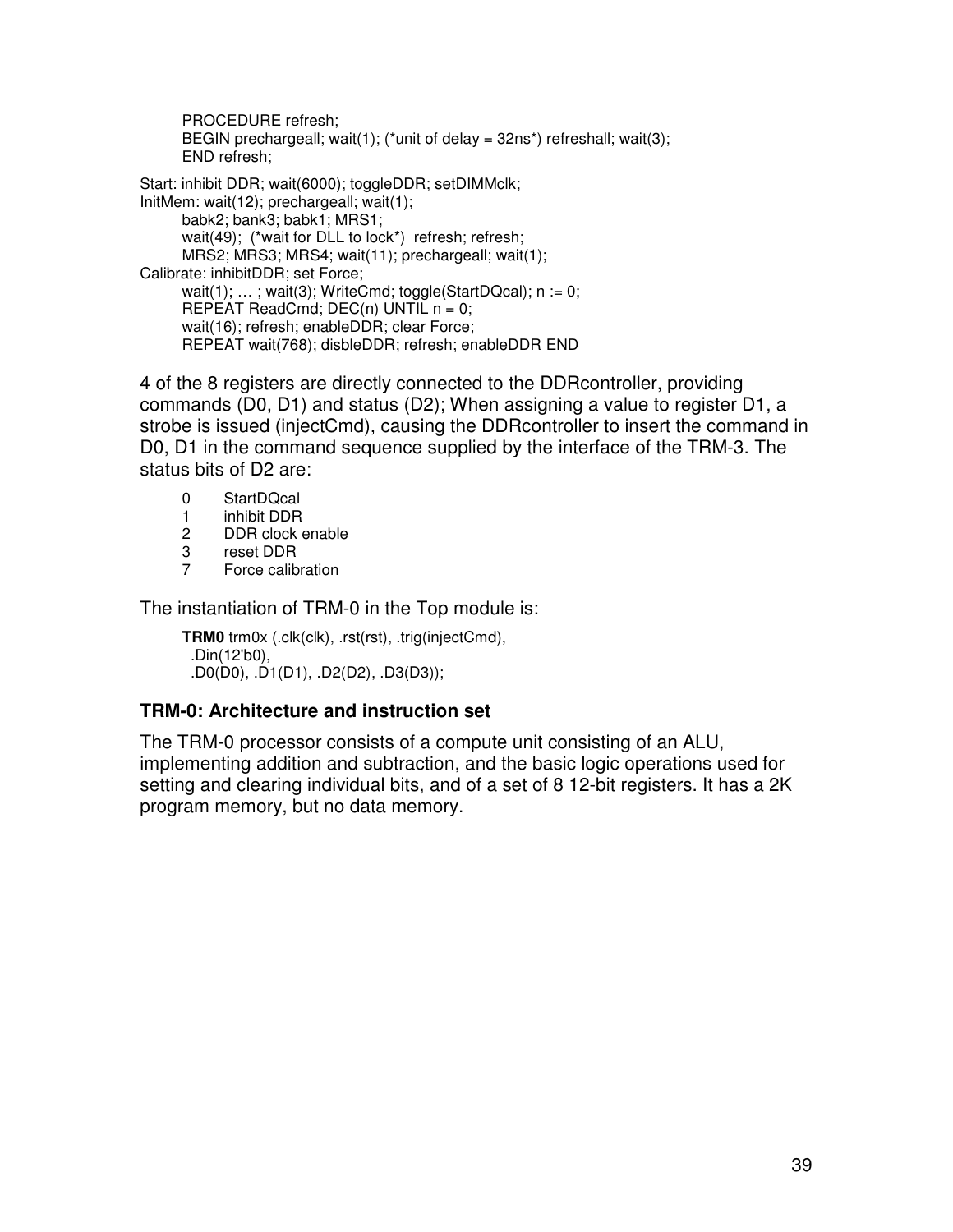```
        PROCEDURE refresh;
        BEGIN prechargeall; wait(1); (*unit of delay = 32ns*) refreshall; wait(3);
        END refresh;

Start: inhibit DDR; wait(6000); toggleDDR; setDIMMclk;
InitMem: wait(12); prechargeall; wait(1);
        babk2; bank3; babk1; MRS1;
        wait(49);  (*wait for DLL to lock*)  refresh; refresh;
        MRS2; MRS3; MRS4; wait(11); prechargeall; wait(1);
Calibrate: inhibitDDR; set Force;
        wait(1); … ; wait(3); WriteCmd; toggle(StartDQcal); n := 0;
        REPEAT ReadCmd; DEC(n) UNTIL n = 0;
        wait(16); refresh; enableDDR; clear Force;
        REPEAT wait(768); disbleDDR; refresh; enableDDR END
```

4 of the 8 registers are directly connected to the DDRcontroller, providing commands (D0, D1) and status (D2); When assigning a value to register D1, a strobe is issued (injectCmd), causing the DDRcontroller to insert the command in D0, D1 in the command sequence supplied by the interface of the TRM-3. The status bits of D2 are:

- 0 StartDQcal
- 1 inhibit DDR
- 2 DDR clock enable
- 3 reset DDR
- 7 Force calibration

The instantiation of TRM-0 in the Top module is:

```
TRM0 trm0x (.clk(clk), .rst(rst), .trig(injectCmd),
  .Din(12'b0),
  .D0(D0), .D1(D1), .D2(D2), .D3(D3));
```

### TRM-0: Architecture and instruction set

The TRM-0 processor consists of a compute unit consisting of an ALU, implementing addition and subtraction, and the basic logic operations used for setting and clearing individual bits, and of a set of 8 12-bit registers. It has a 2K program memory, but no data memory.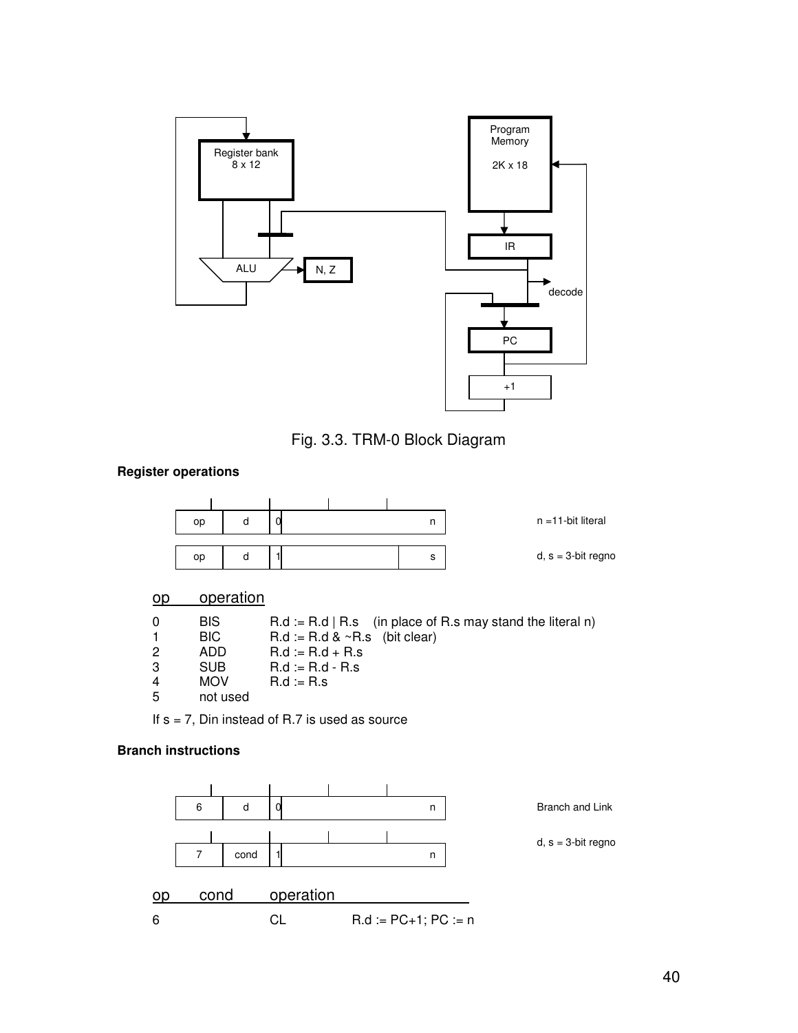Fig. 3.3. TRM-0 Block Diagram

**Register operations**

| op | d | 0 | n |
|---|---|---|---|

n =11-bit literal

| op | d | 1 | | s |
|---|---|---|---|---|

d, s = 3-bit regno

| op | operation | |
|---|---|---|
| 0 | BIS | R.d := R.d \| R.s (in place of R.s may stand the literal n) |
| 1 | BIC | R.d := R.d & ~R.s (bit clear) |
| 2 | ADD | R.d := R.d + R.s |
| 3 | SUB | R.d := R.d - R.s |
| 4 | MOV | R.d := R.s |
| 5 | not used | |

If s = 7, Din instead of R.7 is used as source

**Branch instructions**

| 6 | d | 0 | n |
|---|---|---|---|

Branch and Link

| 7 | cond | 1 | n |
|---|---|---|---|

d, s = 3-bit regno

| op | cond | operation | |
|---|---|---|---|
| 6 | | CL | R.d := PC+1; PC := n |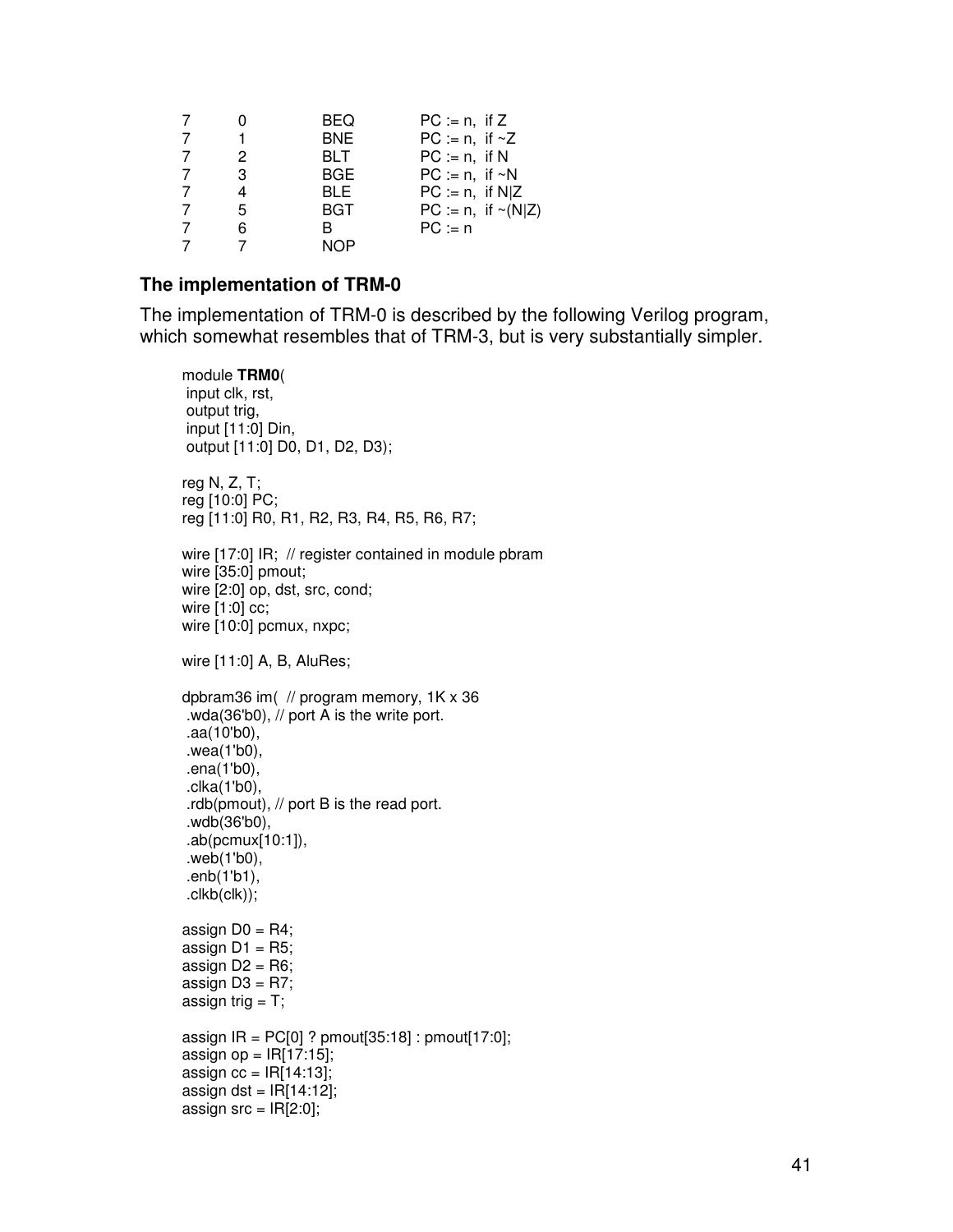| 7 | 0 | BEQ | PC := n, if Z |
|---|---|---|---|
| 7 | 1 | BNE | PC := n, if ~Z |
| 7 | 2 | BLT | PC := n, if N |
| 7 | 3 | BGE | PC := n, if ~N |
| 7 | 4 | BLE | PC := n, if N\|Z |
| 7 | 5 | BGT | PC := n, if ~(N\|Z) |
| 7 | 6 | B | PC := n |
| 7 | 7 | NOP | |

### The implementation of TRM-0

The implementation of TRM-0 is described by the following Verilog program, which somewhat resembles that of TRM-3, but is very substantially simpler.

```
module TRM0(
 input clk, rst,
 output trig,
 input [11:0] Din,
 output [11:0] D0, D1, D2, D3);

reg N, Z, T;
reg [10:0] PC;
reg [11:0] R0, R1, R2, R3, R4, R5, R6, R7;

wire [17:0] IR;  // register contained in module pbram
wire [35:0] pmout;
wire [2:0] op, dst, src, cond;
wire [1:0] cc;
wire [10:0] pcmux, nxpc;

wire [11:0] A, B, AluRes;

dpbram36 im(  // program memory, 1K x 36
 .wda(36'b0), // port A is the write port.
 .aa(10'b0),
 .wea(1'b0),
 .ena(1'b0),
 .clka(1'b0),
 .rdb(pmout), // port B is the read port.
 .wdb(36'b0),
 .ab(pcmux[10:1]),
 .web(1'b0),
 .enb(1'b1),
 .clkb(clk));

assign D0 = R4;
assign D1 = R5;
assign D2 = R6;
assign D3 = R7;
assign trig = T;

assign IR = PC[0] ? pmout[35:18] : pmout[17:0];
assign op = IR[17:15];
assign cc = IR[14:13];
assign dst = IR[14:12];
assign src = IR[2:0];
```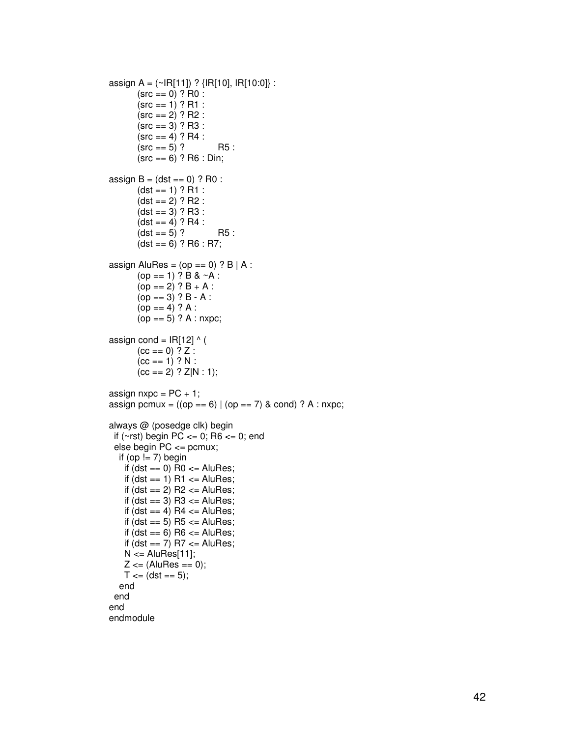```
assign A = (~IR[11]) ? {IR[10], IR[10:0]} :
        (src == 0) ? R0 :
        (src == 1) ? R1 :
        (src == 2) ? R2 :
        (src == 3) ? R3 :
        (src == 4) ? R4 :
        (src == 5) ?        R5 :
        (src == 6) ? R6 : Din;

assign B = (dst == 0) ? R0 :
        (dst == 1) ? R1 :
        (dst == 2) ? R2 :
        (dst == 3) ? R3 :
        (dst == 4) ? R4 :
        (dst == 5) ?        R5 :
        (dst == 6) ? R6 : R7;

assign AluRes = (op == 0) ? B | A :
        (op == 1) ? B & ~A :
        (op == 2) ? B + A :
        (op == 3) ? B - A :
        (op == 4) ? A :
        (op == 5) ? A : nxpc;

assign cond = IR[12] ^ (
        (cc == 0) ? Z :
        (cc == 1) ? N :
        (cc == 2) ? Z|N : 1);

assign nxpc = PC + 1;
assign pcmux = ((op == 6) | (op == 7) & cond) ? A : nxpc;

always @ (posedge clk) begin
  if (~rst) begin PC <= 0; R6 <= 0; end
  else begin PC <= pcmux;
    if (op != 7) begin
      if (dst == 0) R0 <= AluRes;
      if (dst == 1) R1 <= AluRes;
      if (dst == 2) R2 <= AluRes;
      if (dst == 3) R3 <= AluRes;
      if (dst == 4) R4 <= AluRes;
      if (dst == 5) R5 <= AluRes;
      if (dst == 6) R6 <= AluRes;
      if (dst == 7) R7 <= AluRes;
      N <= AluRes[11];
      Z <= (AluRes == 0);
      T <= (dst == 5);
    end
  end
end
endmodule
```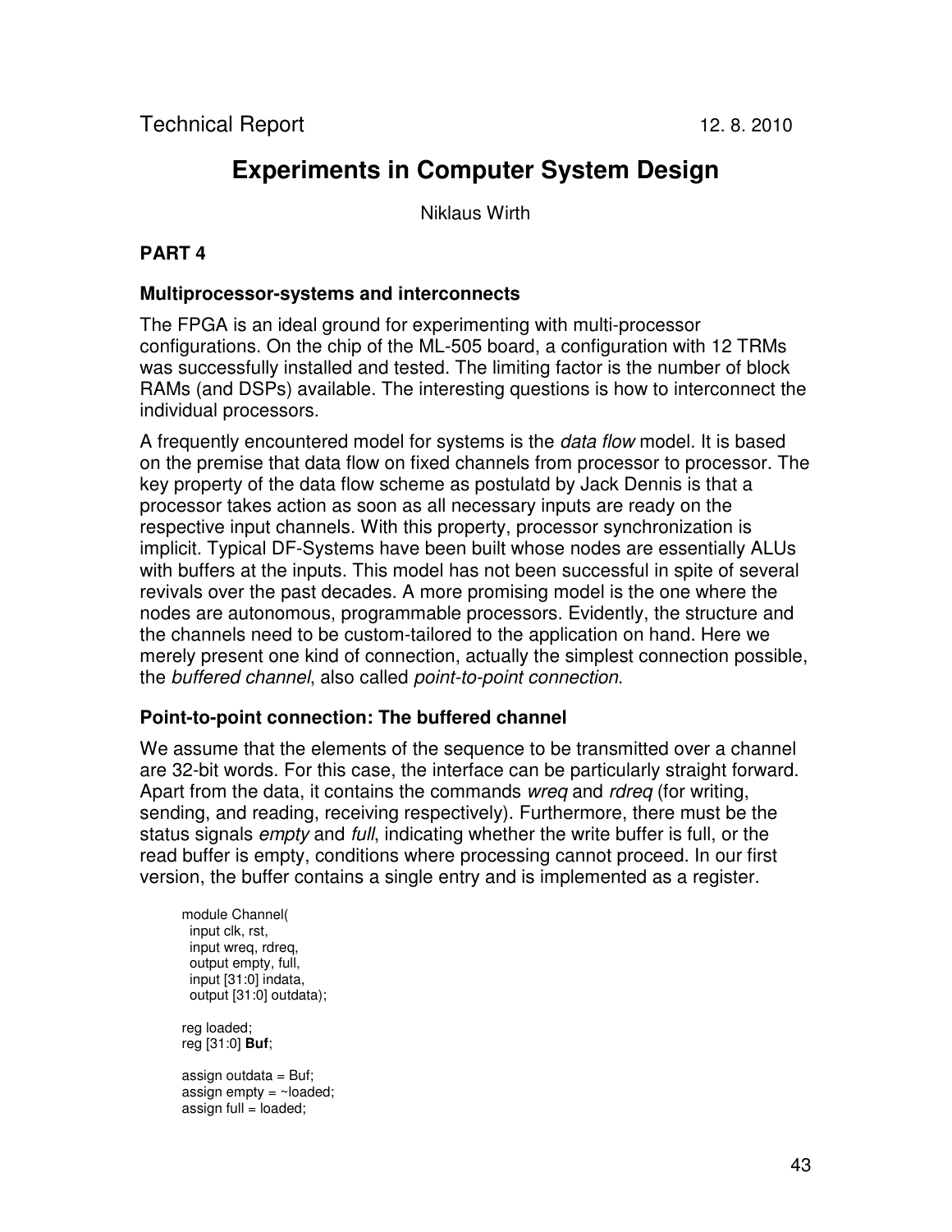Technical Report 12. 8. 2010

# Experiments in Computer System Design

Niklaus Wirth

## PART 4

### Multiprocessor-systems and interconnects

The FPGA is an ideal ground for experimenting with multi-processor configurations. On the chip of the ML-505 board, a configuration with 12 TRMs was successfully installed and tested. The limiting factor is the number of block RAMs (and DSPs) available. The interesting questions is how to interconnect the individual processors.

A frequently encountered model for systems is the *data flow* model. It is based on the premise that data flow on fixed channels from processor to processor. The key property of the data flow scheme as postulatd by Jack Dennis is that a processor takes action as soon as all necessary inputs are ready on the respective input channels. With this property, processor synchronization is implicit. Typical DF-Systems have been built whose nodes are essentially ALUs with buffers at the inputs. This model has not been successful in spite of several revivals over the past decades. A more promising model is the one where the nodes are autonomous, programmable processors. Evidently, the structure and the channels need to be custom-tailored to the application on hand. Here we merely present one kind of connection, actually the simplest connection possible, the *buffered channel*, also called *point-to-point connection*.

### Point-to-point connection: The buffered channel

We assume that the elements of the sequence to be transmitted over a channel are 32-bit words. For this case, the interface can be particularly straight forward. Apart from the data, it contains the commands *wreq* and *rdreq* (for writing, sending, and reading, receiving respectively). Furthermore, there must be the status signals *empty* and *full*, indicating whether the write buffer is full, or the read buffer is empty, conditions where processing cannot proceed. In our first version, the buffer contains a single entry and is implemented as a register.

```
module Channel(
  input clk, rst,
  input wreq, rdreq,
  output empty, full,
  input [31:0] indata,
  output [31:0] outdata);

reg loaded;
reg [31:0] Buf;

assign outdata = Buf;
assign empty = ~loaded;
assign full = loaded;
```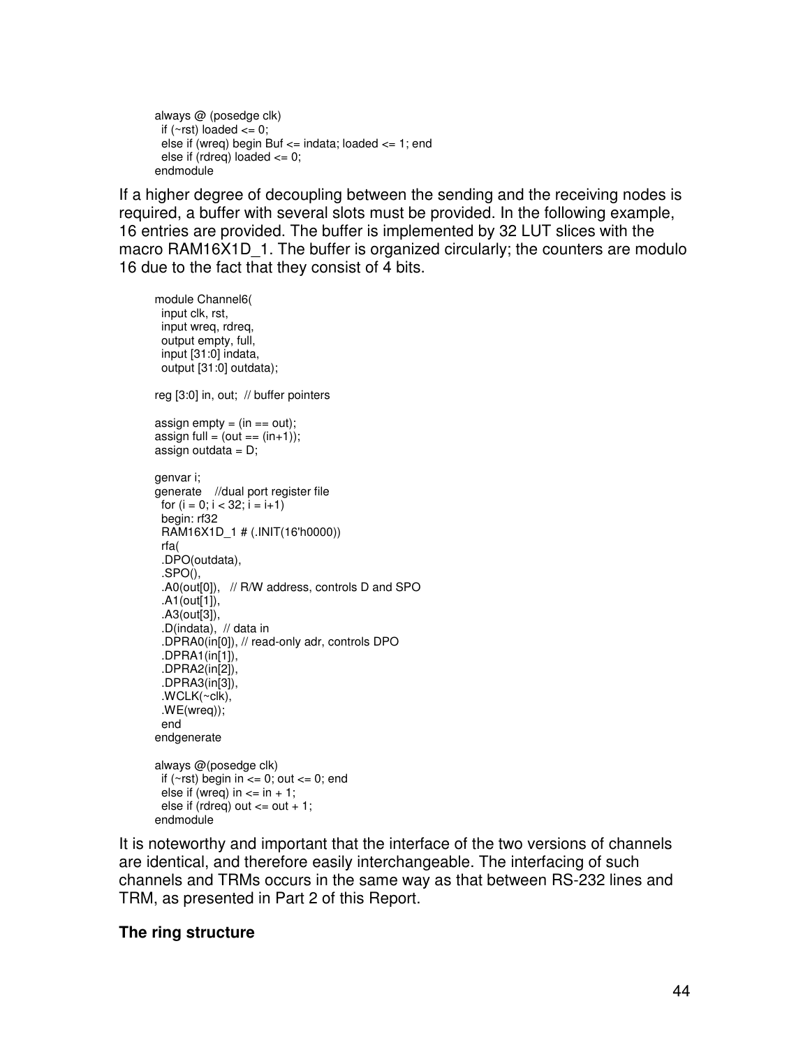```
always @ (posedge clk)
  if (~rst) loaded <= 0;
  else if (wreq) begin Buf <= indata; loaded <= 1; end
  else if (rdreq) loaded <= 0;
endmodule
```

If a higher degree of decoupling between the sending and the receiving nodes is required, a buffer with several slots must be provided. In the following example, 16 entries are provided. The buffer is implemented by 32 LUT slices with the macro RAM16X1D_1. The buffer is organized circularly; the counters are modulo 16 due to the fact that they consist of 4 bits.

```
module Channel6(
  input clk, rst,
  input wreq, rdreq,
  output empty, full,
  input [31:0] indata,
  output [31:0] outdata);

reg [3:0] in, out;  // buffer pointers

assign empty = (in == out);
assign full = (out == (in+1));
assign outdata = D;

genvar i;
generate    //dual port register file
  for (i = 0; i < 32; i = i+1)
  begin: rf32
  RAM16X1D_1 # (.INIT(16'h0000))
  rfa(
  .DPO(outdata),
  .SPO(),
  .A0(out[0]),   // R/W address, controls D and SPO
  .A1(out[1]),
  .A3(out[3]),
  .D(indata),  // data in
  .DPRA0(in[0]), // read-only adr, controls DPO
  .DPRA1(in[1]),
  .DPRA2(in[2]),
  .DPRA3(in[3]),
  .WCLK(~clk),
  .WE(wreq));
  end
endgenerate

always @(posedge clk)
  if (~rst) begin in <= 0; out <= 0; end
  else if (wreq) in <= in + 1;
  else if (rdreq) out <= out + 1;
endmodule
```

It is noteworthy and important that the interface of the two versions of channels are identical, and therefore easily interchangeable. The interfacing of such channels and TRMs occurs in the same way as that between RS-232 lines and TRM, as presented in Part 2 of this Report.

**The ring structure**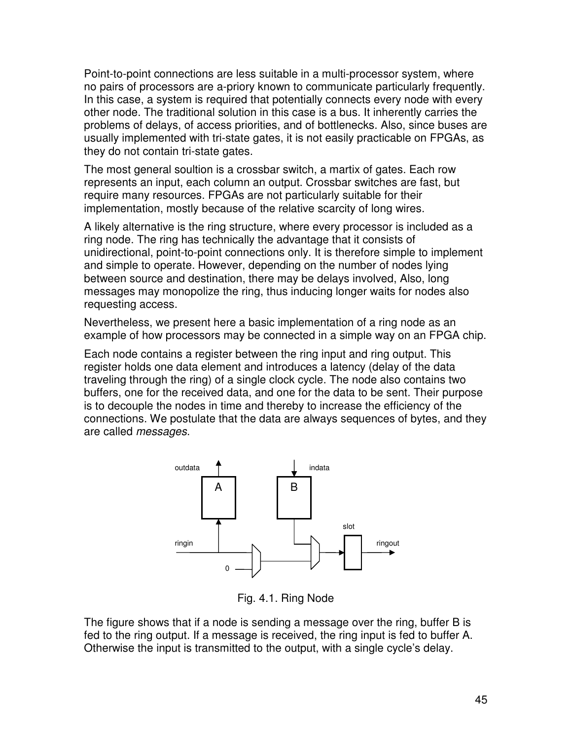Point-to-point connections are less suitable in a multi-processor system, where no pairs of processors are a-priory known to communicate particularly frequently. In this case, a system is required that potentially connects every node with every other node. The traditional solution in this case is a bus. It inherently carries the problems of delays, of access priorities, and of bottlenecks. Also, since buses are usually implemented with tri-state gates, it is not easily practicable on FPGAs, as they do not contain tri-state gates.

The most general soultion is a crossbar switch, a martix of gates. Each row represents an input, each column an output. Crossbar switches are fast, but require many resources. FPGAs are not particularly suitable for their implementation, mostly because of the relative scarcity of long wires.

A likely alternative is the ring structure, where every processor is included as a ring node. The ring has technically the advantage that it consists of unidirectional, point-to-point connections only. It is therefore simple to implement and simple to operate. However, depending on the number of nodes lying between source and destination, there may be delays involved, Also, long messages may monopolize the ring, thus inducing longer waits for nodes also requesting access.

Nevertheless, we present here a basic implementation of a ring node as an example of how processors may be connected in a simple way on an FPGA chip.

Each node contains a register between the ring input and ring output. This register holds one data element and introduces a latency (delay of the data traveling through the ring) of a single clock cycle. The node also contains two buffers, one for the received data, and one for the data to be sent. Their purpose is to decouple the nodes in time and thereby to increase the efficiency of the connections. We postulate that the data are always sequences of bytes, and they are called *messages*.

Fig. 4.1. Ring Node

The figure shows that if a node is sending a message over the ring, buffer B is fed to the ring output. If a message is received, the ring input is fed to buffer A. Otherwise the input is transmitted to the output, with a single cycle's delay.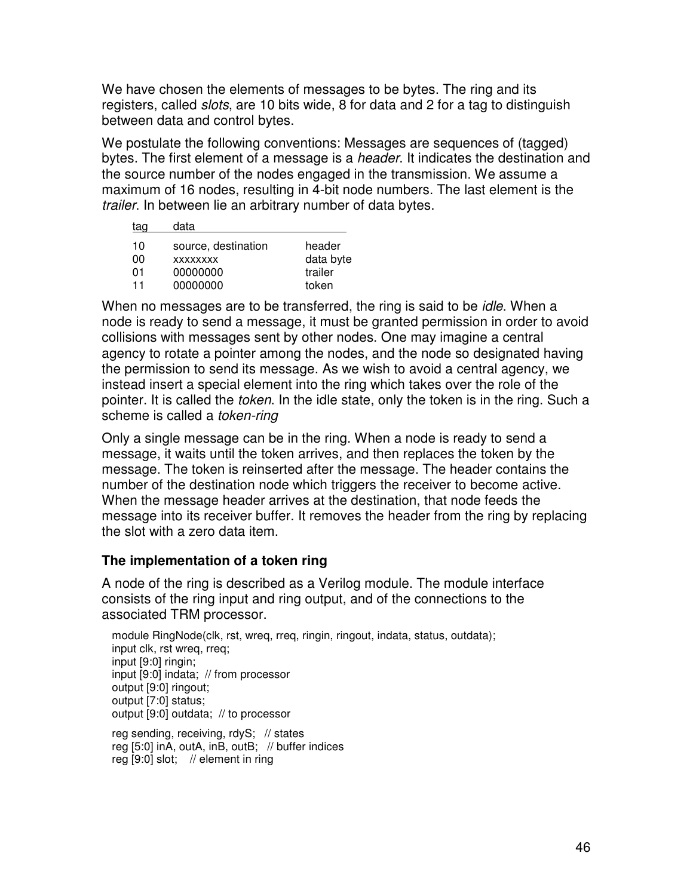We have chosen the elements of messages to be bytes. The ring and its registers, called *slots*, are 10 bits wide, 8 for data and 2 for a tag to distinguish between data and control bytes.

We postulate the following conventions: Messages are sequences of (tagged) bytes. The first element of a message is a *header*. It indicates the destination and the source number of the nodes engaged in the transmission. We assume a maximum of 16 nodes, resulting in 4-bit node numbers. The last element is the *trailer*. In between lie an arbitrary number of data bytes.

| tag | data | |
|---|---|---|
| 10 | source, destination | header |
| 00 | xxxxxxxx | data byte |
| 01 | 00000000 | trailer |
| 11 | 00000000 | token |

When no messages are to be transferred, the ring is said to be *idle*. When a node is ready to send a message, it must be granted permission in order to avoid collisions with messages sent by other nodes. One may imagine a central agency to rotate a pointer among the nodes, and the node so designated having the permission to send its message. As we wish to avoid a central agency, we instead insert a special element into the ring which takes over the role of the pointer. It is called the *token*. In the idle state, only the token is in the ring. Such a scheme is called a *token-ring*

Only a single message can be in the ring. When a node is ready to send a message, it waits until the token arrives, and then replaces the token by the message. The token is reinserted after the message. The header contains the number of the destination node which triggers the receiver to become active. When the message header arrives at the destination, that node feeds the message into its receiver buffer. It removes the header from the ring by replacing the slot with a zero data item.

### The implementation of a token ring

A node of the ring is described as a Verilog module. The module interface consists of the ring input and ring output, and of the connections to the associated TRM processor.

```
module RingNode(clk, rst, wreq, rreq, ringin, ringout, indata, status, outdata);
input clk, rst wreq, rreq;
input [9:0] ringin;
input [9:0] indata;  // from processor
output [9:0] ringout;
output [7:0] status;
output [9:0] outdata;  // to processor

reg sending, receiving, rdyS;   // states
reg [5:0] inA, outA, inB, outB;   // buffer indices
reg [9:0] slot;    // element in ring
```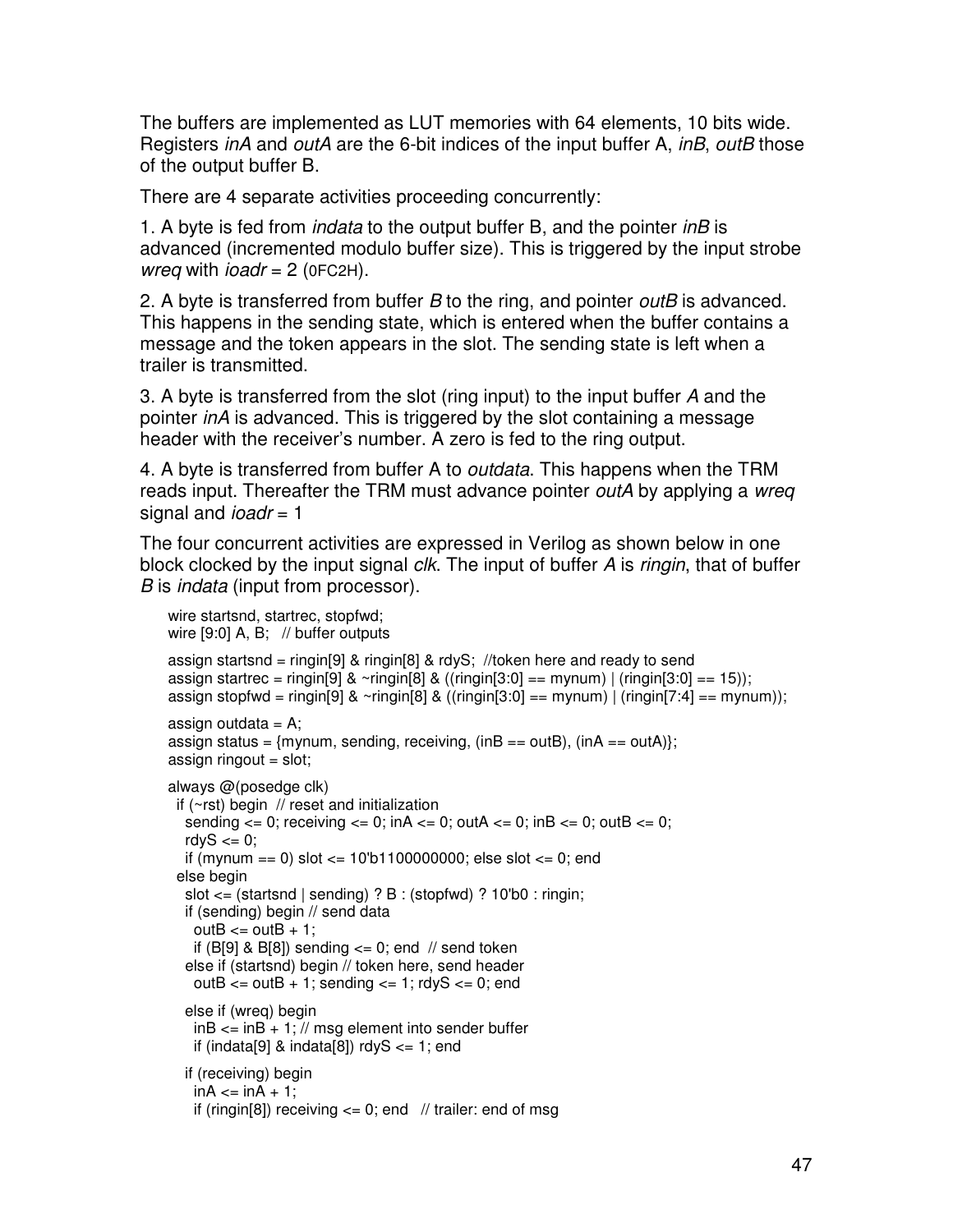The buffers are implemented as LUT memories with 64 elements, 10 bits wide. Registers *inA* and *outA* are the 6-bit indices of the input buffer A, *inB*, *outB* those of the output buffer B.

There are 4 separate activities proceeding concurrently:

1. A byte is fed from *indata* to the output buffer B, and the pointer *inB* is advanced (incremented modulo buffer size). This is triggered by the input strobe *wreq* with *ioadr* = 2 (0FC2H).

2. A byte is transferred from buffer *B* to the ring, and pointer *outB* is advanced. This happens in the sending state, which is entered when the buffer contains a message and the token appears in the slot. The sending state is left when a trailer is transmitted.

3. A byte is transferred from the slot (ring input) to the input buffer *A* and the pointer *inA* is advanced. This is triggered by the slot containing a message header with the receiver's number. A zero is fed to the ring output.

4. A byte is transferred from buffer A to *outdata*. This happens when the TRM reads input. Thereafter the TRM must advance pointer *outA* by applying a *wreq* signal and *ioadr* = 1

The four concurrent activities are expressed in Verilog as shown below in one block clocked by the input signal *clk*. The input of buffer *A* is *ringin*, that of buffer *B* is *indata* (input from processor).

```
wire startsnd, startrec, stopfwd;
wire [9:0] A, B;   // buffer outputs

assign startsnd = ringin[9] & ringin[8] & rdyS;  //token here and ready to send
assign startrec = ringin[9] & ~ringin[8] & ((ringin[3:0] == mynum) | (ringin[3:0] == 15));
assign stopfwd = ringin[9] & ~ringin[8] & ((ringin[3:0] == mynum) | (ringin[7:4] == mynum));

assign outdata = A;
assign status = {mynum, sending, receiving, (inB == outB), (inA == outA)};
assign ringout = slot;

always @(posedge clk)
  if (~rst) begin  // reset and initialization
    sending <= 0; receiving <= 0; inA <= 0; outA <= 0; inB <= 0; outB <= 0;
    rdyS <= 0;
    if (mynum == 0) slot <= 10'b1100000000; else slot <= 0; end
  else begin
    slot <= (startsnd | sending) ? B : (stopfwd) ? 10'b0 : ringin;
    if (sending) begin // send data
      outB <= outB + 1;
      if (B[9] & B[8]) sending <= 0; end  // send token
    else if (startsnd) begin // token here, send header
      outB <= outB + 1; sending <= 1; rdyS <= 0; end

    else if (wreq) begin
      inB <= inB + 1; // msg element into sender buffer
      if (indata[9] & indata[8]) rdyS <= 1; end

    if (receiving) begin
      inA <= inA + 1;
      if (ringin[8]) receiving <= 0; end   // trailer: end of msg
```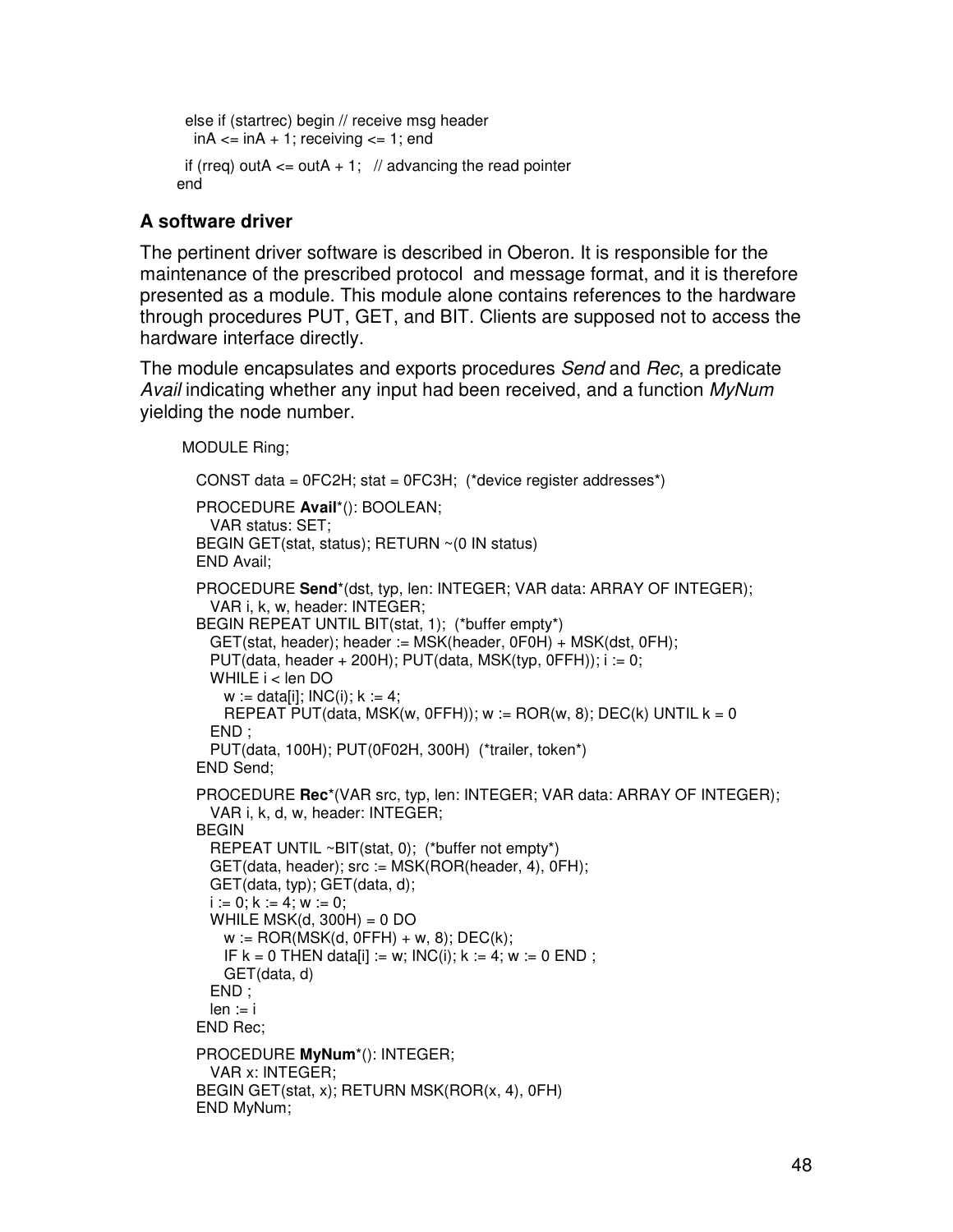```
  else if (startrec) begin // receive msg header
    inA <= inA + 1; receiving <= 1; end
  if (rreq) outA <= outA + 1;   // advancing the read pointer
end
```

### A software driver

The pertinent driver software is described in Oberon. It is responsible for the maintenance of the prescribed protocol and message format, and it is therefore presented as a module. This module alone contains references to the hardware through procedures PUT, GET, and BIT. Clients are supposed not to access the hardware interface directly.

The module encapsulates and exports procedures *Send* and *Rec*, a predicate *Avail* indicating whether any input had been received, and a function *MyNum* yielding the node number.

```
MODULE Ring;

  CONST data = 0FC2H; stat = 0FC3H;  (*device register addresses*)

  PROCEDURE Avail*(): BOOLEAN;
    VAR status: SET;
  BEGIN GET(stat, status); RETURN ~(0 IN status)
  END Avail;

  PROCEDURE Send*(dst, typ, len: INTEGER; VAR data: ARRAY OF INTEGER);
    VAR i, k, w, header: INTEGER;
  BEGIN REPEAT UNTIL BIT(stat, 1);  (*buffer empty*)
    GET(stat, header); header := MSK(header, 0F0H) + MSK(dst, 0FH);
    PUT(data, header + 200H); PUT(data, MSK(typ, 0FFH)); i := 0;
    WHILE i < len DO
      w := data[i]; INC(i); k := 4;
      REPEAT PUT(data, MSK(w, 0FFH)); w := ROR(w, 8); DEC(k) UNTIL k = 0
    END ;
    PUT(data, 100H); PUT(0F02H, 300H)  (*trailer, token*)
  END Send;

  PROCEDURE Rec*(VAR src, typ, len: INTEGER; VAR data: ARRAY OF INTEGER);
    VAR i, k, d, w, header: INTEGER;
  BEGIN
    REPEAT UNTIL ~BIT(stat, 0);  (*buffer not empty*)
    GET(data, header); src := MSK(ROR(header, 4), 0FH);
    GET(data, typ); GET(data, d);
    i := 0; k := 4; w := 0;
    WHILE MSK(d, 300H) = 0 DO
      w := ROR(MSK(d, 0FFH) + w, 8); DEC(k);
      IF k = 0 THEN data[i] := w; INC(i); k := 4; w := 0 END ;
      GET(data, d)
    END ;
    len := i
  END Rec;

  PROCEDURE MyNum*(): INTEGER;
    VAR x: INTEGER;
  BEGIN GET(stat, x); RETURN MSK(ROR(x, 4), 0FH)
  END MyNum;
```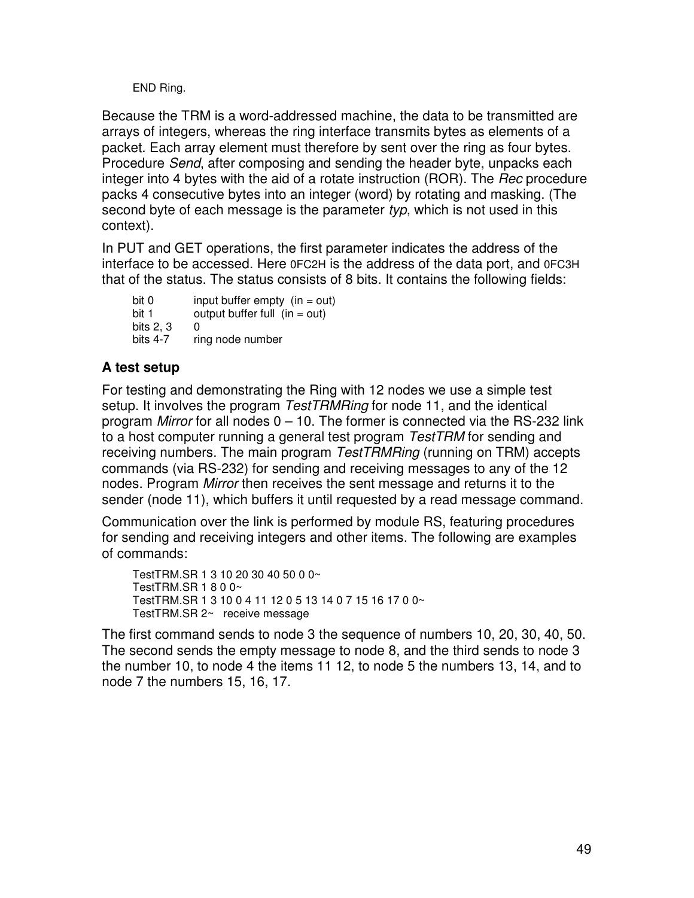```
END Ring.
```

Because the TRM is a word-addressed machine, the data to be transmitted are arrays of integers, whereas the ring interface transmits bytes as elements of a packet. Each array element must therefore by sent over the ring as four bytes. Procedure *Send*, after composing and sending the header byte, unpacks each integer into 4 bytes with the aid of a rotate instruction (ROR). The *Rec* procedure packs 4 consecutive bytes into an integer (word) by rotating and masking. (The second byte of each message is the parameter *typ*, which is not used in this context).

In PUT and GET operations, the first parameter indicates the address of the interface to be accessed. Here 0FC2H is the address of the data port, and 0FC3H that of the status. The status consists of 8 bits. It contains the following fields:

```
bit 0        input buffer empty  (in = out)
bit 1        output buffer full  (in = out)
bits 2, 3    0
bits 4-7     ring node number
```

### A test setup

For testing and demonstrating the Ring with 12 nodes we use a simple test setup. It involves the program *TestTRMRing* for node 11, and the identical program *Mirror* for all nodes 0 – 10. The former is connected via the RS-232 link to a host computer running a general test program *TestTRM* for sending and receiving numbers. The main program *TestTRMRing* (running on TRM) accepts commands (via RS-232) for sending and receiving messages to any of the 12 nodes. Program *Mirror* then receives the sent message and returns it to the sender (node 11), which buffers it until requested by a read message command.

Communication over the link is performed by module RS, featuring procedures for sending and receiving integers and other items. The following are examples of commands:

```
TestTRM.SR 1 3 10 20 30 40 50 0 0~
TestTRM.SR 1 8 0 0~
TestTRM.SR 1 3 10 0 4 11 12 0 5 13 14 0 7 15 16 17 0 0~
TestTRM.SR 2~   receive message
```

The first command sends to node 3 the sequence of numbers 10, 20, 30, 40, 50. The second sends the empty message to node 8, and the third sends to node 3 the number 10, to node 4 the items 11 12, to node 5 the numbers 13, 14, and to node 7 the numbers 15, 16, 17.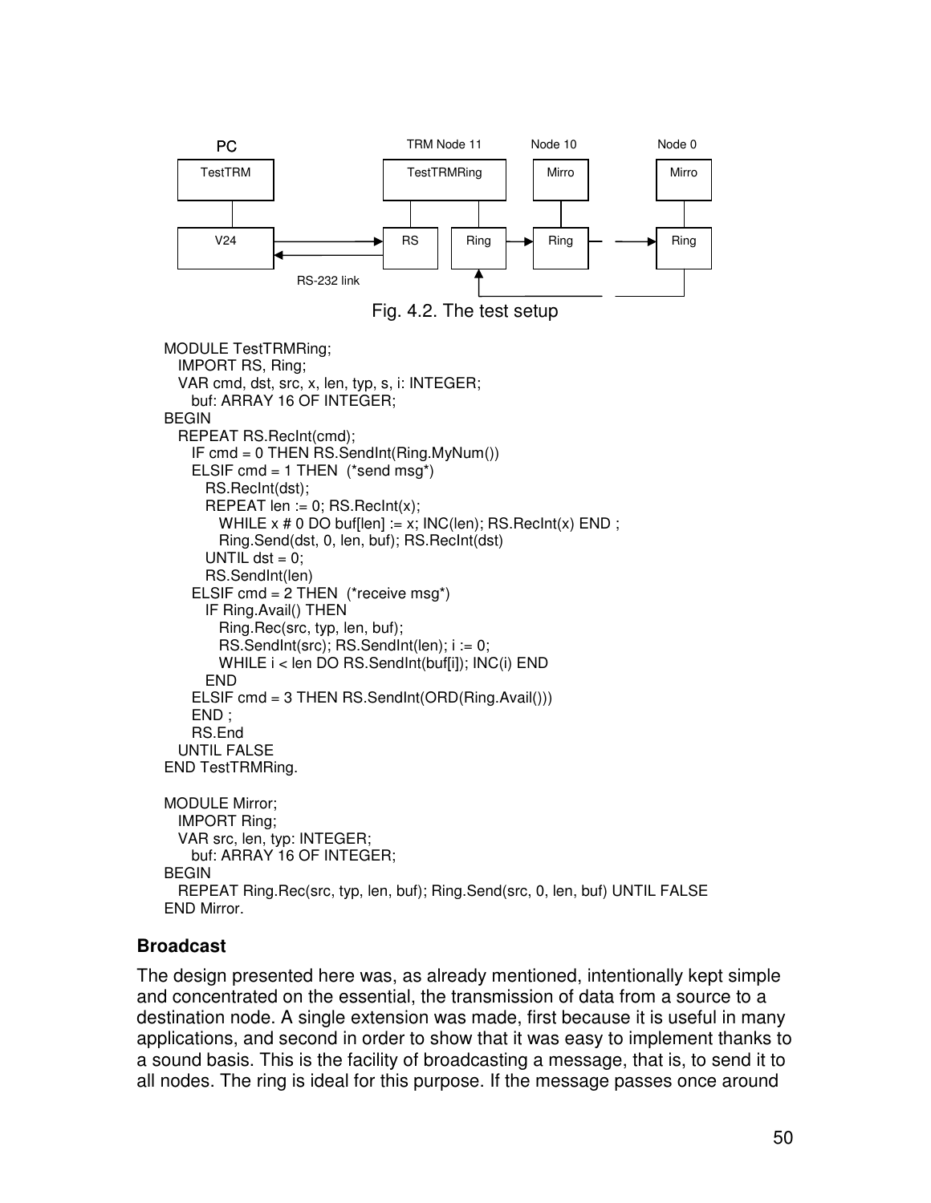Fig. 4.2. The test setup

```
MODULE TestTRMRing;
   IMPORT RS, Ring;
   VAR cmd, dst, src, x, len, typ, s, i: INTEGER;
      buf: ARRAY 16 OF INTEGER;
BEGIN
   REPEAT RS.RecInt(cmd);
      IF cmd = 0 THEN RS.SendInt(Ring.MyNum())
      ELSIF cmd = 1 THEN  (*send msg*)
         RS.RecInt(dst);
         REPEAT len := 0; RS.RecInt(x);
            WHILE x # 0 DO buf[len] := x; INC(len); RS.RecInt(x) END ;
            Ring.Send(dst, 0, len, buf); RS.RecInt(dst)
         UNTIL dst = 0;
         RS.SendInt(len)
      ELSIF cmd = 2 THEN  (*receive msg*)
         IF Ring.Avail() THEN
            Ring.Rec(src, typ, len, buf);
            RS.SendInt(src); RS.SendInt(len); i := 0;
            WHILE i < len DO RS.SendInt(buf[i]); INC(i) END
         END
      ELSIF cmd = 3 THEN RS.SendInt(ORD(Ring.Avail()))
      END ;
      RS.End
   UNTIL FALSE
END TestTRMRing.

MODULE Mirror;
   IMPORT Ring;
   VAR src, len, typ: INTEGER;
      buf: ARRAY 16 OF INTEGER;
BEGIN
   REPEAT Ring.Rec(src, typ, len, buf); Ring.Send(src, 0, len, buf) UNTIL FALSE
END Mirror.
```

### Broadcast

The design presented here was, as already mentioned, intentionally kept simple and concentrated on the essential, the transmission of data from a source to a destination node. A single extension was made, first because it is useful in many applications, and second in order to show that it was easy to implement thanks to a sound basis. This is the facility of broadcasting a message, that is, to send it to all nodes. The ring is ideal for this purpose. If the message passes once around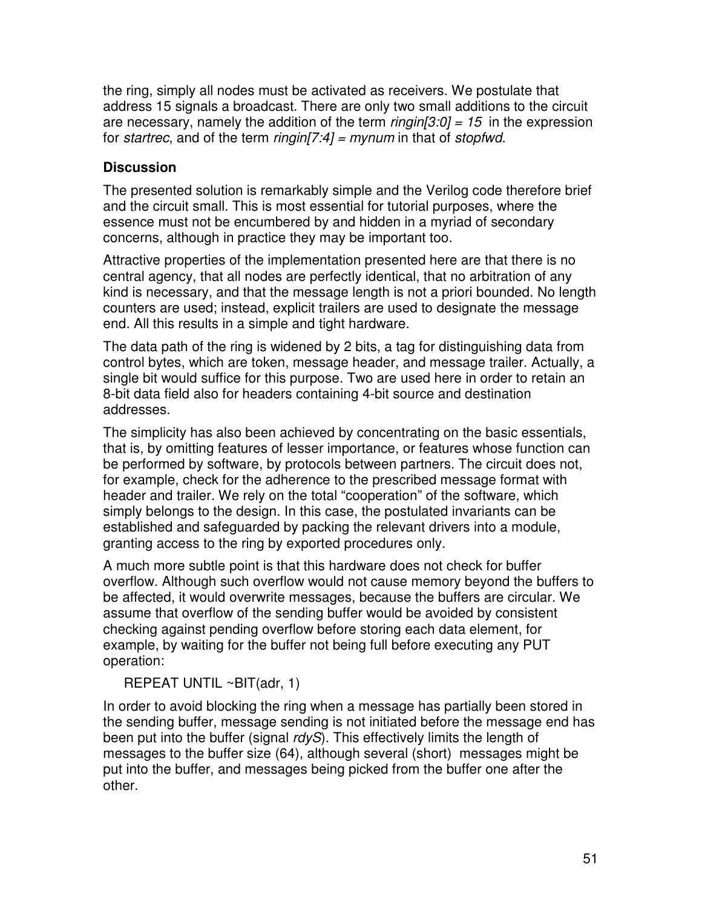the ring, simply all nodes must be activated as receivers. We postulate that address 15 signals a broadcast. There are only two small additions to the circuit are necessary, namely the addition of the term *ringin[3:0] = 15* in the expression for *startrec*, and of the term *ringin[7:4] = mynum* in that of *stopfwd*.

## Discussion

The presented solution is remarkably simple and the Verilog code therefore brief and the circuit small. This is most essential for tutorial purposes, where the essence must not be encumbered by and hidden in a myriad of secondary concerns, although in practice they may be important too.

Attractive properties of the implementation presented here are that there is no central agency, that all nodes are perfectly identical, that no arbitration of any kind is necessary, and that the message length is not a priori bounded. No length counters are used; instead, explicit trailers are used to designate the message end. All this results in a simple and tight hardware.

The data path of the ring is widened by 2 bits, a tag for distinguishing data from control bytes, which are token, message header, and message trailer. Actually, a single bit would suffice for this purpose. Two are used here in order to retain an 8-bit data field also for headers containing 4-bit source and destination addresses.

The simplicity has also been achieved by concentrating on the basic essentials, that is, by omitting features of lesser importance, or features whose function can be performed by software, by protocols between partners. The circuit does not, for example, check for the adherence to the prescribed message format with header and trailer. We rely on the total "cooperation" of the software, which simply belongs to the design. In this case, the postulated invariants can be established and safeguarded by packing the relevant drivers into a module, granting access to the ring by exported procedures only.

A much more subtle point is that this hardware does not check for buffer overflow. Although such overflow would not cause memory beyond the buffers to be affected, it would overwrite messages, because the buffers are circular. We assume that overflow of the sending buffer would be avoided by consistent checking against pending overflow before storing each data element, for example, by waiting for the buffer not being full before executing any PUT operation:

```
REPEAT UNTIL ~BIT(adr, 1)
```

In order to avoid blocking the ring when a message has partially been stored in the sending buffer, message sending is not initiated before the message end has been put into the buffer (signal *rdyS*). This effectively limits the length of messages to the buffer size (64), although several (short) messages might be put into the buffer, and messages being picked from the buffer one after the other.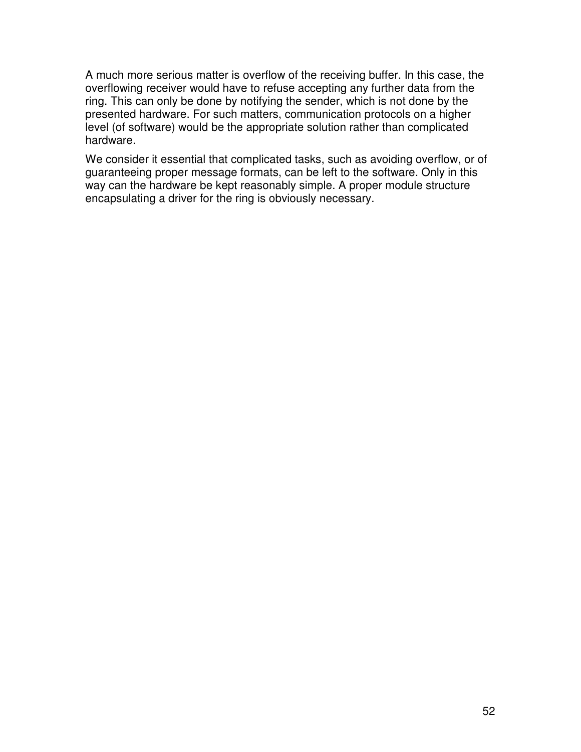A much more serious matter is overflow of the receiving buffer. In this case, the overflowing receiver would have to refuse accepting any further data from the ring. This can only be done by notifying the sender, which is not done by the presented hardware. For such matters, communication protocols on a higher level (of software) would be the appropriate solution rather than complicated hardware.

We consider it essential that complicated tasks, such as avoiding overflow, or of guaranteeing proper message formats, can be left to the software. Only in this way can the hardware be kept reasonably simple. A proper module structure encapsulating a driver for the ring is obviously necessary.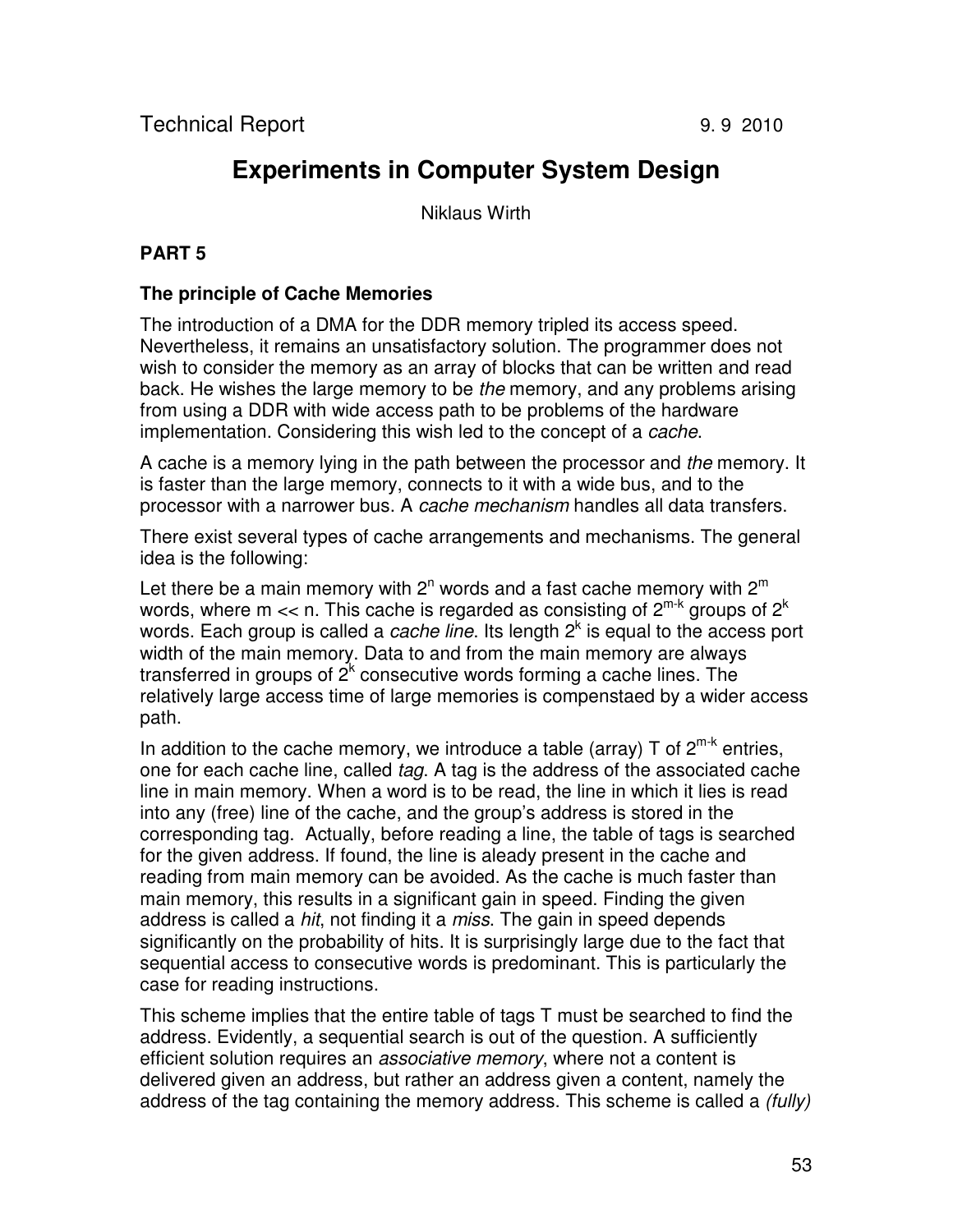Technical Report 9. 9 2010

# Experiments in Computer System Design

Niklaus Wirth

## PART 5

### The principle of Cache Memories

The introduction of a DMA for the DDR memory tripled its access speed. Nevertheless, it remains an unsatisfactory solution. The programmer does not wish to consider the memory as an array of blocks that can be written and read back. He wishes the large memory to be *the* memory, and any problems arising from using a DDR with wide access path to be problems of the hardware implementation. Considering this wish led to the concept of a *cache*.

A cache is a memory lying in the path between the processor and *the* memory. It is faster than the large memory, connects to it with a wide bus, and to the processor with a narrower bus. A *cache mechanism* handles all data transfers.

There exist several types of cache arrangements and mechanisms. The general idea is the following:

Let there be a main memory with $2^n$ words and a fast cache memory with $2^m$ words, where m << n. This cache is regarded as consisting of $2^{m-k}$ groups of $2^k$ words. Each group is called a *cache line*. Its length $2^k$ is equal to the access port width of the main memory. Data to and from the main memory are always transferred in groups of $2^k$ consecutive words forming a cache lines. The relatively large access time of large memories is compenstaed by a wider access path.

In addition to the cache memory, we introduce a table (array) T of $2^{m-k}$ entries, one for each cache line, called *tag*. A tag is the address of the associated cache line in main memory. When a word is to be read, the line in which it lies is read into any (free) line of the cache, and the group's address is stored in the corresponding tag. Actually, before reading a line, the table of tags is searched for the given address. If found, the line is aleady present in the cache and reading from main memory can be avoided. As the cache is much faster than main memory, this results in a significant gain in speed. Finding the given address is called a *hit*, not finding it a *miss*. The gain in speed depends significantly on the probability of hits. It is surprisingly large due to the fact that sequential access to consecutive words is predominant. This is particularly the case for reading instructions.

This scheme implies that the entire table of tags T must be searched to find the address. Evidently, a sequential search is out of the question. A sufficiently efficient solution requires an *associative memory*, where not a content is delivered given an address, but rather an address given a content, namely the address of the tag containing the memory address. This scheme is called a *(fully)*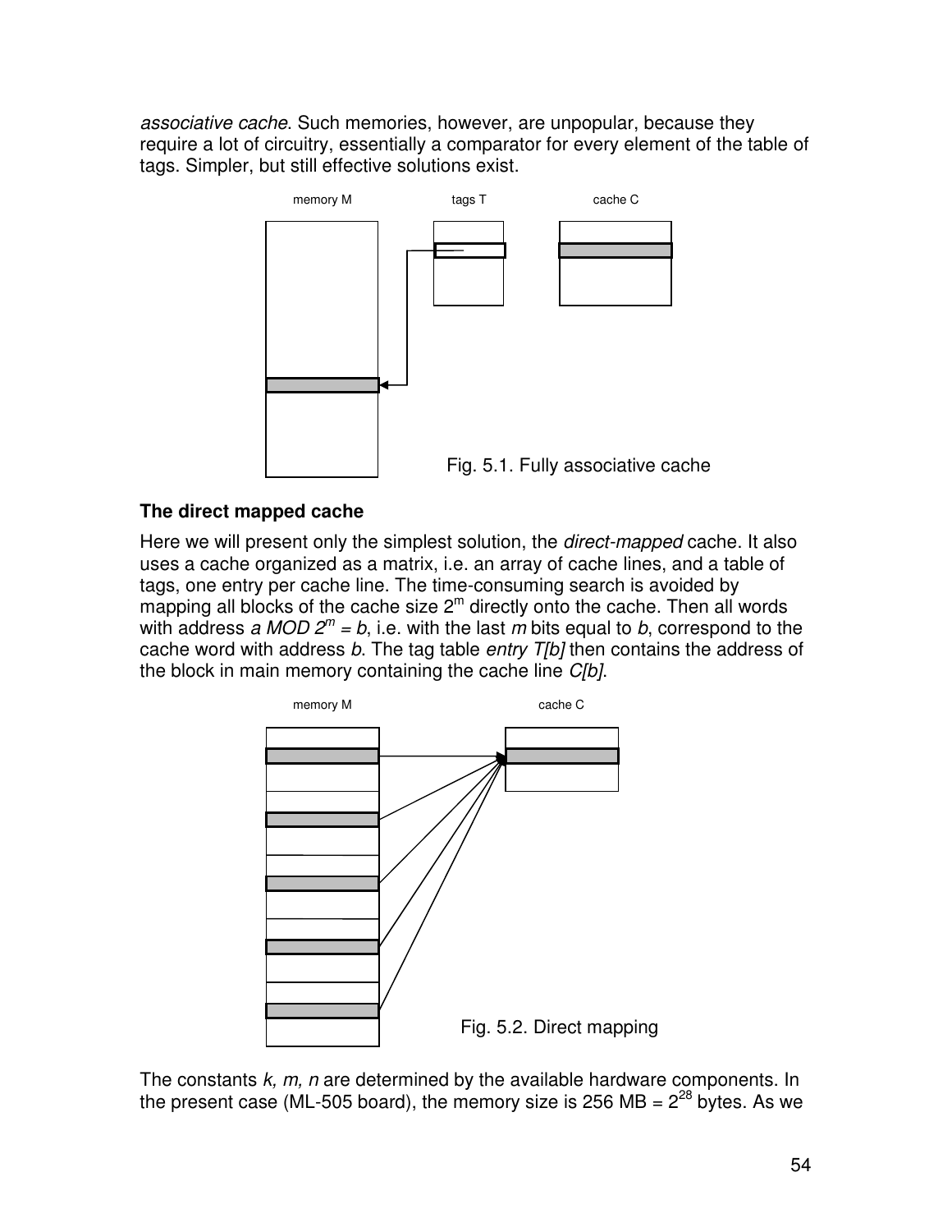*associative cache*. Such memories, however, are unpopular, because they require a lot of circuitry, essentially a comparator for every element of the table of tags. Simpler, but still effective solutions exist.

Fig. 5.1. Fully associative cache

### The direct mapped cache

Here we will present only the simplest solution, the *direct-mapped* cache. It also uses a cache organized as a matrix, i.e. an array of cache lines, and a table of tags, one entry per cache line. The time-consuming search is avoided by mapping all blocks of the cache size $2^m$ directly onto the cache. Then all words with address $a \text{ MOD } 2^m = b$, i.e. with the last $m$ bits equal to $b$, correspond to the cache word with address $b$. The tag table *entry T[b]* then contains the address of the block in main memory containing the cache line *C[b]*.

Fig. 5.2. Direct mapping

The constants *k, m, n* are determined by the available hardware components. In the present case (ML-505 board), the memory size is 256 MB = $2^{28}$ bytes. As we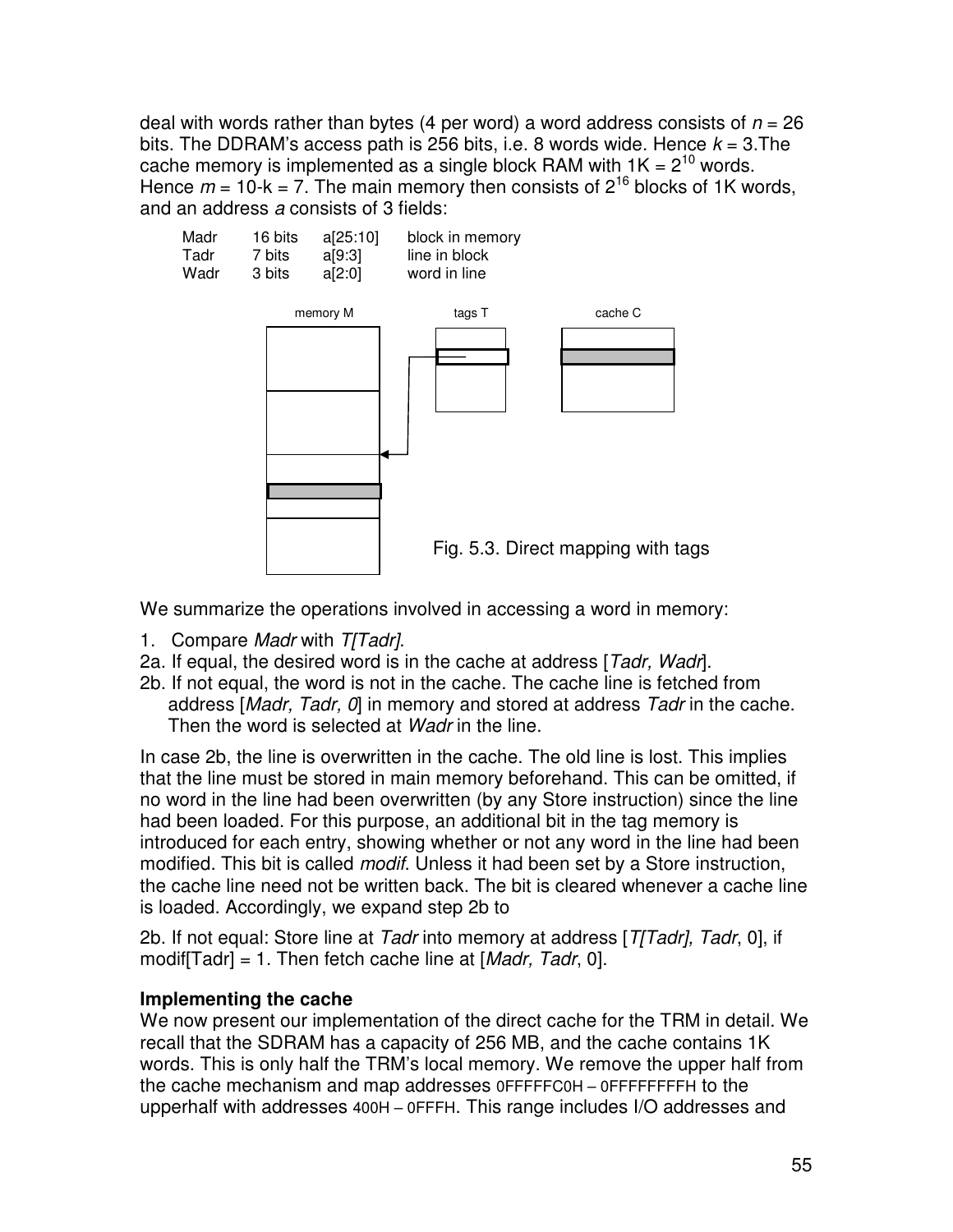deal with words rather than bytes (4 per word) a word address consists of $n = 26$ bits. The DDRAM's access path is 256 bits, i.e. 8 words wide. Hence $k = 3$.The cache memory is implemented as a single block RAM with $1K = 2^{10}$ words. Hence $m = 10-k = 7$. The main memory then consists of $2^{16}$ blocks of 1K words, and an address *a* consists of 3 fields:

| | | | |
|---|---|---|---|
| Madr | 16 bits | a[25:10] | block in memory |
| Tadr | 7 bits | a[9:3] | line in block |
| Wadr | 3 bits | a[2:0] | word in line |

Fig. 5.3. Direct mapping with tags

We summarize the operations involved in accessing a word in memory:

1. Compare *Madr* with *T[Tadr]*.

2a. If equal, the desired word is in the cache at address [*Tadr, Wadr*].

2b. If not equal, the word is not in the cache. The cache line is fetched from address [*Madr, Tadr, 0*] in memory and stored at address *Tadr* in the cache. Then the word is selected at *Wadr* in the line.

In case 2b, the line is overwritten in the cache. The old line is lost. This implies that the line must be stored in main memory beforehand. This can be omitted, if no word in the line had been overwritten (by any Store instruction) since the line had been loaded. For this purpose, an additional bit in the tag memory is introduced for each entry, showing whether or not any word in the line had been modified. This bit is called *modif*. Unless it had been set by a Store instruction, the cache line need not be written back. The bit is cleared whenever a cache line is loaded. Accordingly, we expand step 2b to

2b. If not equal: Store line at *Tadr* into memory at address [*T[Tadr], Tadr*, 0], if modif[Tadr] = 1. Then fetch cache line at [*Madr, Tadr*, 0].

**Implementing the cache**

We now present our implementation of the direct cache for the TRM in detail. We recall that the SDRAM has a capacity of 256 MB, and the cache contains 1K words. This is only half the TRM's local memory. We remove the upper half from the cache mechanism and map addresses 0FFFFFC0H – 0FFFFFFFFH to the upperhalf with addresses 400H – 0FFFH. This range includes I/O addresses and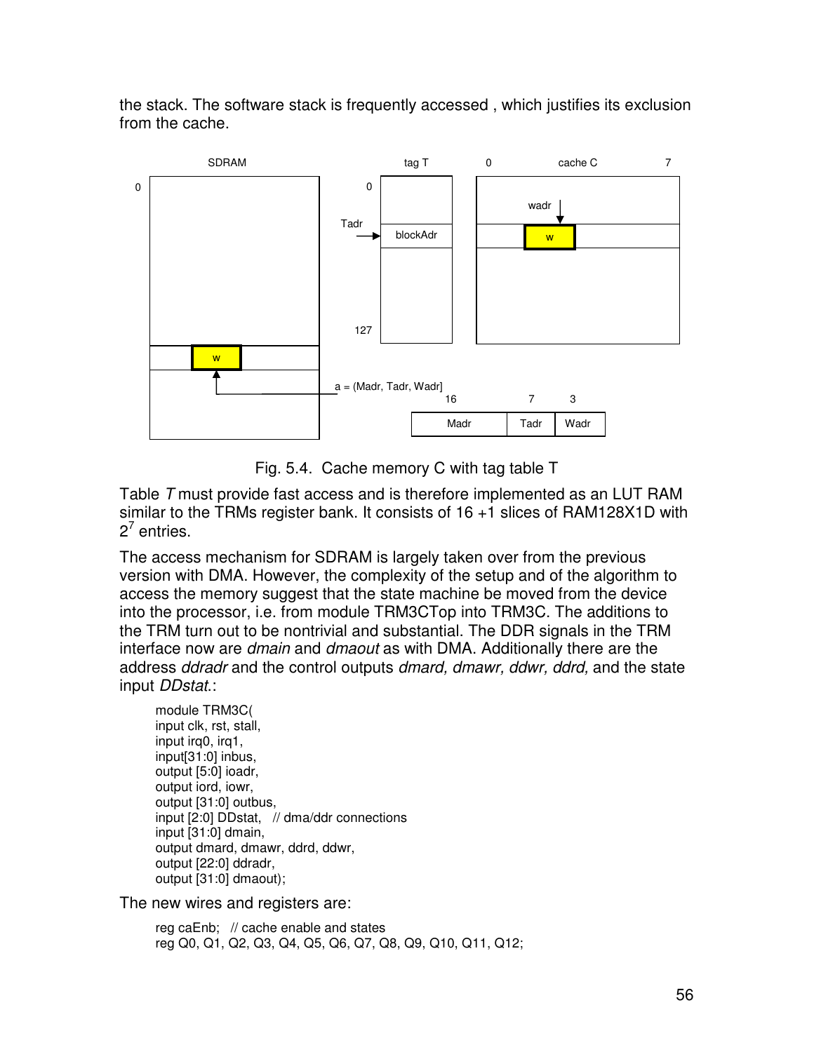the stack. The software stack is frequently accessed , which justifies its exclusion from the cache.

Fig. 5.4. Cache memory C with tag table T

Table *T* must provide fast access and is therefore implemented as an LUT RAM similar to the TRMs register bank. It consists of 16 +1 slices of RAM128X1D with $2^7$ entries.

The access mechanism for SDRAM is largely taken over from the previous version with DMA. However, the complexity of the setup and of the algorithm to access the memory suggest that the state machine be moved from the device into the processor, i.e. from module TRM3CTop into TRM3C. The additions to the TRM turn out to be nontrivial and substantial. The DDR signals in the TRM interface now are *dmain* and *dmaout* as with DMA. Additionally there are the address *ddradr* and the control outputs *dmard, dmawr, ddwr, ddrd,* and the state input *DDstat.*:

```
module TRM3C(
input clk, rst, stall,
input irq0, irq1,
input[31:0] inbus,
output [5:0] ioadr,
output iord, iowr,
output [31:0] outbus,
input [2:0] DDstat,   // dma/ddr connections
input [31:0] dmain,
output dmard, dmawr, ddrd, ddwr,
output [22:0] ddradr,
output [31:0] dmaout);
```

The new wires and registers are:

```
reg caEnb;   // cache enable and states
reg Q0, Q1, Q2, Q3, Q4, Q5, Q6, Q7, Q8, Q9, Q10, Q11, Q12;
```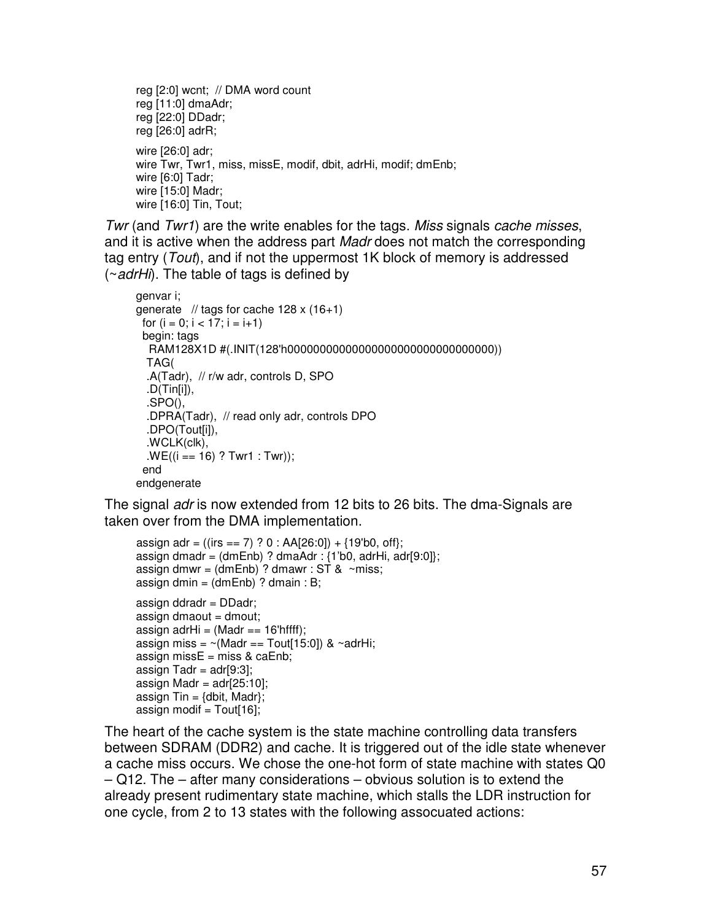```
reg [2:0] wcnt;  // DMA word count
reg [11:0] dmaAdr;
reg [22:0] DDadr;
reg [26:0] adrR;

wire [26:0] adr;
wire Twr, Twr1, miss, missE, modif, dbit, adrHi, modif; dmEnb;
wire [6:0] Tadr;
wire [15:0] Madr;
wire [16:0] Tin, Tout;
```

*Twr* (and *Twr1*) are the write enables for the tags. *Miss* signals *cache misses*, and it is active when the address part *Madr* does not match the corresponding tag entry (*Tout*), and if not the uppermost 1K block of memory is addressed (~*adrHi*). The table of tags is defined by

```
genvar i;
generate   // tags for cache 128 x (16+1)
  for (i = 0; i < 17; i = i+1)
  begin: tags
    RAM128X1D #(.INIT(128'h00000000000000000000000000000000))
   TAG(
   .A(Tadr),  // r/w adr, controls D, SPO
   .D(Tin[i]),
   .SPO(),
   .DPRA(Tadr),  // read only adr, controls DPO
   .DPO(Tout[i]),
   .WCLK(clk),
   .WE((i == 16) ? Twr1 : Twr));
  end
endgenerate
```

The signal *adr* is now extended from 12 bits to 26 bits. The dma-Signals are taken over from the DMA implementation.

```
assign adr = ((irs == 7) ? 0 : AA[26:0]) + {19'b0, off};
assign dmadr = (dmEnb) ? dmaAdr : {1'b0, adrHi, adr[9:0]};
assign dmwr = (dmEnb) ? dmawr : ST &  ~miss;
assign dmin = (dmEnb) ? dmain : B;

assign ddradr = DDadr;
assign dmaout = dmout;
assign adrHi = (Madr == 16'hffff);
assign miss = ~(Madr == Tout[15:0]) & ~adrHi;
assign missE = miss & caEnb;
assign Tadr = adr[9:3];
assign Madr = adr[25:10];
assign Tin = {dbit, Madr};
assign modif = Tout[16];
```

The heart of the cache system is the state machine controlling data transfers between SDRAM (DDR2) and cache. It is triggered out of the idle state whenever a cache miss occurs. We chose the one-hot form of state machine with states Q0 – Q12. The – after many considerations – obvious solution is to extend the already present rudimentary state machine, which stalls the LDR instruction for one cycle, from 2 to 13 states with the following assocuated actions: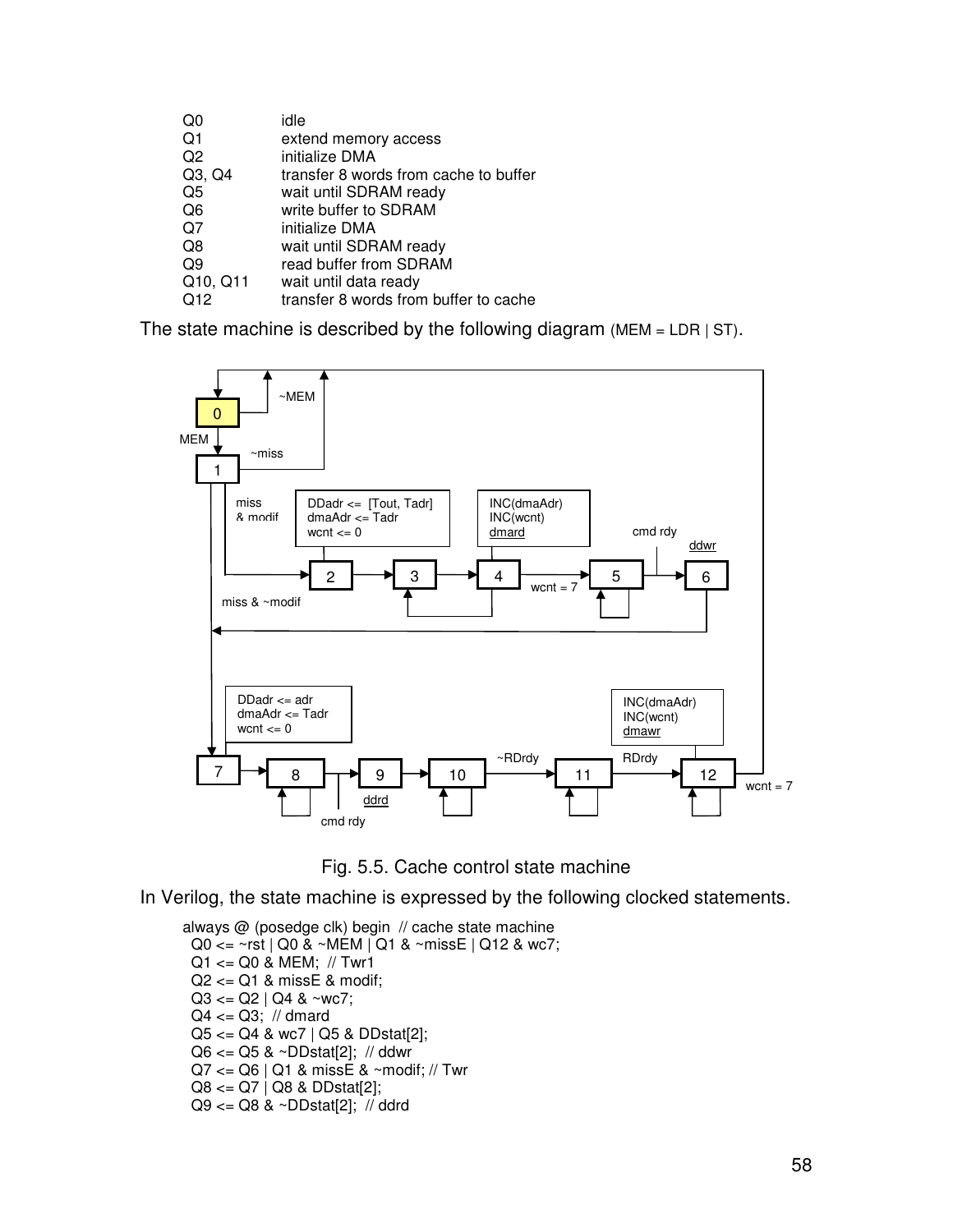| | |
|---|---|
| Q0 | idle |
| Q1 | extend memory access |
| Q2 | initialize DMA |
| Q3, Q4 | transfer 8 words from cache to buffer |
| Q5 | wait until SDRAM ready |
| Q6 | write buffer to SDRAM |
| Q7 | initialize DMA |
| Q8 | wait until SDRAM ready |
| Q9 | read buffer from SDRAM |
| Q10, Q11 | wait until data ready |
| Q12 | transfer 8 words from buffer to cache |

The state machine is described by the following diagram (MEM = LDR | ST).

Fig. 5.5. Cache control state machine

In Verilog, the state machine is expressed by the following clocked statements.

```
always @ (posedge clk) begin  // cache state machine
  Q0 <= ~rst | Q0 & ~MEM | Q1 & ~missE | Q12 & wc7;
  Q1 <= Q0 & MEM;  // Twr1
  Q2 <= Q1 & missE & modif;
  Q3 <= Q2 | Q4 & ~wc7;
  Q4 <= Q3;  // dmard
  Q5 <= Q4 & wc7 | Q5 & DDstat[2];
  Q6 <= Q5 & ~DDstat[2];  // ddwr
  Q7 <= Q6 | Q1 & missE & ~modif; // Twr
  Q8 <= Q7 | Q8 & DDstat[2];
  Q9 <= Q8 & ~DDstat[2];  // ddrd
```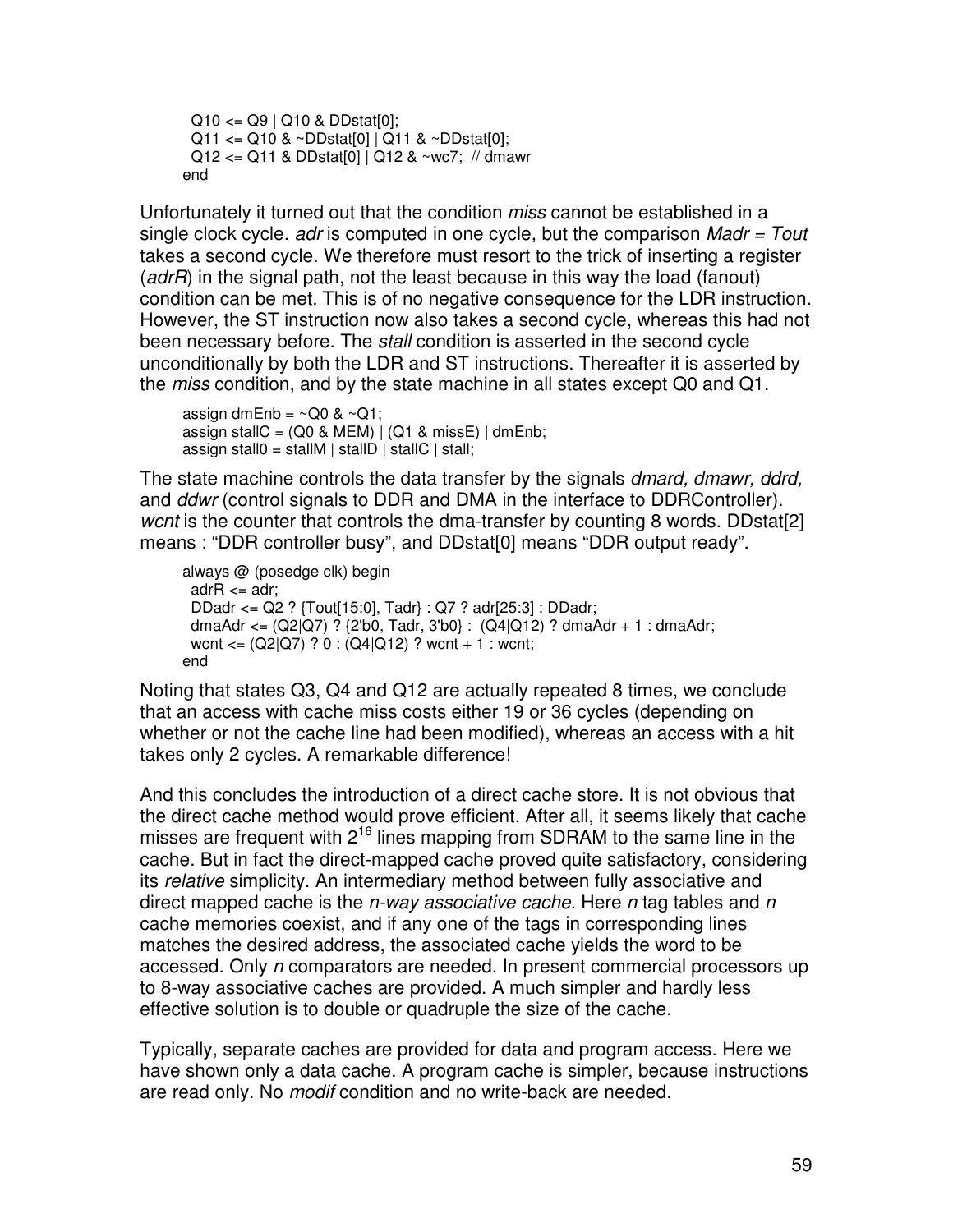```
  Q10 <= Q9 | Q10 & DDstat[0];
  Q11 <= Q10 & ~DDstat[0] | Q11 & ~DDstat[0];
  Q12 <= Q11 & DDstat[0] | Q12 & ~wc7;  // dmawr
end
```

Unfortunately it turned out that the condition *miss* cannot be established in a single clock cycle. *adr* is computed in one cycle, but the comparison *Madr = Tout* takes a second cycle. We therefore must resort to the trick of inserting a register (*adrR*) in the signal path, not the least because in this way the load (fanout) condition can be met. This is of no negative consequence for the LDR instruction. However, the ST instruction now also takes a second cycle, whereas this had not been necessary before. The *stall* condition is asserted in the second cycle unconditionally by both the LDR and ST instructions. Thereafter it is asserted by the *miss* condition, and by the state machine in all states except Q0 and Q1.

```
assign dmEnb = ~Q0 & ~Q1;
assign stallC = (Q0 & MEM) | (Q1 & missE) | dmEnb;
assign stall0 = stallM | stallD | stallC | stall;
```

The state machine controls the data transfer by the signals *dmard, dmawr, ddrd,* and *ddwr* (control signals to DDR and DMA in the interface to DDRController). *wcnt* is the counter that controls the dma-transfer by counting 8 words. DDstat[2] means : “DDR controller busy”, and DDstat[0] means “DDR output ready”.

```
always @ (posedge clk) begin
  adrR <= adr;
  DDadr <= Q2 ? {Tout[15:0], Tadr} : Q7 ? adr[25:3] : DDadr;
  dmaAdr <= (Q2|Q7) ? {2'b0, Tadr, 3'b0} :  (Q4|Q12) ? dmaAdr + 1 : dmaAdr;
  wcnt <= (Q2|Q7) ? 0 : (Q4|Q12) ? wcnt + 1 : wcnt;
end
```

Noting that states Q3, Q4 and Q12 are actually repeated 8 times, we conclude that an access with cache miss costs either 19 or 36 cycles (depending on whether or not the cache line had been modified), whereas an access with a hit takes only 2 cycles. A remarkable difference!

And this concludes the introduction of a direct cache store. It is not obvious that the direct cache method would prove efficient. After all, it seems likely that cache misses are frequent with $2^{16}$ lines mapping from SDRAM to the same line in the cache. But in fact the direct-mapped cache proved quite satisfactory, considering its *relative* simplicity. An intermediary method between fully associative and direct mapped cache is the *n-way associative cache*. Here *n* tag tables and *n* cache memories coexist, and if any one of the tags in corresponding lines matches the desired address, the associated cache yields the word to be accessed. Only *n* comparators are needed. In present commercial processors up to 8-way associative caches are provided. A much simpler and hardly less effective solution is to double or quadruple the size of the cache.

Typically, separate caches are provided for data and program access. Here we have shown only a data cache. A program cache is simpler, because instructions are read only. No *modif* condition and no write-back are needed.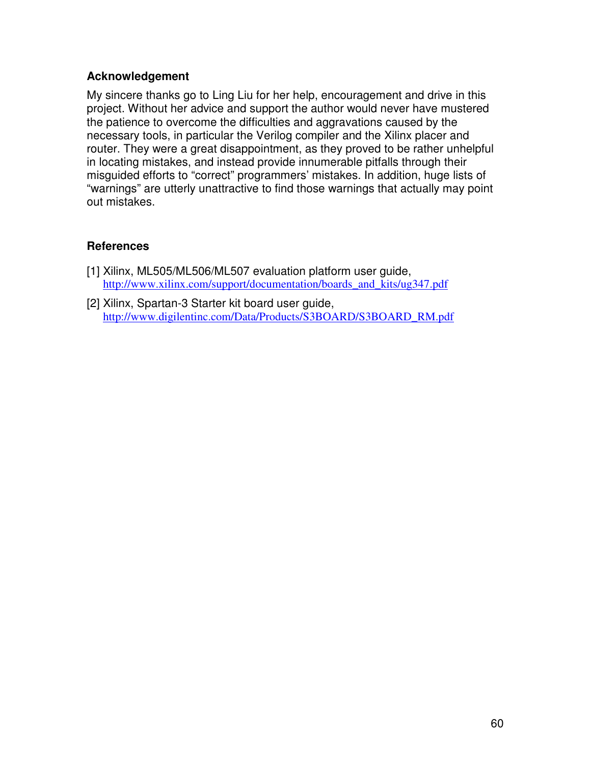## Acknowledgement

My sincere thanks go to Ling Liu for her help, encouragement and drive in this project. Without her advice and support the author would never have mustered the patience to overcome the difficulties and aggravations caused by the necessary tools, in particular the Verilog compiler and the Xilinx placer and router. They were a great disappointment, as they proved to be rather unhelpful in locating mistakes, and instead provide innumerable pitfalls through their misguided efforts to “correct” programmers’ mistakes. In addition, huge lists of “warnings” are utterly unattractive to find those warnings that actually may point out mistakes.

## References

[1] Xilinx, ML505/ML506/ML507 evaluation platform user guide, http://www.xilinx.com/support/documentation/boards_and_kits/ug347.pdf

[2] Xilinx, Spartan-3 Starter kit board user guide, http://www.digilentinc.com/Data/Products/S3BOARD/S3BOARD_RM.pdf